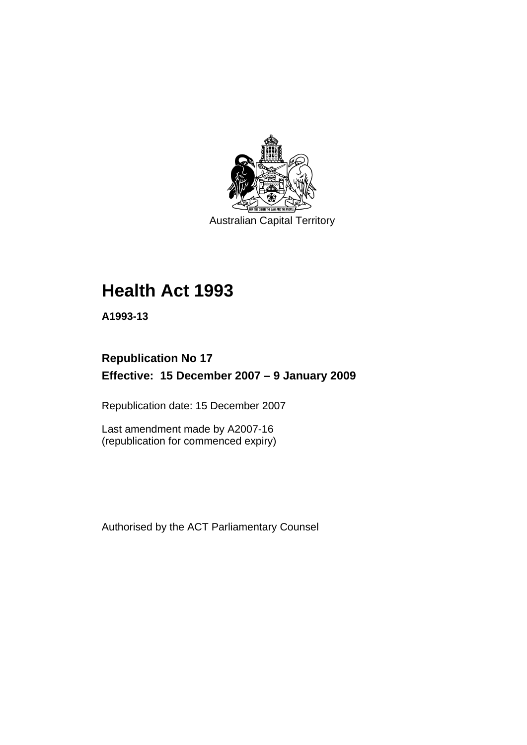Australian Capital Territory

# Health Act 1993

**A1993-13**

## Republication No 17
## Effective: 15 December 2007 – 9 January 2009

Republication date: 15 December 2007

Last amendment made by A2007-16
(republication for commenced expiry)

Authorised by the ACT Parliamentary Counsel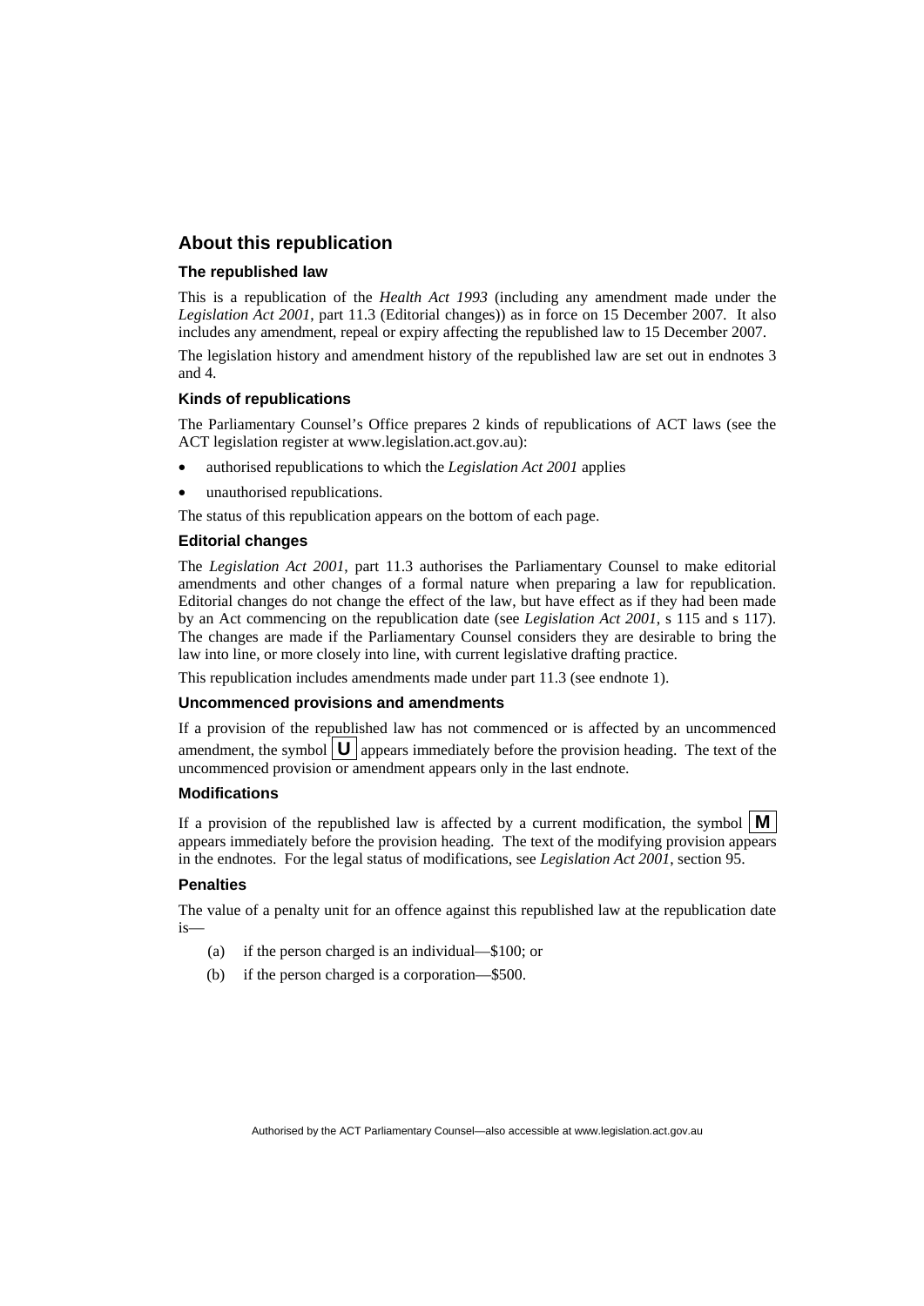## About this republication

### The republished law

This is a republication of the *Health Act 1993* (including any amendment made under the *Legislation Act 2001*, part 11.3 (Editorial changes)) as in force on 15 December 2007. It also includes any amendment, repeal or expiry affecting the republished law to 15 December 2007.

The legislation history and amendment history of the republished law are set out in endnotes 3 and 4.

### Kinds of republications

The Parliamentary Counsel's Office prepares 2 kinds of republications of ACT laws (see the ACT legislation register at www.legislation.act.gov.au):

- authorised republications to which the *Legislation Act 2001* applies
- unauthorised republications.

The status of this republication appears on the bottom of each page.

### Editorial changes

The *Legislation Act 2001*, part 11.3 authorises the Parliamentary Counsel to make editorial amendments and other changes of a formal nature when preparing a law for republication. Editorial changes do not change the effect of the law, but have effect as if they had been made by an Act commencing on the republication date (see *Legislation Act 2001*, s 115 and s 117). The changes are made if the Parliamentary Counsel considers they are desirable to bring the law into line, or more closely into line, with current legislative drafting practice.

This republication includes amendments made under part 11.3 (see endnote 1).

### Uncommenced provisions and amendments

If a provision of the republished law has not commenced or is affected by an uncommenced amendment, the symbol **U** appears immediately before the provision heading. The text of the uncommenced provision or amendment appears only in the last endnote.

### Modifications

If a provision of the republished law is affected by a current modification, the symbol **M** appears immediately before the provision heading. The text of the modifying provision appears in the endnotes. For the legal status of modifications, see *Legislation Act 2001*, section 95.

### Penalties

The value of a penalty unit for an offence against this republished law at the republication date is—

(a) if the person charged is an individual—$100; or

(b) if the person charged is a corporation—$500.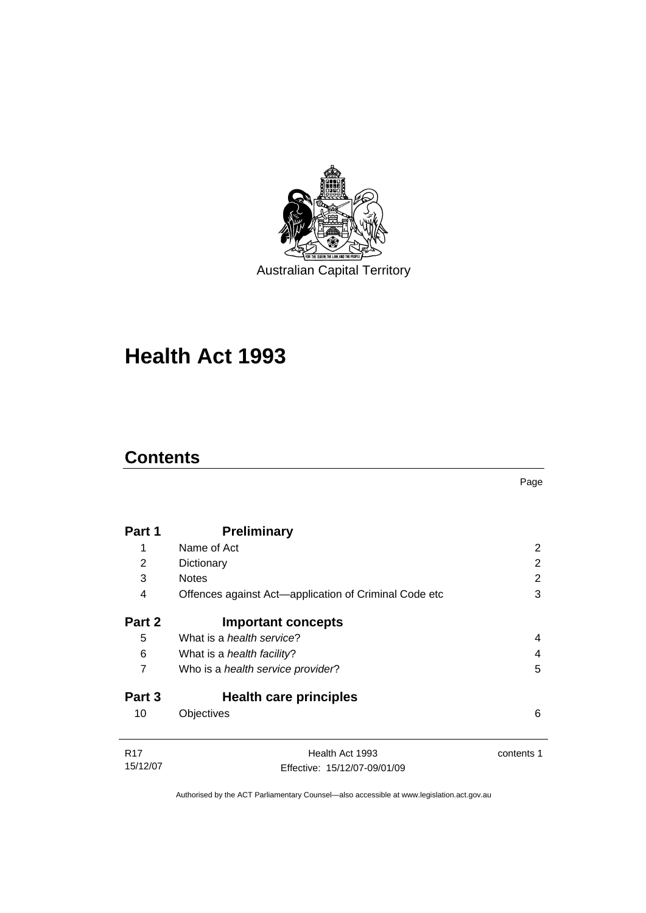Australian Capital Territory

# Health Act 1993

## Contents

| | | Page |
|---|---|---|
| **Part 1** | **Preliminary** | |
| 1 | Name of Act | 2 |
| 2 | Dictionary | 2 |
| 3 | Notes | 2 |
| 4 | Offences against Act—application of Criminal Code etc | 3 |
| **Part 2** | **Important concepts** | |
| 5 | What is a *health service*? | 4 |
| 6 | What is a *health facility*? | 4 |
| 7 | Who is a *health service provider*? | 5 |
| **Part 3** | **Health care principles** | |
| 10 | Objectives | 6 |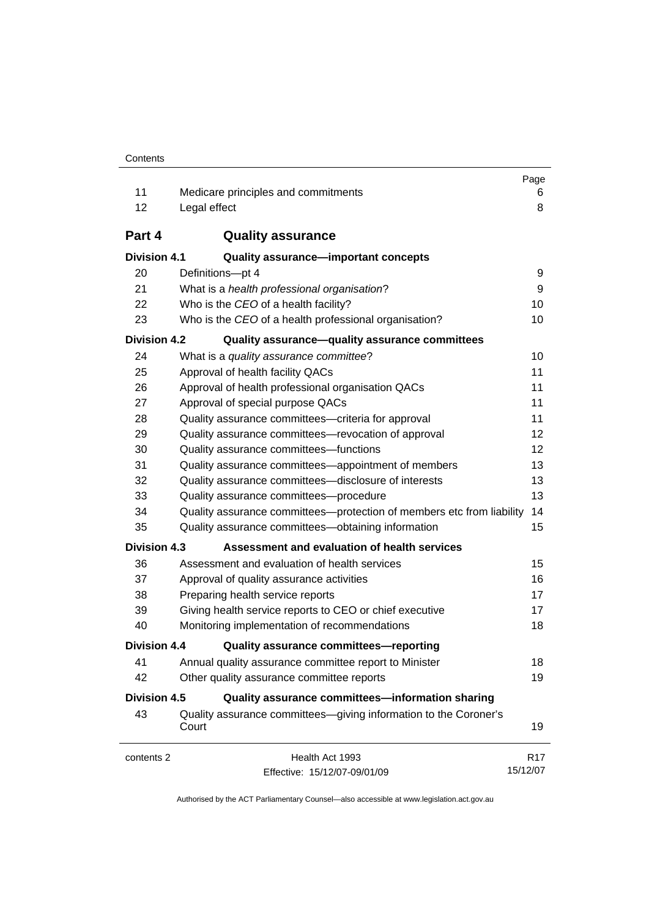| | | Page |
|---|---|---|
| 11 | Medicare principles and commitments | 6 |
| 12 | Legal effect | 8 |
| **Part 4** | **Quality assurance** | |
| **Division 4.1** | **Quality assurance—important concepts** | |
| 20 | Definitions—pt 4 | 9 |
| 21 | What is a *health professional organisation*? | 9 |
| 22 | Who is the *CEO* of a health facility? | 10 |
| 23 | Who is the *CEO* of a health professional organisation? | 10 |
| **Division 4.2** | **Quality assurance—quality assurance committees** | |
| 24 | What is a *quality assurance committee*? | 10 |
| 25 | Approval of health facility QACs | 11 |
| 26 | Approval of health professional organisation QACs | 11 |
| 27 | Approval of special purpose QACs | 11 |
| 28 | Quality assurance committees—criteria for approval | 11 |
| 29 | Quality assurance committees—revocation of approval | 12 |
| 30 | Quality assurance committees—functions | 12 |
| 31 | Quality assurance committees—appointment of members | 13 |
| 32 | Quality assurance committees—disclosure of interests | 13 |
| 33 | Quality assurance committees—procedure | 13 |
| 34 | Quality assurance committees—protection of members etc from liability | 14 |
| 35 | Quality assurance committees—obtaining information | 15 |
| **Division 4.3** | **Assessment and evaluation of health services** | |
| 36 | Assessment and evaluation of health services | 15 |
| 37 | Approval of quality assurance activities | 16 |
| 38 | Preparing health service reports | 17 |
| 39 | Giving health service reports to CEO or chief executive | 17 |
| 40 | Monitoring implementation of recommendations | 18 |
| **Division 4.4** | **Quality assurance committees—reporting** | |
| 41 | Annual quality assurance committee report to Minister | 18 |
| 42 | Other quality assurance committee reports | 19 |
| **Division 4.5** | **Quality assurance committees—information sharing** | |
| 43 | Quality assurance committees—giving information to the Coroner's Court | 19 |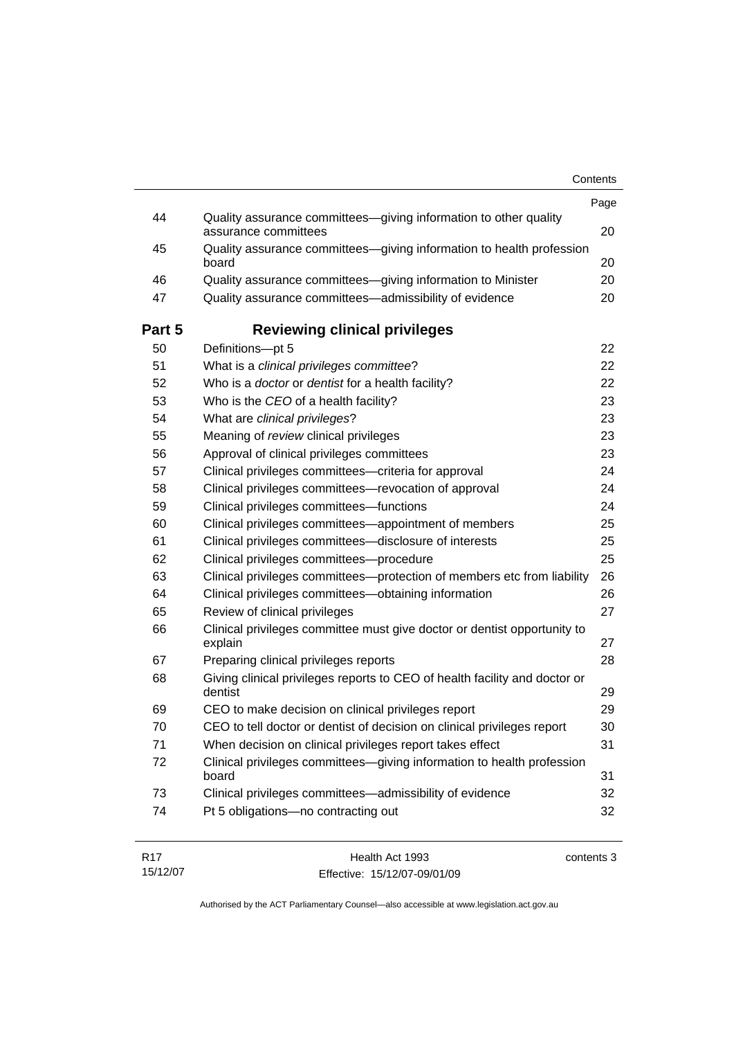| | | Page |
|---|---|---|
| 44 | Quality assurance committees—giving information to other quality assurance committees | 20 |
| 45 | Quality assurance committees—giving information to health profession board | 20 |
| 46 | Quality assurance committees—giving information to Minister | 20 |
| 47 | Quality assurance committees—admissibility of evidence | 20 |

## Part 5 Reviewing clinical privileges

| | | |
|---|---|---|
| 50 | Definitions—pt 5 | 22 |
| 51 | What is a *clinical privileges committee*? | 22 |
| 52 | Who is a *doctor* or *dentist* for a health facility? | 22 |
| 53 | Who is the *CEO* of a health facility? | 23 |
| 54 | What are *clinical privileges*? | 23 |
| 55 | Meaning of *review* clinical privileges | 23 |
| 56 | Approval of clinical privileges committees | 23 |
| 57 | Clinical privileges committees—criteria for approval | 24 |
| 58 | Clinical privileges committees—revocation of approval | 24 |
| 59 | Clinical privileges committees—functions | 24 |
| 60 | Clinical privileges committees—appointment of members | 25 |
| 61 | Clinical privileges committees—disclosure of interests | 25 |
| 62 | Clinical privileges committees—procedure | 25 |
| 63 | Clinical privileges committees—protection of members etc from liability | 26 |
| 64 | Clinical privileges committees—obtaining information | 26 |
| 65 | Review of clinical privileges | 27 |
| 66 | Clinical privileges committee must give doctor or dentist opportunity to explain | 27 |
| 67 | Preparing clinical privileges reports | 28 |
| 68 | Giving clinical privileges reports to CEO of health facility and doctor or dentist | 29 |
| 69 | CEO to make decision on clinical privileges report | 29 |
| 70 | CEO to tell doctor or dentist of decision on clinical privileges report | 30 |
| 71 | When decision on clinical privileges report takes effect | 31 |
| 72 | Clinical privileges committees—giving information to health profession board | 31 |
| 73 | Clinical privileges committees—admissibility of evidence | 32 |
| 74 | Pt 5 obligations—no contracting out | 32 |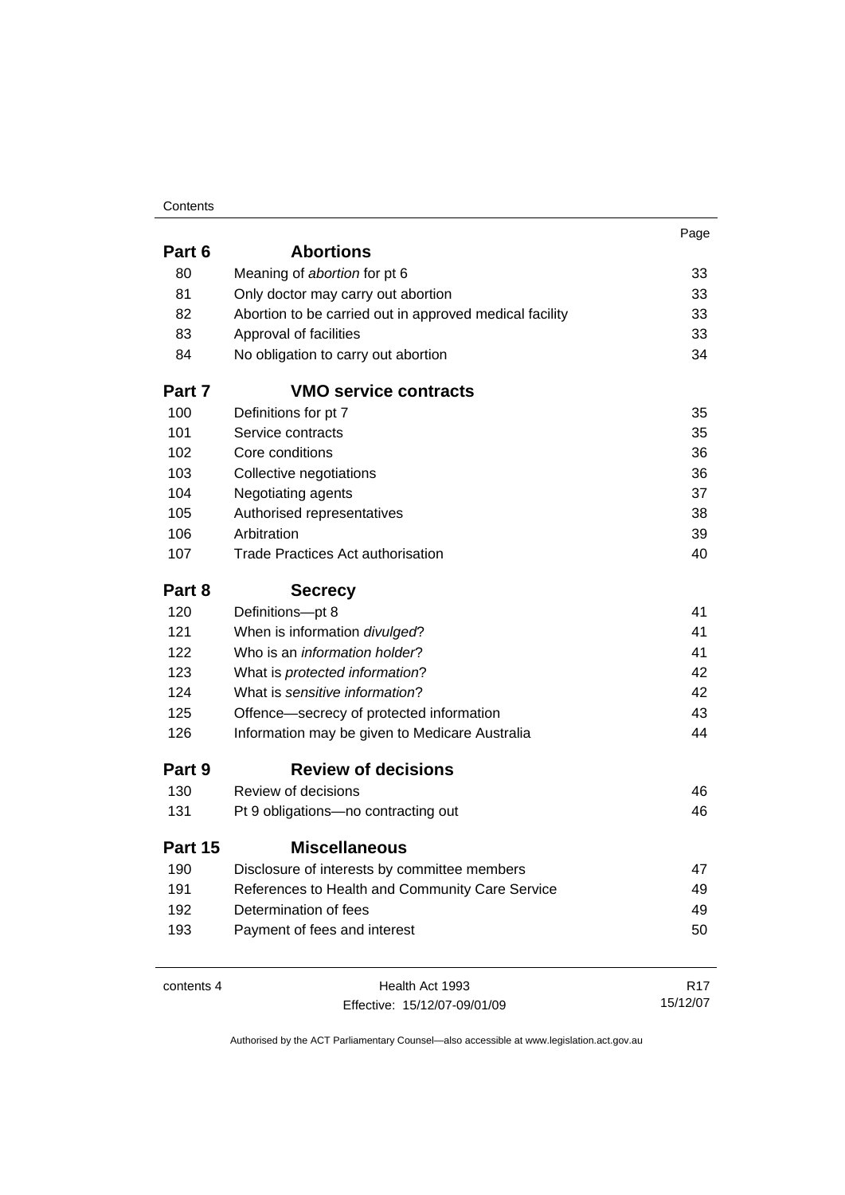| | | Page |
|---|---|---|
| **Part 6** | **Abortions** | |
| 80 | Meaning of *abortion* for pt 6 | 33 |
| 81 | Only doctor may carry out abortion | 33 |
| 82 | Abortion to be carried out in approved medical facility | 33 |
| 83 | Approval of facilities | 33 |
| 84 | No obligation to carry out abortion | 34 |
| **Part 7** | **VMO service contracts** | |
| 100 | Definitions for pt 7 | 35 |
| 101 | Service contracts | 35 |
| 102 | Core conditions | 36 |
| 103 | Collective negotiations | 36 |
| 104 | Negotiating agents | 37 |
| 105 | Authorised representatives | 38 |
| 106 | Arbitration | 39 |
| 107 | Trade Practices Act authorisation | 40 |
| **Part 8** | **Secrecy** | |
| 120 | Definitions—pt 8 | 41 |
| 121 | When is information *divulged*? | 41 |
| 122 | Who is an *information holder*? | 41 |
| 123 | What is *protected information*? | 42 |
| 124 | What is *sensitive information*? | 42 |
| 125 | Offence—secrecy of protected information | 43 |
| 126 | Information may be given to Medicare Australia | 44 |
| **Part 9** | **Review of decisions** | |
| 130 | Review of decisions | 46 |
| 131 | Pt 9 obligations—no contracting out | 46 |
| **Part 15** | **Miscellaneous** | |
| 190 | Disclosure of interests by committee members | 47 |
| 191 | References to Health and Community Care Service | 49 |
| 192 | Determination of fees | 49 |
| 193 | Payment of fees and interest | 50 |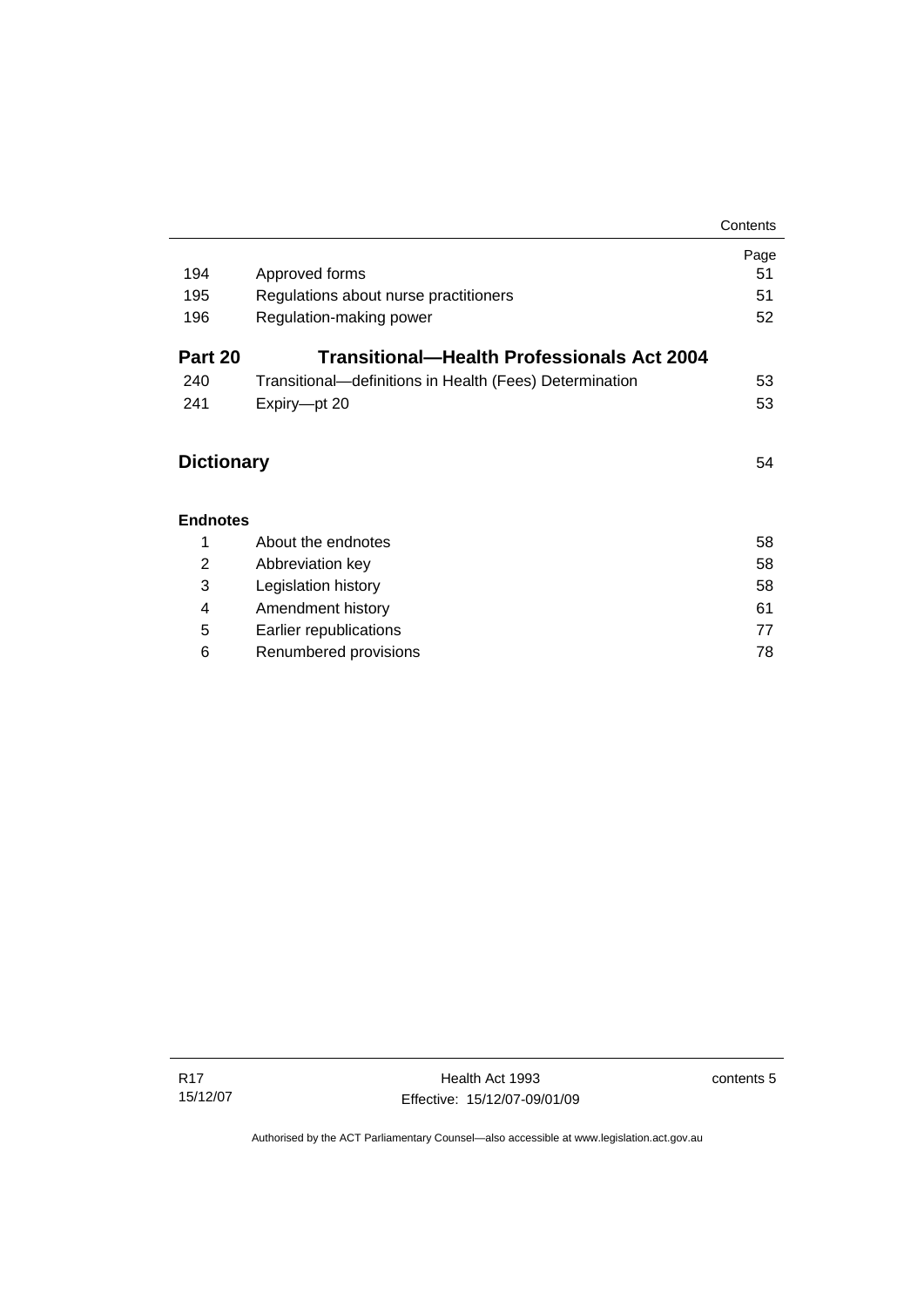| | | Page |
|---|---|---|
| 194 | Approved forms | 51 |
| 195 | Regulations about nurse practitioners | 51 |
| 196 | Regulation-making power | 52 |
| **Part 20** | **Transitional—Health Professionals Act 2004** | |
| 240 | Transitional—definitions in Health (Fees) Determination | 53 |
| 241 | Expiry—pt 20 | 53 |

**Dictionary** 54

**Endnotes**

| | | |
|---|---|---|
| 1 | About the endnotes | 58 |
| 2 | Abbreviation key | 58 |
| 3 | Legislation history | 58 |
| 4 | Amendment history | 61 |
| 5 | Earlier republications | 77 |
| 6 | Renumbered provisions | 78 |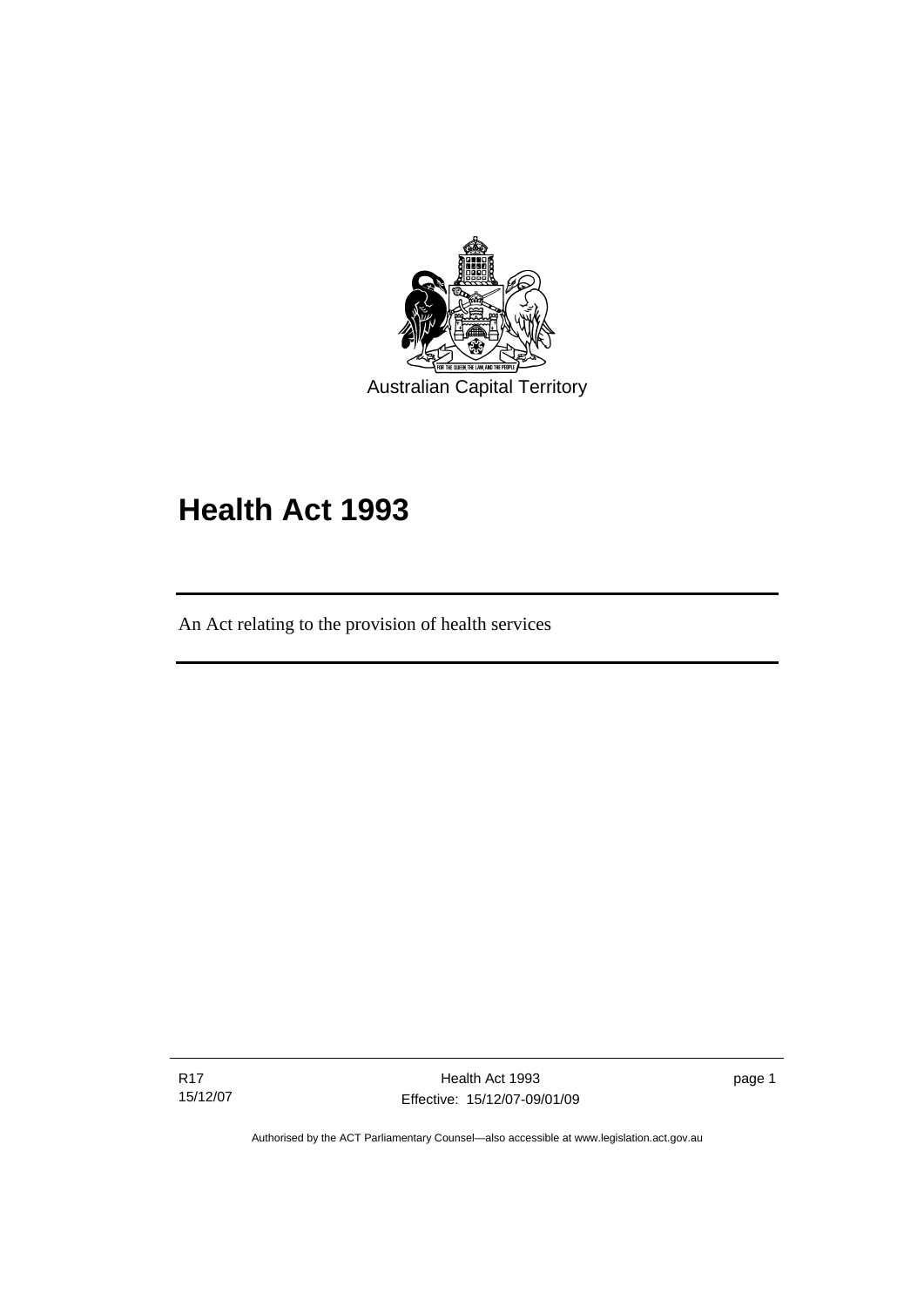Australian Capital Territory

# Health Act 1993

An Act relating to the provision of health services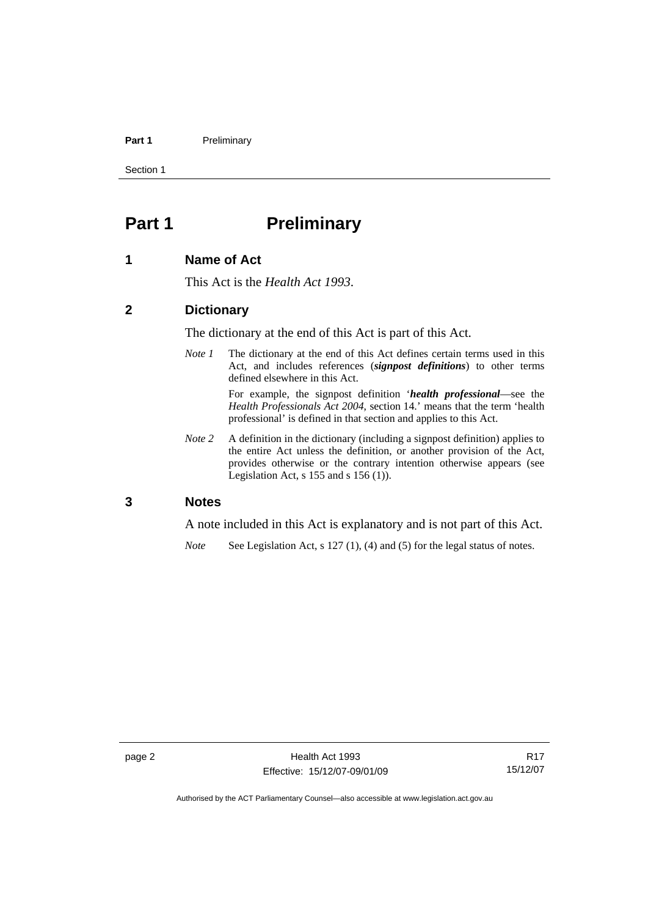# Part 1 Preliminary

## 1 Name of Act

This Act is the *Health Act 1993*.

## 2 Dictionary

The dictionary at the end of this Act is part of this Act.

*Note 1* The dictionary at the end of this Act defines certain terms used in this Act, and includes references (***signpost definitions***) to other terms defined elsewhere in this Act.

For example, the signpost definition '***health professional***—see the *Health Professionals Act 2004*, section 14.' means that the term 'health professional' is defined in that section and applies to this Act.

*Note 2* A definition in the dictionary (including a signpost definition) applies to the entire Act unless the definition, or another provision of the Act, provides otherwise or the contrary intention otherwise appears (see Legislation Act, s 155 and s 156 (1)).

## 3 Notes

A note included in this Act is explanatory and is not part of this Act.

*Note* See Legislation Act, s 127 (1), (4) and (5) for the legal status of notes.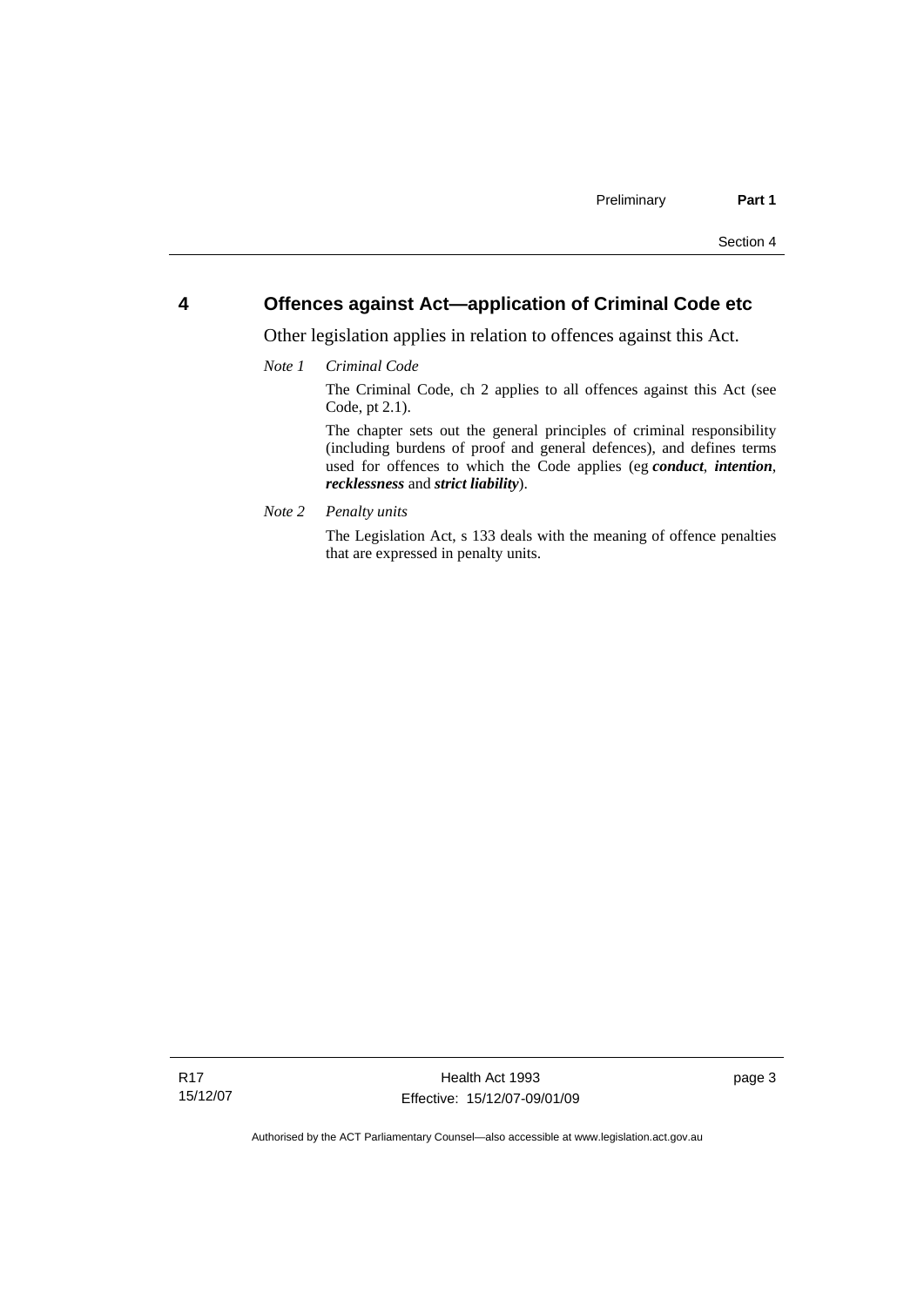## 4 Offences against Act—application of Criminal Code etc

Other legislation applies in relation to offences against this Act.

*Note 1 Criminal Code*

The Criminal Code, ch 2 applies to all offences against this Act (see Code, pt 2.1).

The chapter sets out the general principles of criminal responsibility (including burdens of proof and general defences), and defines terms used for offences to which the Code applies (eg ***conduct***, ***intention***, ***recklessness*** and ***strict liability***).

*Note 2 Penalty units*

The Legislation Act, s 133 deals with the meaning of offence penalties that are expressed in penalty units.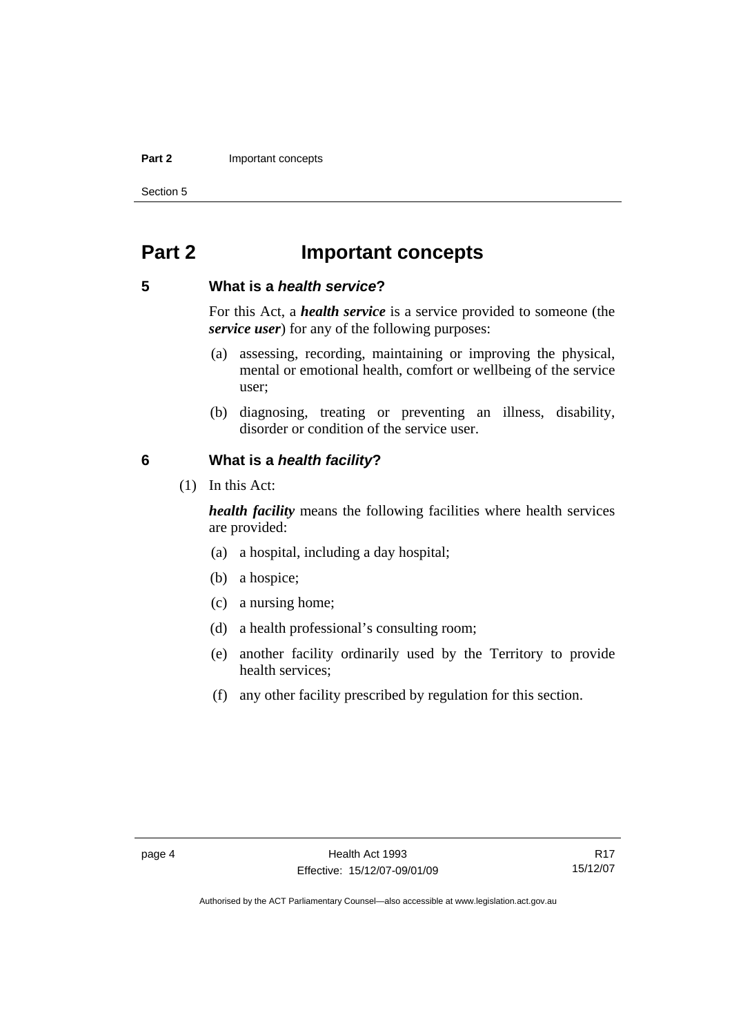# Part 2 Important concepts

## 5 What is a *health service*?

For this Act, a ***health service*** is a service provided to someone (the ***service user***) for any of the following purposes:

(a) assessing, recording, maintaining or improving the physical, mental or emotional health, comfort or wellbeing of the service user;

(b) diagnosing, treating or preventing an illness, disability, disorder or condition of the service user.

## 6 What is a *health facility*?

(1) In this Act:

***health facility*** means the following facilities where health services are provided:

(a) a hospital, including a day hospital;

(b) a hospice;

(c) a nursing home;

(d) a health professional's consulting room;

(e) another facility ordinarily used by the Territory to provide health services;

(f) any other facility prescribed by regulation for this section.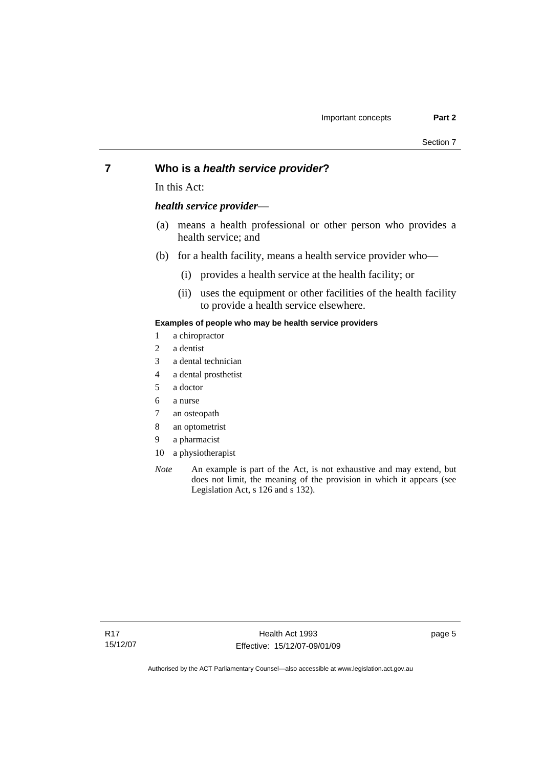## 7 Who is a *health service provider*?

In this Act:

***health service provider***—

(a) means a health professional or other person who provides a health service; and

(b) for a health facility, means a health service provider who—

(i) provides a health service at the health facility; or

(ii) uses the equipment or other facilities of the health facility to provide a health service elsewhere.

**Examples of people who may be health service providers**

1 a chiropractor
2 a dentist
3 a dental technician
4 a dental prosthetist
5 a doctor
6 a nurse
7 an osteopath
8 an optometrist
9 a pharmacist
10 a physiotherapist

*Note* An example is part of the Act, is not exhaustive and may extend, but does not limit, the meaning of the provision in which it appears (see Legislation Act, s 126 and s 132).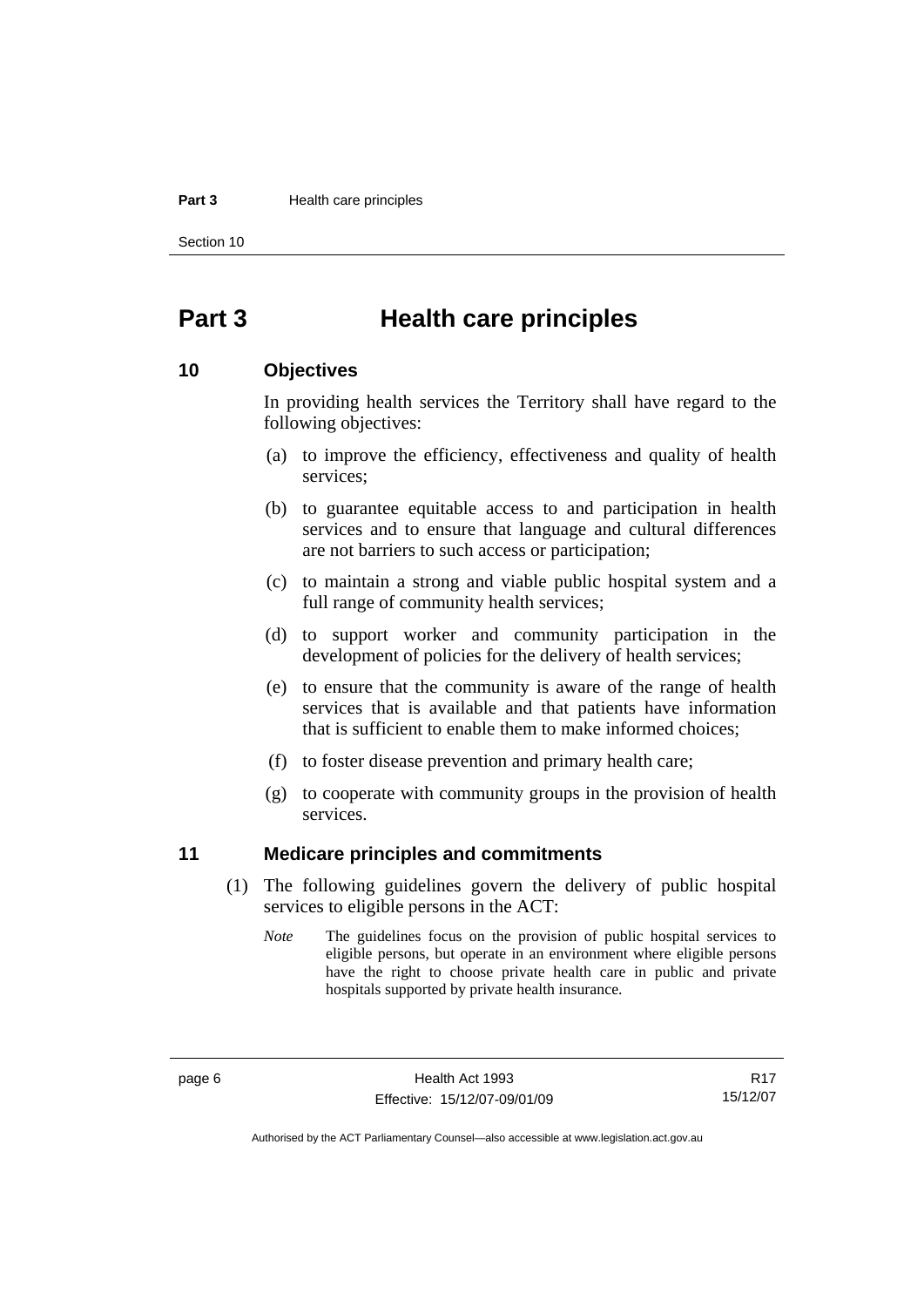# Part 3 Health care principles

## 10 Objectives

In providing health services the Territory shall have regard to the following objectives:

(a) to improve the efficiency, effectiveness and quality of health services;

(b) to guarantee equitable access to and participation in health services and to ensure that language and cultural differences are not barriers to such access or participation;

(c) to maintain a strong and viable public hospital system and a full range of community health services;

(d) to support worker and community participation in the development of policies for the delivery of health services;

(e) to ensure that the community is aware of the range of health services that is available and that patients have information that is sufficient to enable them to make informed choices;

(f) to foster disease prevention and primary health care;

(g) to cooperate with community groups in the provision of health services.

## 11 Medicare principles and commitments

(1) The following guidelines govern the delivery of public hospital services to eligible persons in the ACT:

*Note* The guidelines focus on the provision of public hospital services to eligible persons, but operate in an environment where eligible persons have the right to choose private health care in public and private hospitals supported by private health insurance.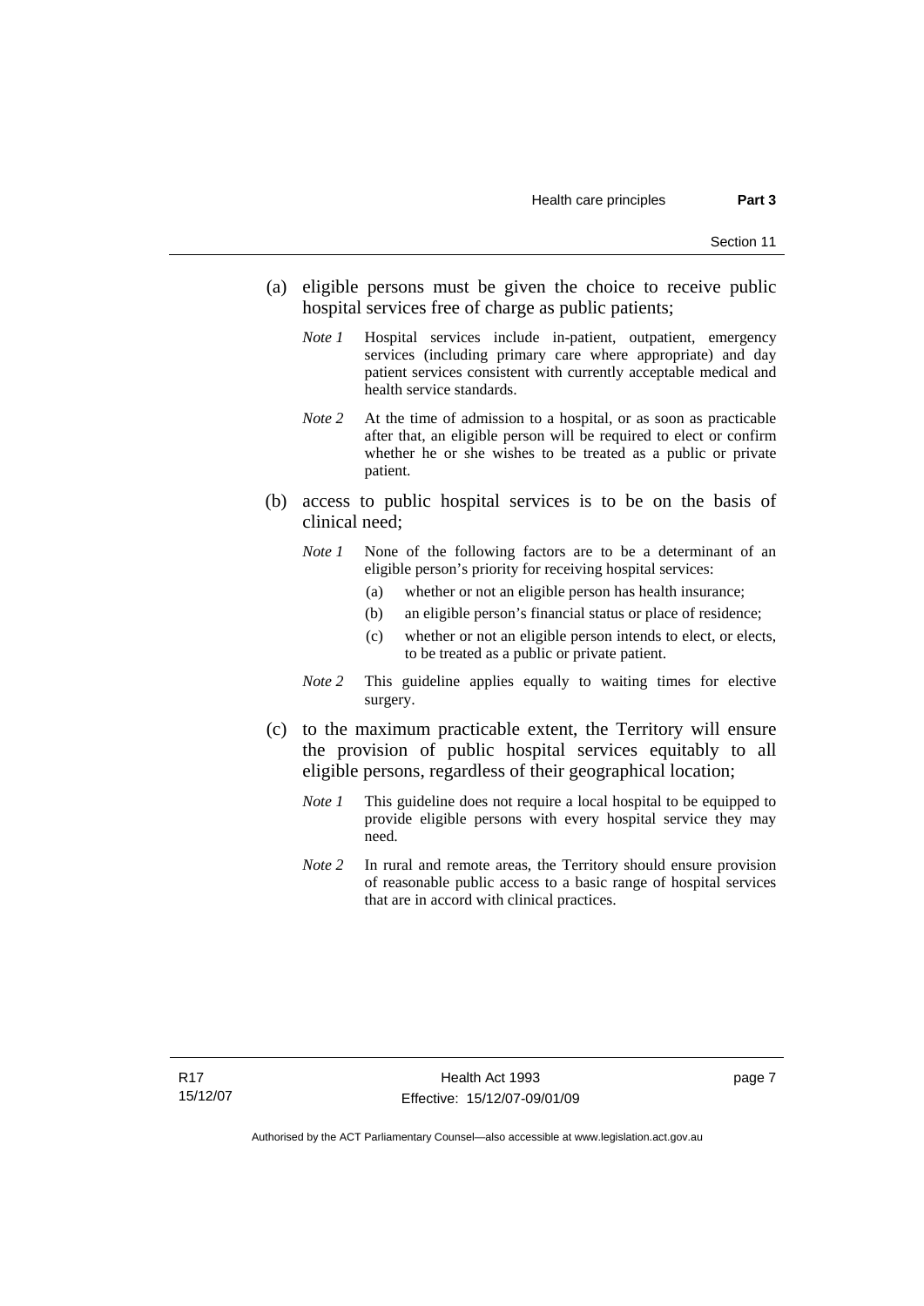(a) eligible persons must be given the choice to receive public hospital services free of charge as public patients;

*Note 1* Hospital services include in-patient, outpatient, emergency services (including primary care where appropriate) and day patient services consistent with currently acceptable medical and health service standards.

*Note 2* At the time of admission to a hospital, or as soon as practicable after that, an eligible person will be required to elect or confirm whether he or she wishes to be treated as a public or private patient.

(b) access to public hospital services is to be on the basis of clinical need;

*Note 1* None of the following factors are to be a determinant of an eligible person's priority for receiving hospital services:

(a) whether or not an eligible person has health insurance;

(b) an eligible person's financial status or place of residence;

(c) whether or not an eligible person intends to elect, or elects, to be treated as a public or private patient.

*Note 2* This guideline applies equally to waiting times for elective surgery.

(c) to the maximum practicable extent, the Territory will ensure the provision of public hospital services equitably to all eligible persons, regardless of their geographical location;

*Note 1* This guideline does not require a local hospital to be equipped to provide eligible persons with every hospital service they may need.

*Note 2* In rural and remote areas, the Territory should ensure provision of reasonable public access to a basic range of hospital services that are in accord with clinical practices.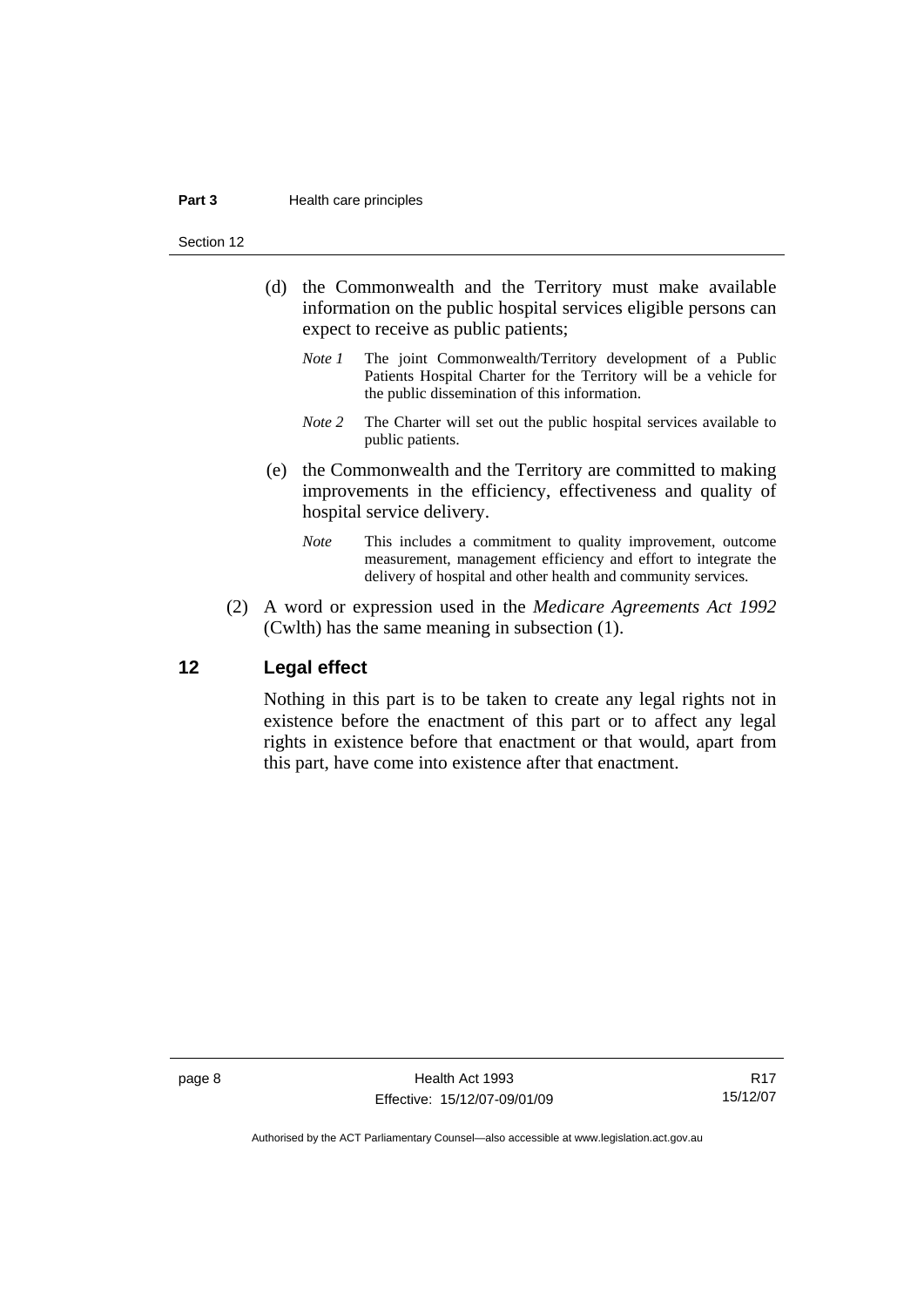(d) the Commonwealth and the Territory must make available information on the public hospital services eligible persons can expect to receive as public patients;

*Note 1* The joint Commonwealth/Territory development of a Public Patients Hospital Charter for the Territory will be a vehicle for the public dissemination of this information.

*Note 2* The Charter will set out the public hospital services available to public patients.

(e) the Commonwealth and the Territory are committed to making improvements in the efficiency, effectiveness and quality of hospital service delivery.

*Note* This includes a commitment to quality improvement, outcome measurement, management efficiency and effort to integrate the delivery of hospital and other health and community services.

(2) A word or expression used in the *Medicare Agreements Act 1992* (Cwlth) has the same meaning in subsection (1).

## 12 Legal effect

Nothing in this part is to be taken to create any legal rights not in existence before the enactment of this part or to affect any legal rights in existence before that enactment or that would, apart from this part, have come into existence after that enactment.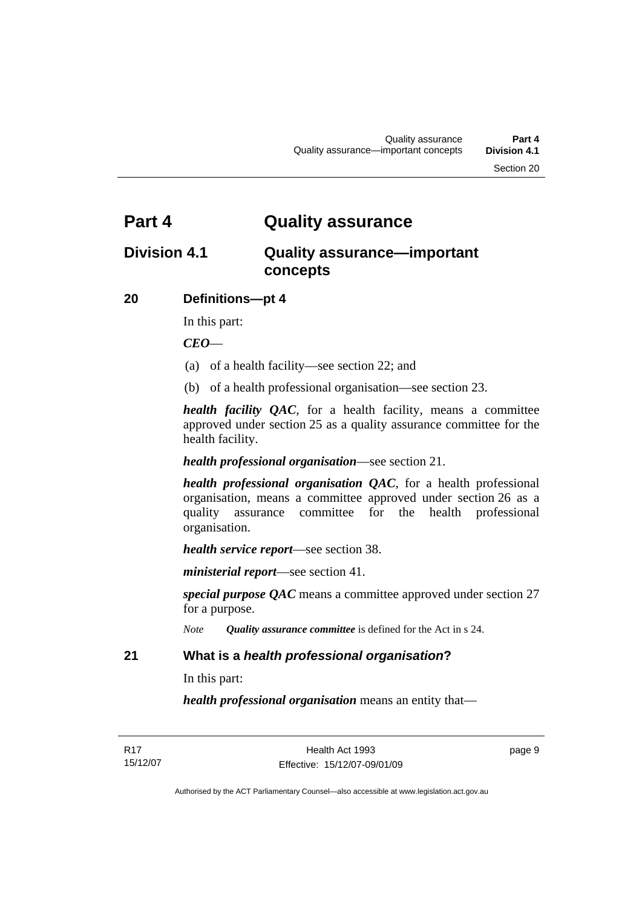# Part 4 Quality assurance

## Division 4.1 Quality assurance—important concepts

### 20 Definitions—pt 4

In this part:

***CEO***—

(a) of a health facility—see section 22; and

(b) of a health professional organisation—see section 23.

***health facility QAC***, for a health facility, means a committee approved under section 25 as a quality assurance committee for the health facility.

***health professional organisation***—see section 21.

***health professional organisation QAC***, for a health professional organisation, means a committee approved under section 26 as a quality assurance committee for the health professional organisation.

***health service report***—see section 38.

***ministerial report***—see section 41.

***special purpose QAC*** means a committee approved under section 27 for a purpose.

*Note* ***Quality assurance committee*** is defined for the Act in s 24.

### 21 What is a *health professional organisation*?

In this part:

***health professional organisation*** means an entity that—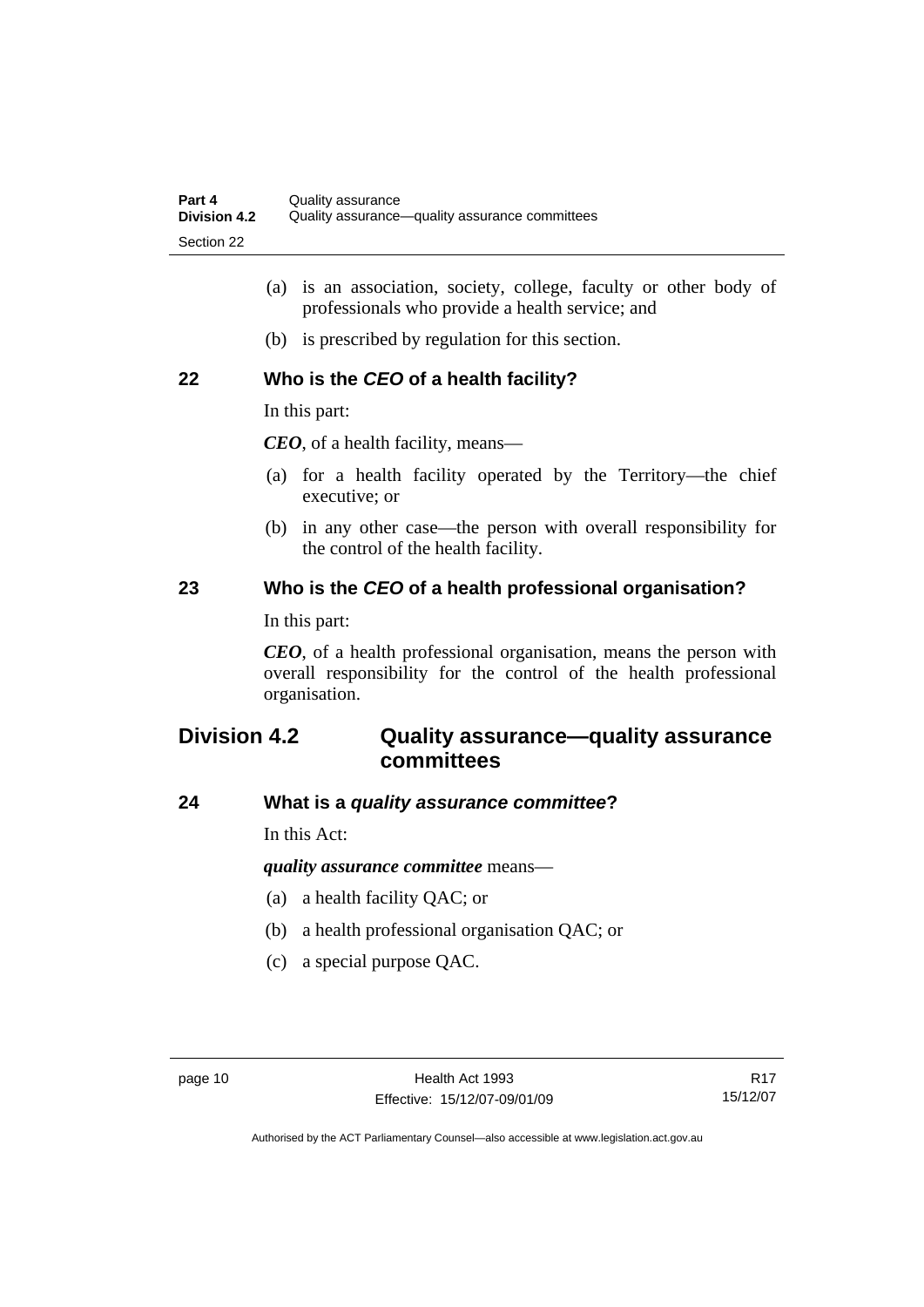(a) is an association, society, college, faculty or other body of professionals who provide a health service; and

(b) is prescribed by regulation for this section.

### 22 Who is the *CEO* of a health facility?

In this part:

***CEO***, of a health facility, means—

(a) for a health facility operated by the Territory—the chief executive; or

(b) in any other case—the person with overall responsibility for the control of the health facility.

### 23 Who is the *CEO* of a health professional organisation?

In this part:

***CEO***, of a health professional organisation, means the person with overall responsibility for the control of the health professional organisation.

## Division 4.2 Quality assurance—quality assurance committees

### 24 What is a *quality assurance committee*?

In this Act:

***quality assurance committee*** means—

(a) a health facility QAC; or

(b) a health professional organisation QAC; or

(c) a special purpose QAC.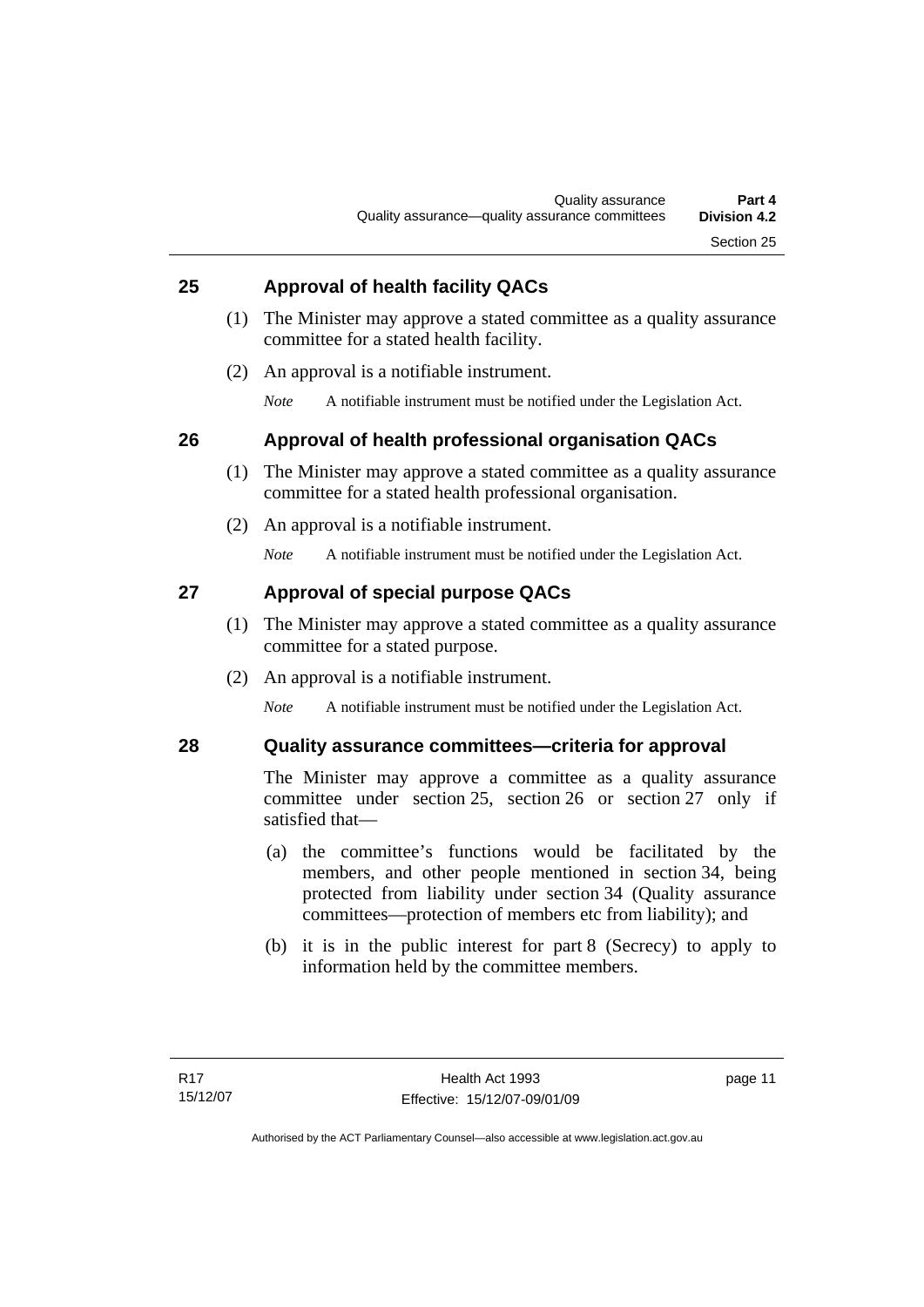## 25 Approval of health facility QACs

(1) The Minister may approve a stated committee as a quality assurance committee for a stated health facility.

(2) An approval is a notifiable instrument.

*Note* A notifiable instrument must be notified under the Legislation Act.

## 26 Approval of health professional organisation QACs

(1) The Minister may approve a stated committee as a quality assurance committee for a stated health professional organisation.

(2) An approval is a notifiable instrument.

*Note* A notifiable instrument must be notified under the Legislation Act.

## 27 Approval of special purpose QACs

(1) The Minister may approve a stated committee as a quality assurance committee for a stated purpose.

(2) An approval is a notifiable instrument.

*Note* A notifiable instrument must be notified under the Legislation Act.

## 28 Quality assurance committees—criteria for approval

The Minister may approve a committee as a quality assurance committee under section 25, section 26 or section 27 only if satisfied that—

(a) the committee's functions would be facilitated by the members, and other people mentioned in section 34, being protected from liability under section 34 (Quality assurance committees—protection of members etc from liability); and

(b) it is in the public interest for part 8 (Secrecy) to apply to information held by the committee members.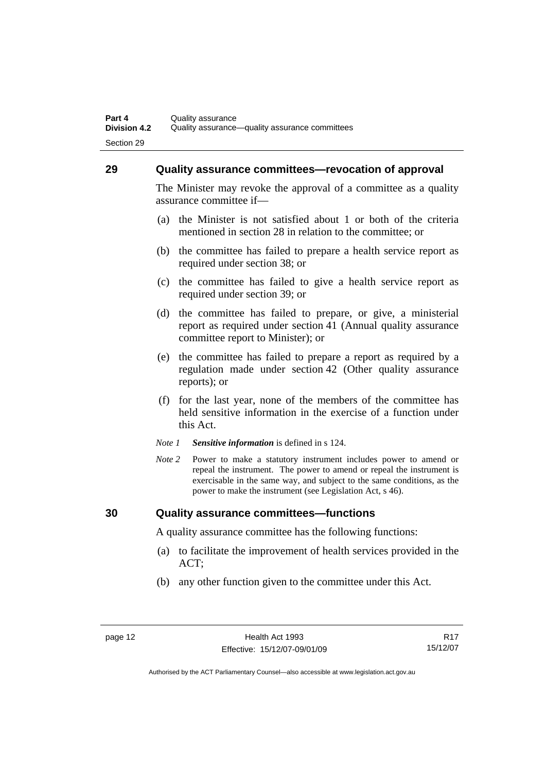## 29 Quality assurance committees—revocation of approval

The Minister may revoke the approval of a committee as a quality assurance committee if—

(a) the Minister is not satisfied about 1 or both of the criteria mentioned in section 28 in relation to the committee; or

(b) the committee has failed to prepare a health service report as required under section 38; or

(c) the committee has failed to give a health service report as required under section 39; or

(d) the committee has failed to prepare, or give, a ministerial report as required under section 41 (Annual quality assurance committee report to Minister); or

(e) the committee has failed to prepare a report as required by a regulation made under section 42 (Other quality assurance reports); or

(f) for the last year, none of the members of the committee has held sensitive information in the exercise of a function under this Act.

*Note 1* ***Sensitive information*** is defined in s 124.

*Note 2* Power to make a statutory instrument includes power to amend or repeal the instrument. The power to amend or repeal the instrument is exercisable in the same way, and subject to the same conditions, as the power to make the instrument (see Legislation Act, s 46).

## 30 Quality assurance committees—functions

A quality assurance committee has the following functions:

(a) to facilitate the improvement of health services provided in the ACT;

(b) any other function given to the committee under this Act.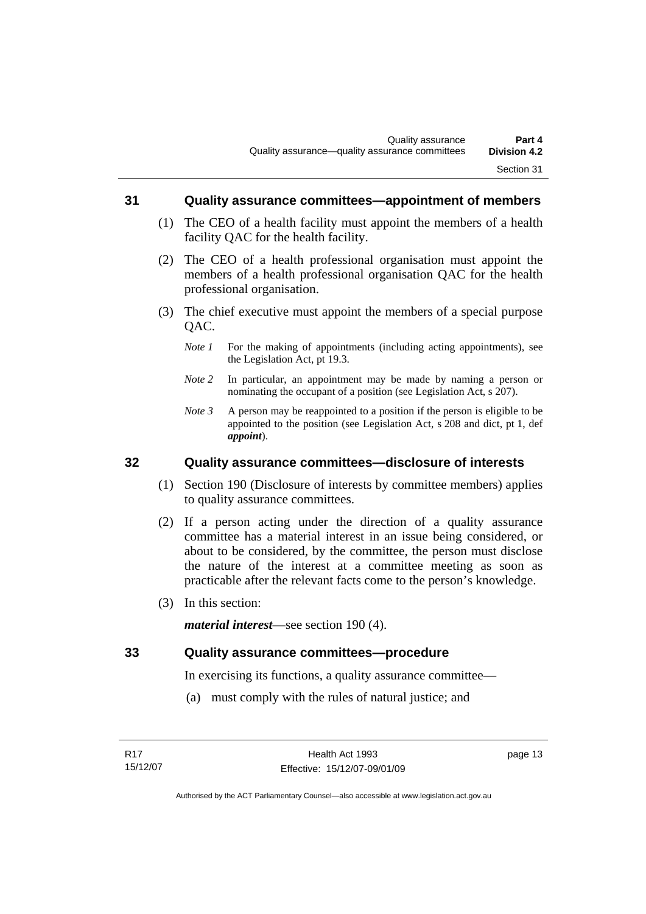## 31 Quality assurance committees—appointment of members

(1) The CEO of a health facility must appoint the members of a health facility QAC for the health facility.

(2) The CEO of a health professional organisation must appoint the members of a health professional organisation QAC for the health professional organisation.

(3) The chief executive must appoint the members of a special purpose QAC.

*Note 1* For the making of appointments (including acting appointments), see the Legislation Act, pt 19.3.

*Note 2* In particular, an appointment may be made by naming a person or nominating the occupant of a position (see Legislation Act, s 207).

*Note 3* A person may be reappointed to a position if the person is eligible to be appointed to the position (see Legislation Act, s 208 and dict, pt 1, def ***appoint***).

## 32 Quality assurance committees—disclosure of interests

(1) Section 190 (Disclosure of interests by committee members) applies to quality assurance committees.

(2) If a person acting under the direction of a quality assurance committee has a material interest in an issue being considered, or about to be considered, by the committee, the person must disclose the nature of the interest at a committee meeting as soon as practicable after the relevant facts come to the person's knowledge.

(3) In this section:

***material interest***—see section 190 (4).

## 33 Quality assurance committees—procedure

In exercising its functions, a quality assurance committee—

(a) must comply with the rules of natural justice; and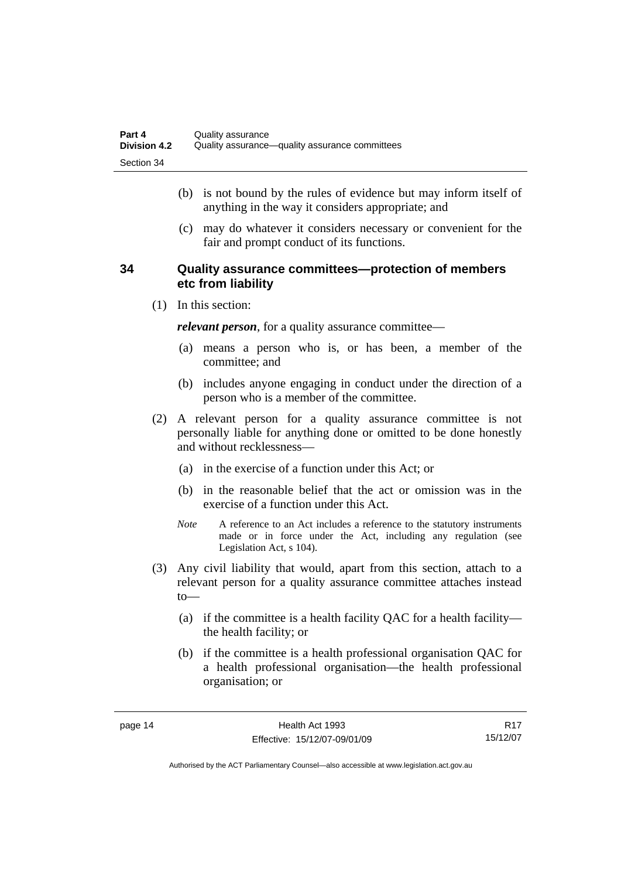(b) is not bound by the rules of evidence but may inform itself of anything in the way it considers appropriate; and

(c) may do whatever it considers necessary or convenient for the fair and prompt conduct of its functions.

### 34 Quality assurance committees—protection of members etc from liability

(1) In this section:

***relevant person***, for a quality assurance committee—

(a) means a person who is, or has been, a member of the committee; and

(b) includes anyone engaging in conduct under the direction of a person who is a member of the committee.

(2) A relevant person for a quality assurance committee is not personally liable for anything done or omitted to be done honestly and without recklessness—

(a) in the exercise of a function under this Act; or

(b) in the reasonable belief that the act or omission was in the exercise of a function under this Act.

*Note* A reference to an Act includes a reference to the statutory instruments made or in force under the Act, including any regulation (see Legislation Act, s 104).

(3) Any civil liability that would, apart from this section, attach to a relevant person for a quality assurance committee attaches instead to—

(a) if the committee is a health facility QAC for a health facility—the health facility; or

(b) if the committee is a health professional organisation QAC for a health professional organisation—the health professional organisation; or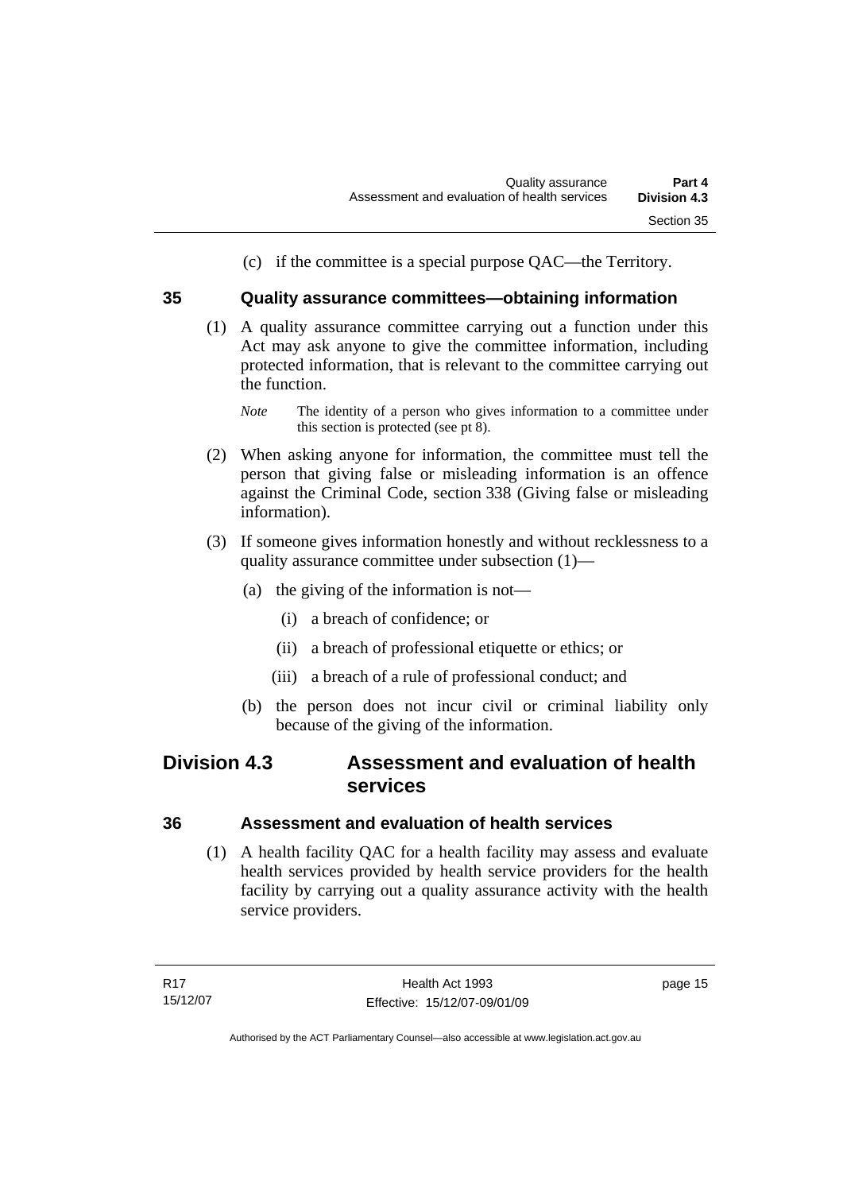(c) if the committee is a special purpose QAC—the Territory.

### 35 Quality assurance committees—obtaining information

(1) A quality assurance committee carrying out a function under this Act may ask anyone to give the committee information, including protected information, that is relevant to the committee carrying out the function.

*Note* The identity of a person who gives information to a committee under this section is protected (see pt 8).

(2) When asking anyone for information, the committee must tell the person that giving false or misleading information is an offence against the Criminal Code, section 338 (Giving false or misleading information).

(3) If someone gives information honestly and without recklessness to a quality assurance committee under subsection (1)—

(a) the giving of the information is not—

(i) a breach of confidence; or

(ii) a breach of professional etiquette or ethics; or

(iii) a breach of a rule of professional conduct; and

(b) the person does not incur civil or criminal liability only because of the giving of the information.

## Division 4.3 Assessment and evaluation of health services

### 36 Assessment and evaluation of health services

(1) A health facility QAC for a health facility may assess and evaluate health services provided by health service providers for the health facility by carrying out a quality assurance activity with the health service providers.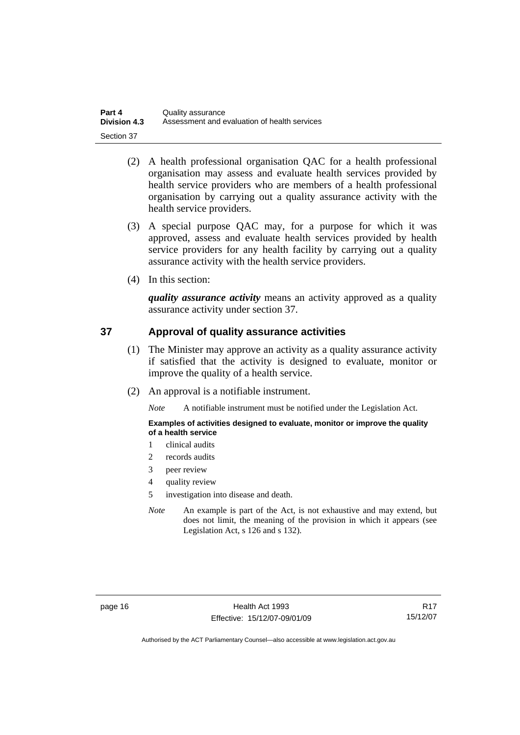(2) A health professional organisation QAC for a health professional organisation may assess and evaluate health services provided by health service providers who are members of a health professional organisation by carrying out a quality assurance activity with the health service providers.

(3) A special purpose QAC may, for a purpose for which it was approved, assess and evaluate health services provided by health service providers for any health facility by carrying out a quality assurance activity with the health service providers.

(4) In this section:

***quality assurance activity*** means an activity approved as a quality assurance activity under section 37.

## 37 Approval of quality assurance activities

(1) The Minister may approve an activity as a quality assurance activity if satisfied that the activity is designed to evaluate, monitor or improve the quality of a health service.

(2) An approval is a notifiable instrument.

*Note* A notifiable instrument must be notified under the Legislation Act.

**Examples of activities designed to evaluate, monitor or improve the quality of a health service**

1 clinical audits
2 records audits
3 peer review
4 quality review
5 investigation into disease and death.

*Note* An example is part of the Act, is not exhaustive and may extend, but does not limit, the meaning of the provision in which it appears (see Legislation Act, s 126 and s 132).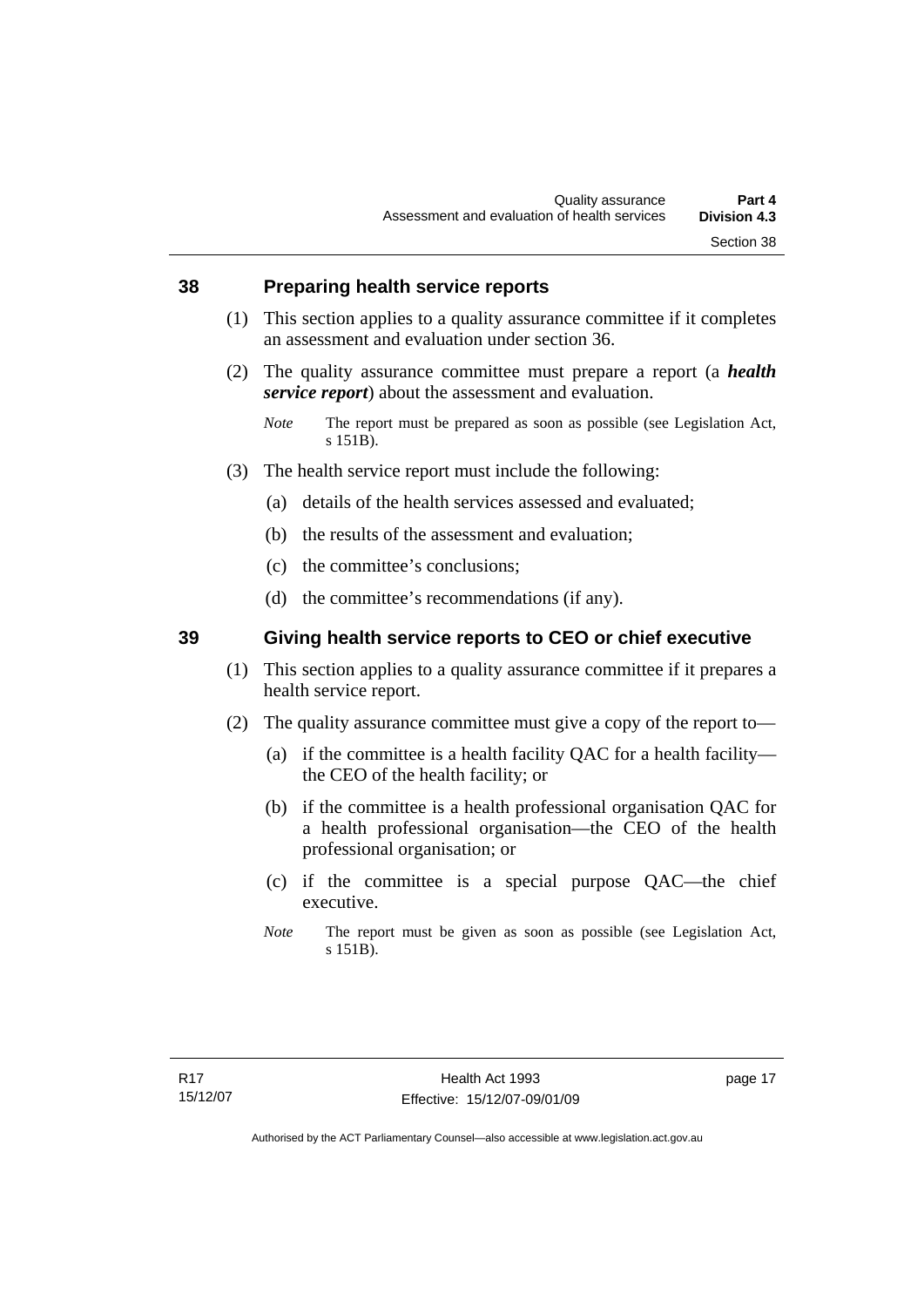## 38 Preparing health service reports

(1) This section applies to a quality assurance committee if it completes an assessment and evaluation under section 36.

(2) The quality assurance committee must prepare a report (a ***health service report***) about the assessment and evaluation.

*Note* The report must be prepared as soon as possible (see Legislation Act, s 151B).

(3) The health service report must include the following:

(a) details of the health services assessed and evaluated;

(b) the results of the assessment and evaluation;

(c) the committee's conclusions;

(d) the committee's recommendations (if any).

## 39 Giving health service reports to CEO or chief executive

(1) This section applies to a quality assurance committee if it prepares a health service report.

(2) The quality assurance committee must give a copy of the report to—

(a) if the committee is a health facility QAC for a health facility—the CEO of the health facility; or

(b) if the committee is a health professional organisation QAC for a health professional organisation—the CEO of the health professional organisation; or

(c) if the committee is a special purpose QAC—the chief executive.

*Note* The report must be given as soon as possible (see Legislation Act, s 151B).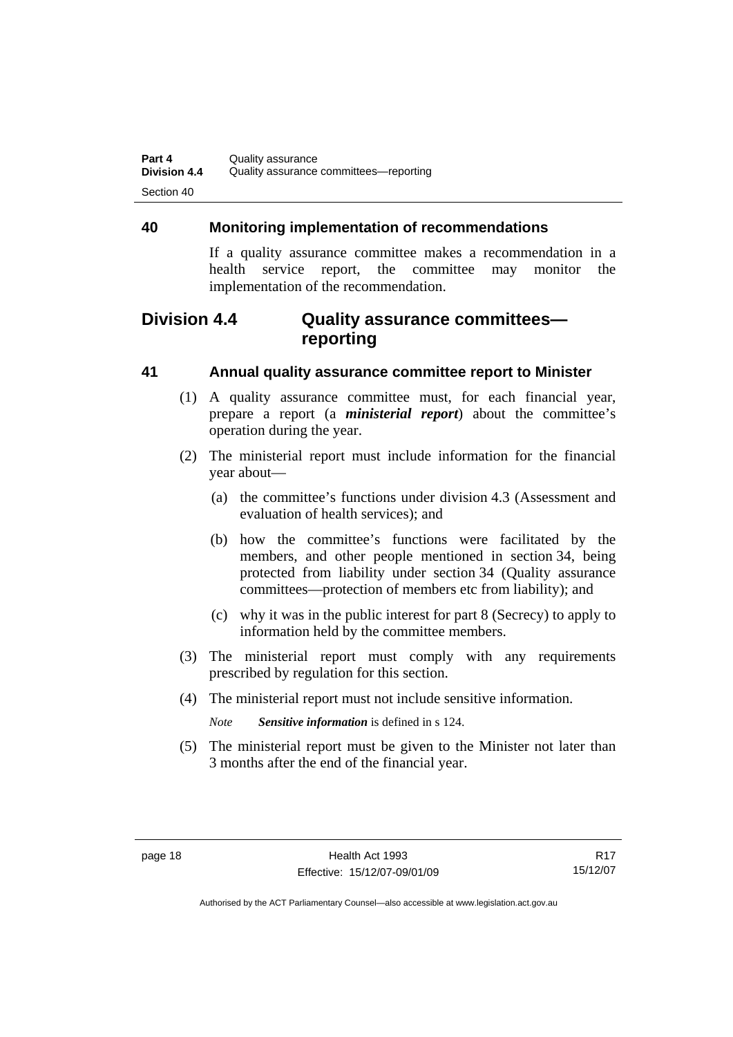## 40 Monitoring implementation of recommendations

If a quality assurance committee makes a recommendation in a health service report, the committee may monitor the implementation of the recommendation.

# Division 4.4 Quality assurance committees—reporting

## 41 Annual quality assurance committee report to Minister

(1) A quality assurance committee must, for each financial year, prepare a report (a ***ministerial report***) about the committee's operation during the year.

(2) The ministerial report must include information for the financial year about—

(a) the committee's functions under division 4.3 (Assessment and evaluation of health services); and

(b) how the committee's functions were facilitated by the members, and other people mentioned in section 34, being protected from liability under section 34 (Quality assurance committees—protection of members etc from liability); and

(c) why it was in the public interest for part 8 (Secrecy) to apply to information held by the committee members.

(3) The ministerial report must comply with any requirements prescribed by regulation for this section.

(4) The ministerial report must not include sensitive information.

*Note* ***Sensitive information*** is defined in s 124.

(5) The ministerial report must be given to the Minister not later than 3 months after the end of the financial year.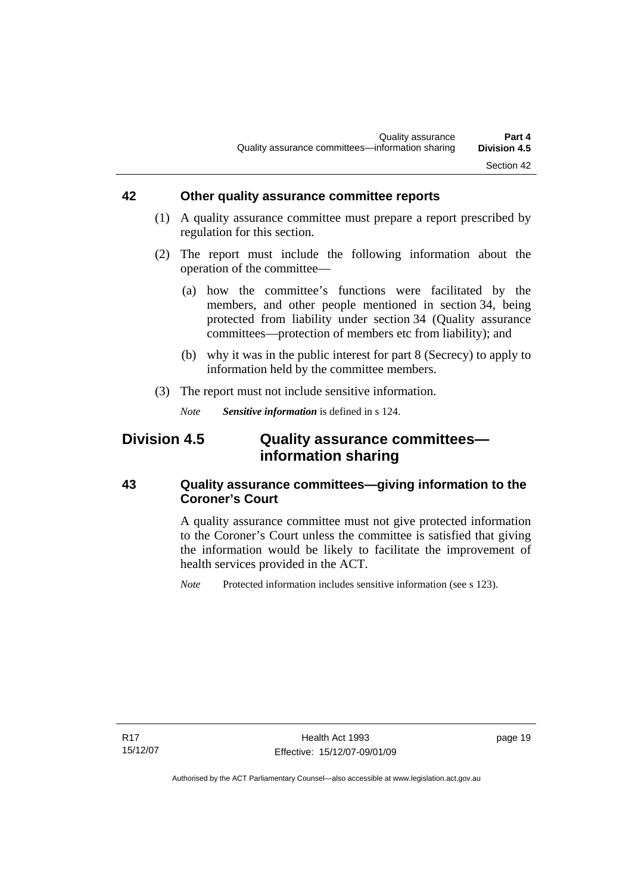### 42 Other quality assurance committee reports

(1) A quality assurance committee must prepare a report prescribed by regulation for this section.

(2) The report must include the following information about the operation of the committee—

(a) how the committee's functions were facilitated by the members, and other people mentioned in section 34, being protected from liability under section 34 (Quality assurance committees—protection of members etc from liability); and

(b) why it was in the public interest for part 8 (Secrecy) to apply to information held by the committee members.

(3) The report must not include sensitive information.

*Note* ***Sensitive information*** is defined in s 124.

## Division 4.5 Quality assurance committees—information sharing

### 43 Quality assurance committees—giving information to the Coroner's Court

A quality assurance committee must not give protected information to the Coroner's Court unless the committee is satisfied that giving the information would be likely to facilitate the improvement of health services provided in the ACT.

*Note* Protected information includes sensitive information (see s 123).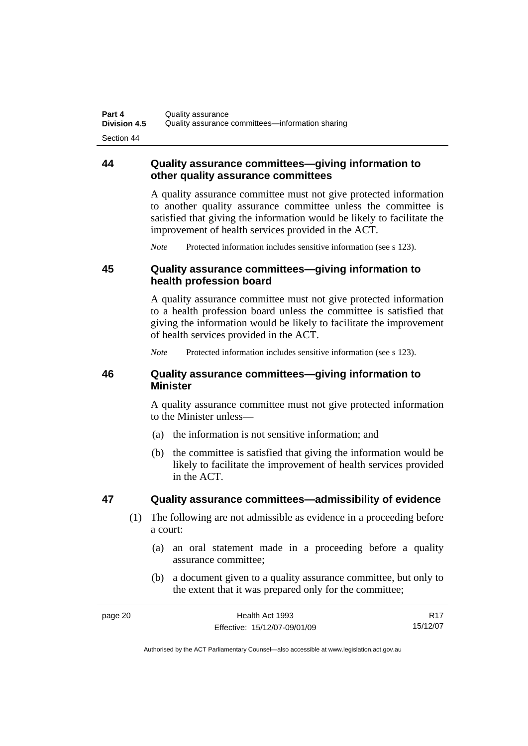## 44 Quality assurance committees—giving information to other quality assurance committees

A quality assurance committee must not give protected information to another quality assurance committee unless the committee is satisfied that giving the information would be likely to facilitate the improvement of health services provided in the ACT.

*Note* Protected information includes sensitive information (see s 123).

## 45 Quality assurance committees—giving information to health profession board

A quality assurance committee must not give protected information to a health profession board unless the committee is satisfied that giving the information would be likely to facilitate the improvement of health services provided in the ACT.

*Note* Protected information includes sensitive information (see s 123).

## 46 Quality assurance committees—giving information to Minister

A quality assurance committee must not give protected information to the Minister unless—

(a) the information is not sensitive information; and

(b) the committee is satisfied that giving the information would be likely to facilitate the improvement of health services provided in the ACT.

## 47 Quality assurance committees—admissibility of evidence

(1) The following are not admissible as evidence in a proceeding before a court:

(a) an oral statement made in a proceeding before a quality assurance committee;

(b) a document given to a quality assurance committee, but only to the extent that it was prepared only for the committee;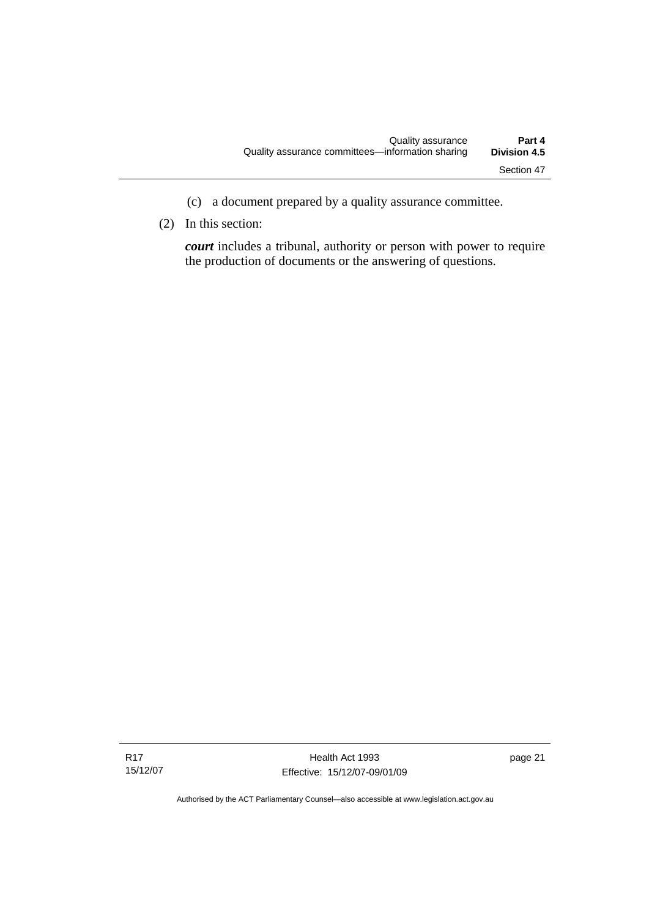(c) a document prepared by a quality assurance committee.

(2) In this section:

***court*** includes a tribunal, authority or person with power to require the production of documents or the answering of questions.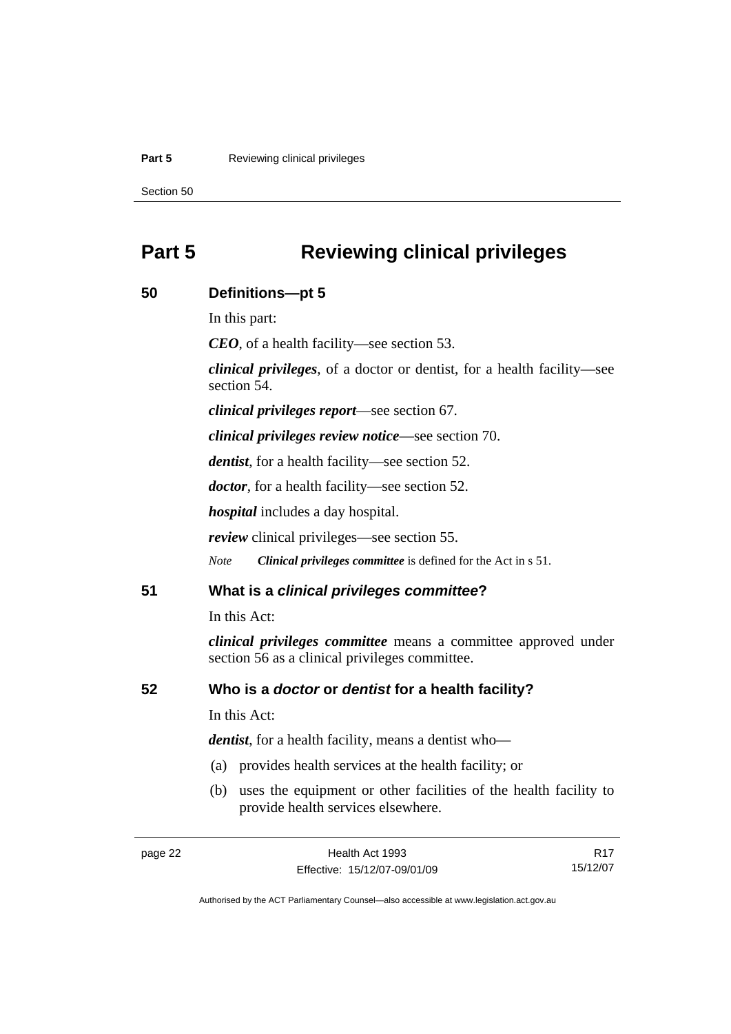# Part 5 Reviewing clinical privileges

## 50 Definitions—pt 5

In this part:

***CEO***, of a health facility—see section 53.

***clinical privileges***, of a doctor or dentist, for a health facility—see section 54.

***clinical privileges report***—see section 67.

***clinical privileges review notice***—see section 70.

***dentist***, for a health facility—see section 52.

***doctor***, for a health facility—see section 52.

***hospital*** includes a day hospital.

***review*** clinical privileges—see section 55.

*Note* ***Clinical privileges committee*** is defined for the Act in s 51.

## 51 What is a *clinical privileges committee*?

In this Act:

***clinical privileges committee*** means a committee approved under section 56 as a clinical privileges committee.

## 52 Who is a *doctor* or *dentist* for a health facility?

In this Act:

***dentist***, for a health facility, means a dentist who—

(a) provides health services at the health facility; or

(b) uses the equipment or other facilities of the health facility to provide health services elsewhere.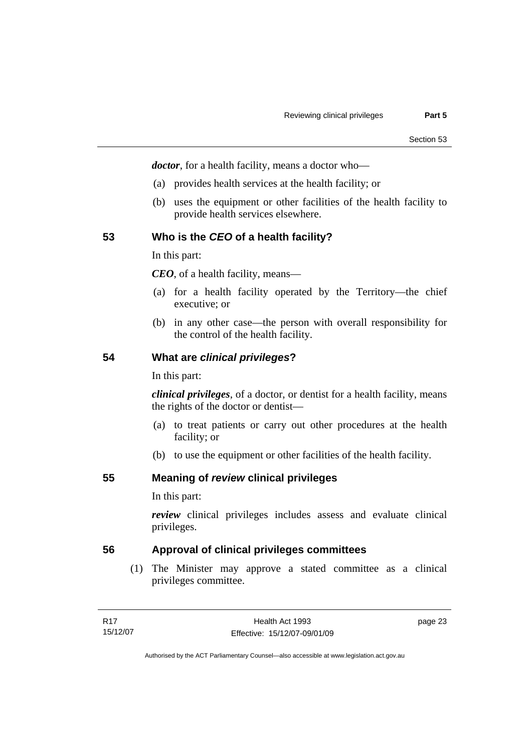***doctor***, for a health facility, means a doctor who—

(a) provides health services at the health facility; or

(b) uses the equipment or other facilities of the health facility to provide health services elsewhere.

### 53 Who is the *CEO* of a health facility?

In this part:

***CEO***, of a health facility, means—

(a) for a health facility operated by the Territory—the chief executive; or

(b) in any other case—the person with overall responsibility for the control of the health facility.

### 54 What are *clinical privileges*?

In this part:

***clinical privileges***, of a doctor, or dentist for a health facility, means the rights of the doctor or dentist—

(a) to treat patients or carry out other procedures at the health facility; or

(b) to use the equipment or other facilities of the health facility.

### 55 Meaning of *review* clinical privileges

In this part:

***review*** clinical privileges includes assess and evaluate clinical privileges.

### 56 Approval of clinical privileges committees

(1) The Minister may approve a stated committee as a clinical privileges committee.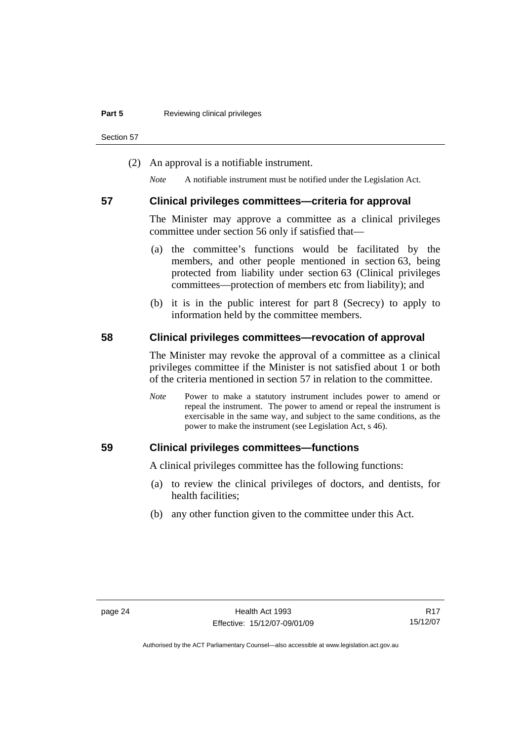(2) An approval is a notifiable instrument.

*Note* A notifiable instrument must be notified under the Legislation Act.

## 57 Clinical privileges committees—criteria for approval

The Minister may approve a committee as a clinical privileges committee under section 56 only if satisfied that—

(a) the committee's functions would be facilitated by the members, and other people mentioned in section 63, being protected from liability under section 63 (Clinical privileges committees—protection of members etc from liability); and

(b) it is in the public interest for part 8 (Secrecy) to apply to information held by the committee members.

## 58 Clinical privileges committees—revocation of approval

The Minister may revoke the approval of a committee as a clinical privileges committee if the Minister is not satisfied about 1 or both of the criteria mentioned in section 57 in relation to the committee.

*Note* Power to make a statutory instrument includes power to amend or repeal the instrument. The power to amend or repeal the instrument is exercisable in the same way, and subject to the same conditions, as the power to make the instrument (see Legislation Act, s 46).

## 59 Clinical privileges committees—functions

A clinical privileges committee has the following functions:

(a) to review the clinical privileges of doctors, and dentists, for health facilities;

(b) any other function given to the committee under this Act.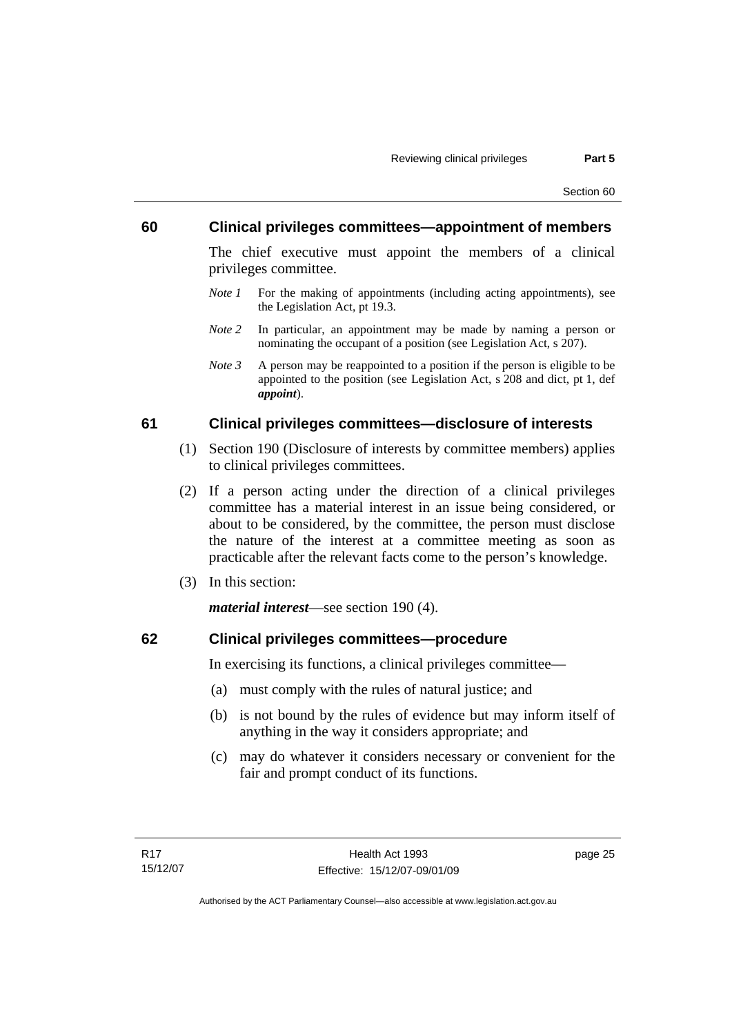## 60 Clinical privileges committees—appointment of members

The chief executive must appoint the members of a clinical privileges committee.

*Note 1* For the making of appointments (including acting appointments), see the Legislation Act, pt 19.3.

*Note 2* In particular, an appointment may be made by naming a person or nominating the occupant of a position (see Legislation Act, s 207).

*Note 3* A person may be reappointed to a position if the person is eligible to be appointed to the position (see Legislation Act, s 208 and dict, pt 1, def ***appoint***).

## 61 Clinical privileges committees—disclosure of interests

(1) Section 190 (Disclosure of interests by committee members) applies to clinical privileges committees.

(2) If a person acting under the direction of a clinical privileges committee has a material interest in an issue being considered, or about to be considered, by the committee, the person must disclose the nature of the interest at a committee meeting as soon as practicable after the relevant facts come to the person's knowledge.

(3) In this section:

***material interest***—see section 190 (4).

## 62 Clinical privileges committees—procedure

In exercising its functions, a clinical privileges committee—

(a) must comply with the rules of natural justice; and

(b) is not bound by the rules of evidence but may inform itself of anything in the way it considers appropriate; and

(c) may do whatever it considers necessary or convenient for the fair and prompt conduct of its functions.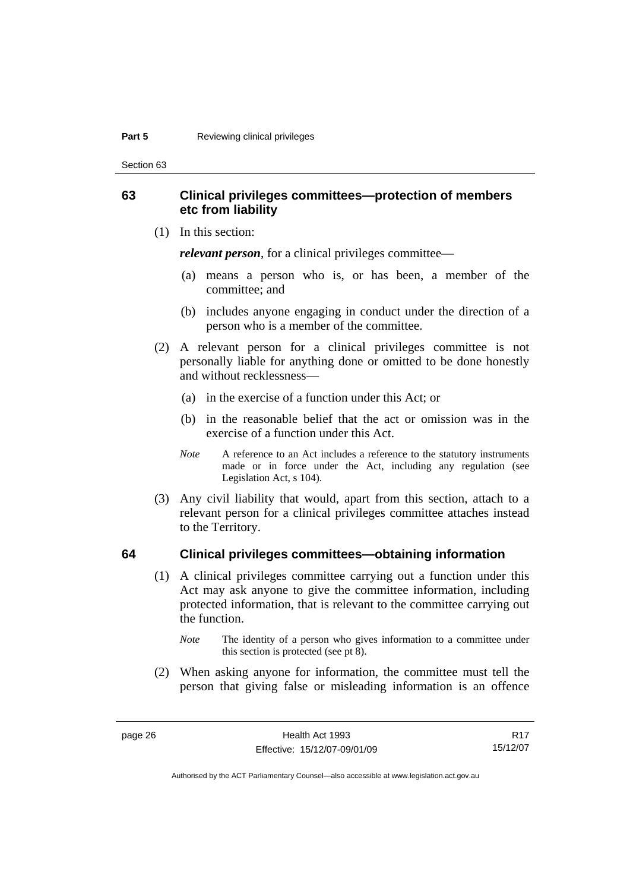## 63 Clinical privileges committees—protection of members etc from liability

(1) In this section:

***relevant person***, for a clinical privileges committee—

(a) means a person who is, or has been, a member of the committee; and

(b) includes anyone engaging in conduct under the direction of a person who is a member of the committee.

(2) A relevant person for a clinical privileges committee is not personally liable for anything done or omitted to be done honestly and without recklessness—

(a) in the exercise of a function under this Act; or

(b) in the reasonable belief that the act or omission was in the exercise of a function under this Act.

*Note* A reference to an Act includes a reference to the statutory instruments made or in force under the Act, including any regulation (see Legislation Act, s 104).

(3) Any civil liability that would, apart from this section, attach to a relevant person for a clinical privileges committee attaches instead to the Territory.

## 64 Clinical privileges committees—obtaining information

(1) A clinical privileges committee carrying out a function under this Act may ask anyone to give the committee information, including protected information, that is relevant to the committee carrying out the function.

*Note* The identity of a person who gives information to a committee under this section is protected (see pt 8).

(2) When asking anyone for information, the committee must tell the person that giving false or misleading information is an offence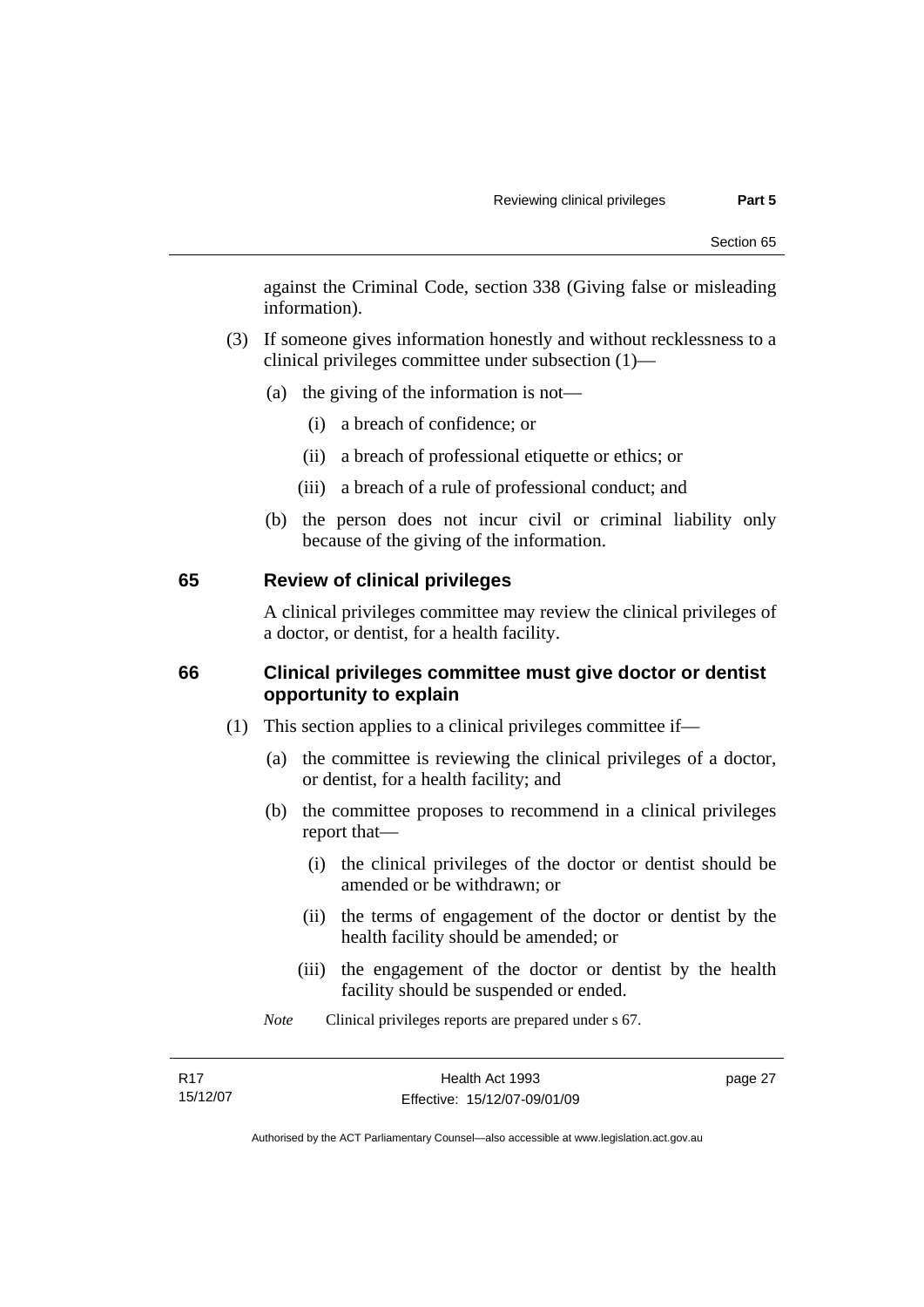against the Criminal Code, section 338 (Giving false or misleading information).

(3) If someone gives information honestly and without recklessness to a clinical privileges committee under subsection (1)—

(a) the giving of the information is not—

(i) a breach of confidence; or

(ii) a breach of professional etiquette or ethics; or

(iii) a breach of a rule of professional conduct; and

(b) the person does not incur civil or criminal liability only because of the giving of the information.

## 65 Review of clinical privileges

A clinical privileges committee may review the clinical privileges of a doctor, or dentist, for a health facility.

## 66 Clinical privileges committee must give doctor or dentist opportunity to explain

(1) This section applies to a clinical privileges committee if—

(a) the committee is reviewing the clinical privileges of a doctor, or dentist, for a health facility; and

(b) the committee proposes to recommend in a clinical privileges report that—

(i) the clinical privileges of the doctor or dentist should be amended or be withdrawn; or

(ii) the terms of engagement of the doctor or dentist by the health facility should be amended; or

(iii) the engagement of the doctor or dentist by the health facility should be suspended or ended.

*Note* Clinical privileges reports are prepared under s 67.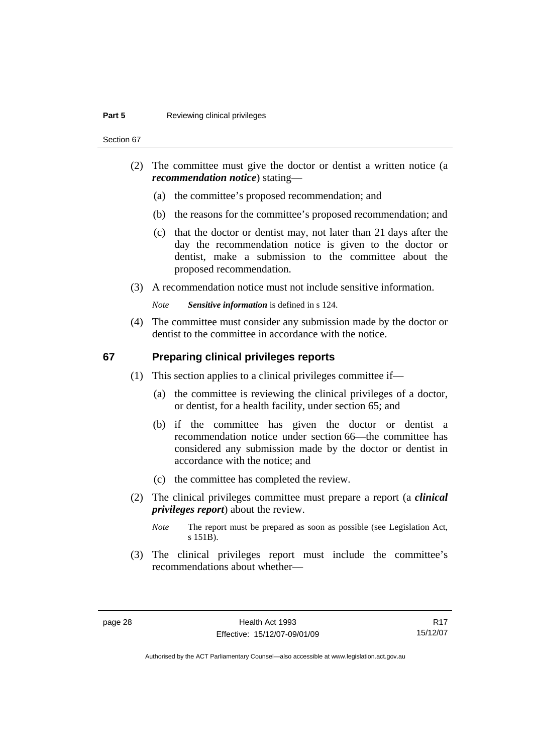(2) The committee must give the doctor or dentist a written notice (a ***recommendation notice***) stating—

(a) the committee's proposed recommendation; and

(b) the reasons for the committee's proposed recommendation; and

(c) that the doctor or dentist may, not later than 21 days after the day the recommendation notice is given to the doctor or dentist, make a submission to the committee about the proposed recommendation.

(3) A recommendation notice must not include sensitive information.

*Note* ***Sensitive information*** is defined in s 124.

(4) The committee must consider any submission made by the doctor or dentist to the committee in accordance with the notice.

## 67 Preparing clinical privileges reports

(1) This section applies to a clinical privileges committee if—

(a) the committee is reviewing the clinical privileges of a doctor, or dentist, for a health facility, under section 65; and

(b) if the committee has given the doctor or dentist a recommendation notice under section 66—the committee has considered any submission made by the doctor or dentist in accordance with the notice; and

(c) the committee has completed the review.

(2) The clinical privileges committee must prepare a report (a ***clinical privileges report***) about the review.

*Note* The report must be prepared as soon as possible (see Legislation Act, s 151B).

(3) The clinical privileges report must include the committee's recommendations about whether—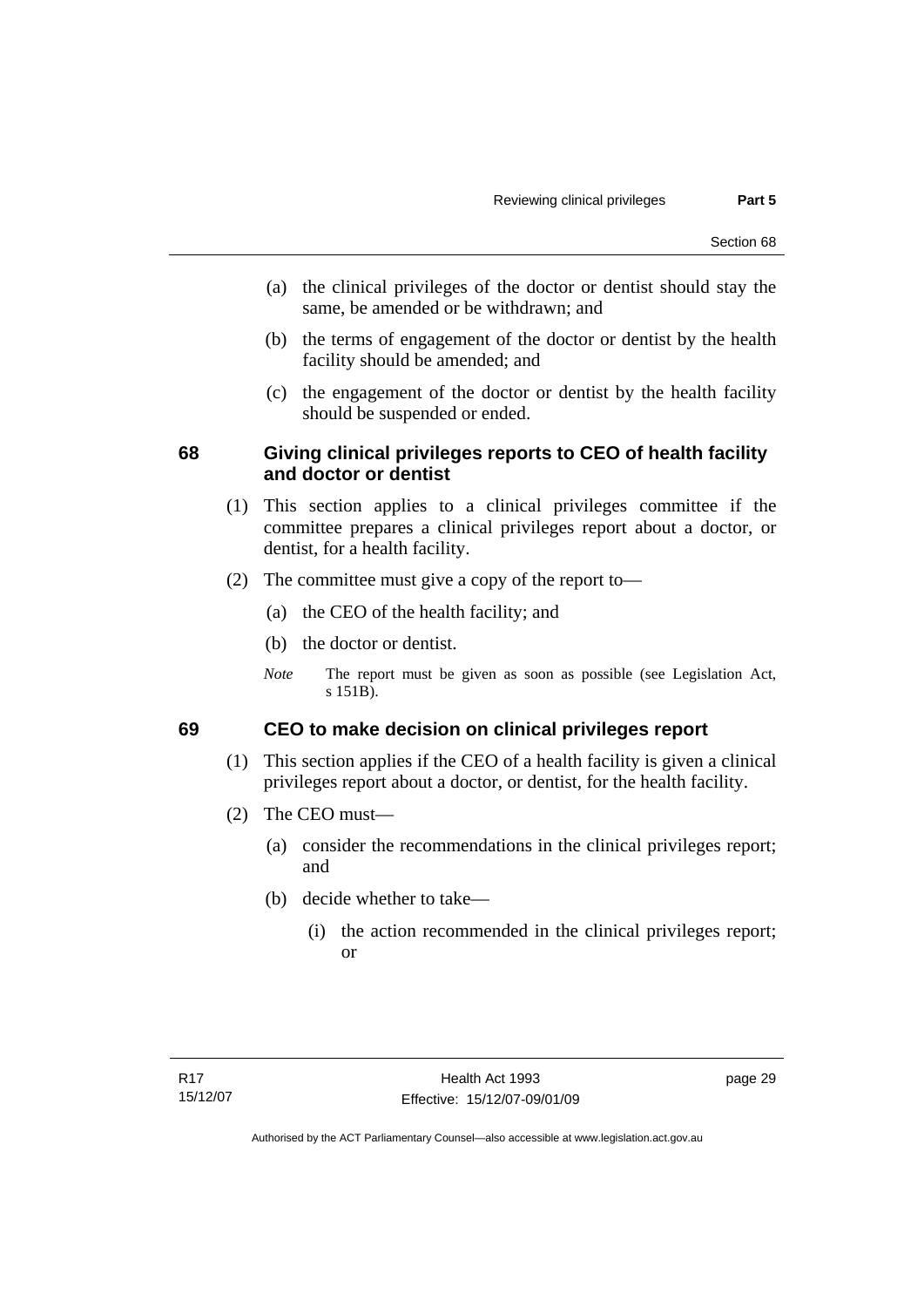(a) the clinical privileges of the doctor or dentist should stay the same, be amended or be withdrawn; and

(b) the terms of engagement of the doctor or dentist by the health facility should be amended; and

(c) the engagement of the doctor or dentist by the health facility should be suspended or ended.

## 68 Giving clinical privileges reports to CEO of health facility and doctor or dentist

(1) This section applies to a clinical privileges committee if the committee prepares a clinical privileges report about a doctor, or dentist, for a health facility.

(2) The committee must give a copy of the report to—

(a) the CEO of the health facility; and

(b) the doctor or dentist.

*Note* The report must be given as soon as possible (see Legislation Act, s 151B).

## 69 CEO to make decision on clinical privileges report

(1) This section applies if the CEO of a health facility is given a clinical privileges report about a doctor, or dentist, for the health facility.

(2) The CEO must—

(a) consider the recommendations in the clinical privileges report; and

(b) decide whether to take—

(i) the action recommended in the clinical privileges report; or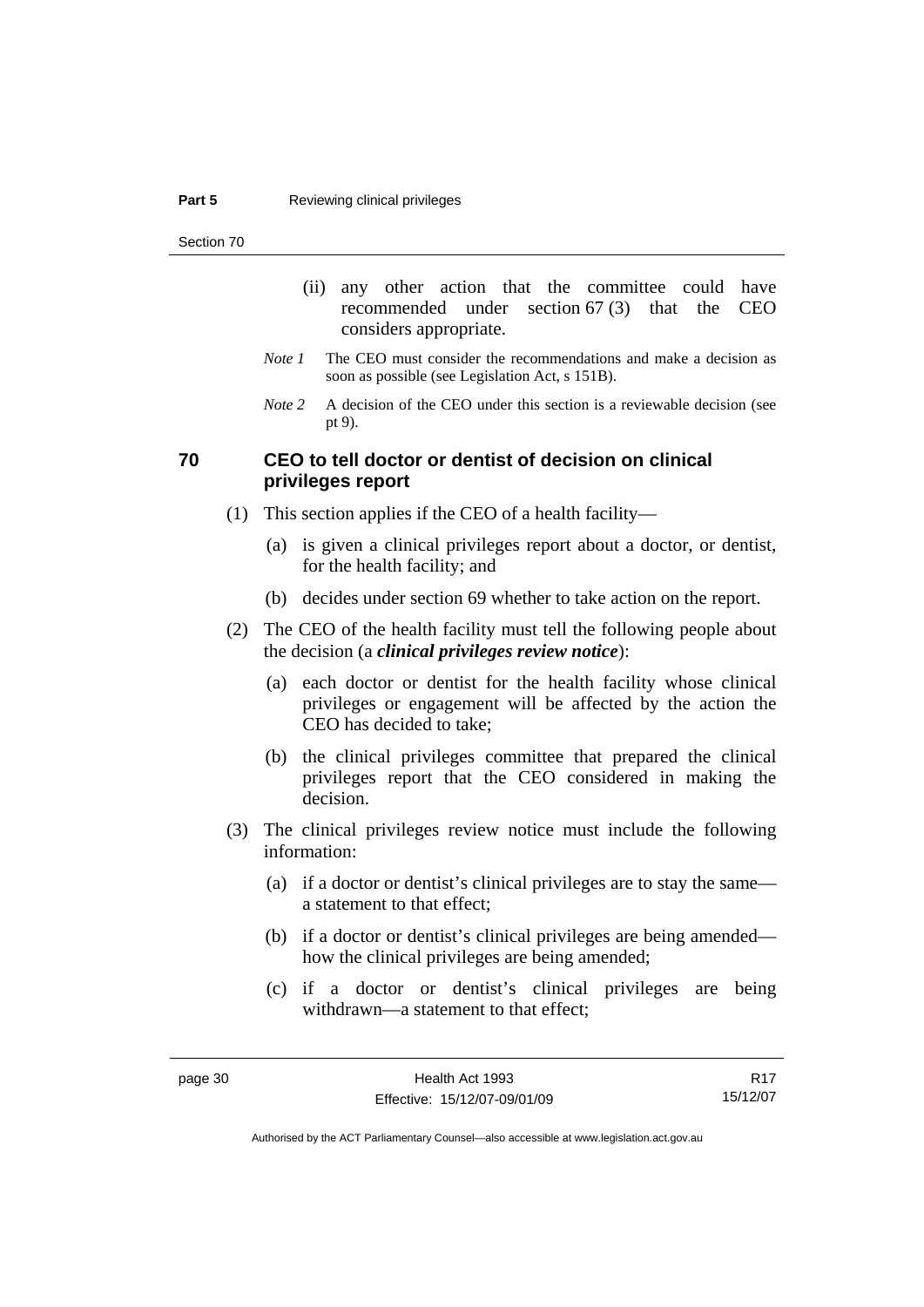(ii) any other action that the committee could have recommended under section 67 (3) that the CEO considers appropriate.

*Note 1* The CEO must consider the recommendations and make a decision as soon as possible (see Legislation Act, s 151B).

*Note 2* A decision of the CEO under this section is a reviewable decision (see pt 9).

## 70 CEO to tell doctor or dentist of decision on clinical privileges report

(1) This section applies if the CEO of a health facility—

(a) is given a clinical privileges report about a doctor, or dentist, for the health facility; and

(b) decides under section 69 whether to take action on the report.

(2) The CEO of the health facility must tell the following people about the decision (a ***clinical privileges review notice***):

(a) each doctor or dentist for the health facility whose clinical privileges or engagement will be affected by the action the CEO has decided to take;

(b) the clinical privileges committee that prepared the clinical privileges report that the CEO considered in making the decision.

(3) The clinical privileges review notice must include the following information:

(a) if a doctor or dentist's clinical privileges are to stay the same—a statement to that effect;

(b) if a doctor or dentist's clinical privileges are being amended—how the clinical privileges are being amended;

(c) if a doctor or dentist's clinical privileges are being withdrawn—a statement to that effect;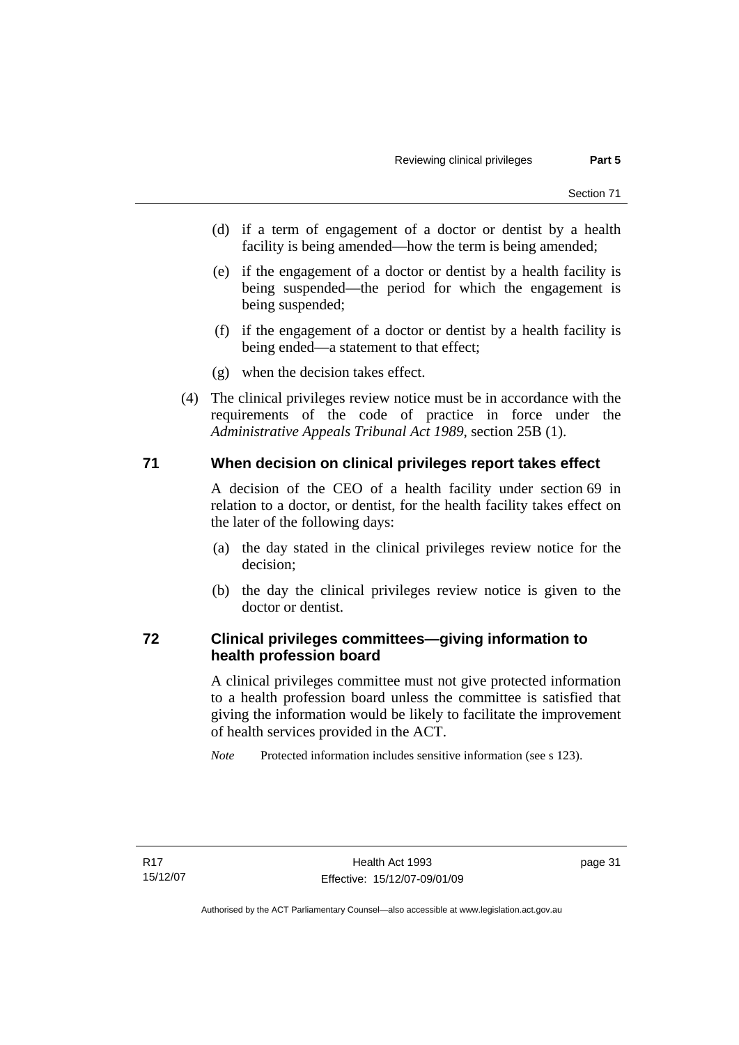(d) if a term of engagement of a doctor or dentist by a health facility is being amended—how the term is being amended;

(e) if the engagement of a doctor or dentist by a health facility is being suspended—the period for which the engagement is being suspended;

(f) if the engagement of a doctor or dentist by a health facility is being ended—a statement to that effect;

(g) when the decision takes effect.

(4) The clinical privileges review notice must be in accordance with the requirements of the code of practice in force under the *Administrative Appeals Tribunal Act 1989*, section 25B (1).

## 71 When decision on clinical privileges report takes effect

A decision of the CEO of a health facility under section 69 in relation to a doctor, or dentist, for the health facility takes effect on the later of the following days:

(a) the day stated in the clinical privileges review notice for the decision;

(b) the day the clinical privileges review notice is given to the doctor or dentist.

## 72 Clinical privileges committees—giving information to health profession board

A clinical privileges committee must not give protected information to a health profession board unless the committee is satisfied that giving the information would be likely to facilitate the improvement of health services provided in the ACT.

*Note* Protected information includes sensitive information (see s 123).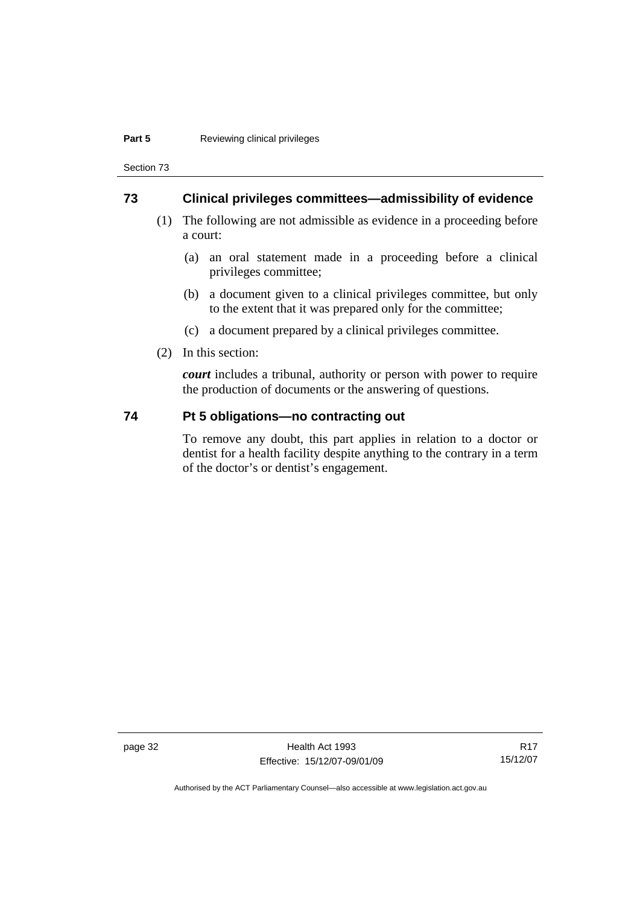## 73 Clinical privileges committees—admissibility of evidence

(1) The following are not admissible as evidence in a proceeding before a court:

(a) an oral statement made in a proceeding before a clinical privileges committee;

(b) a document given to a clinical privileges committee, but only to the extent that it was prepared only for the committee;

(c) a document prepared by a clinical privileges committee.

(2) In this section:

***court*** includes a tribunal, authority or person with power to require the production of documents or the answering of questions.

## 74 Pt 5 obligations—no contracting out

To remove any doubt, this part applies in relation to a doctor or dentist for a health facility despite anything to the contrary in a term of the doctor's or dentist's engagement.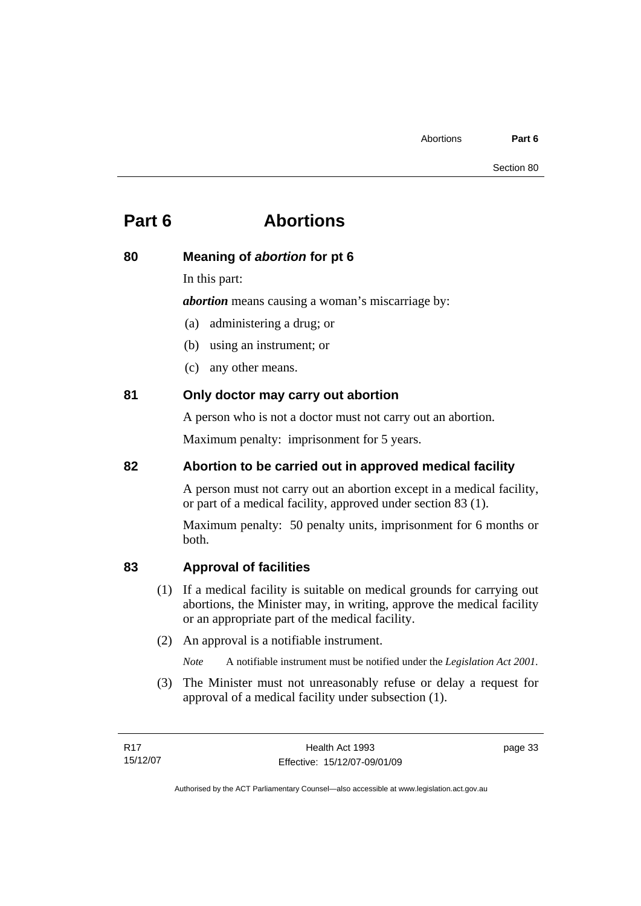# Part 6 Abortions

## 80 Meaning of *abortion* for pt 6

In this part:

***abortion*** means causing a woman's miscarriage by:

(a) administering a drug; or

(b) using an instrument; or

(c) any other means.

## 81 Only doctor may carry out abortion

A person who is not a doctor must not carry out an abortion.

Maximum penalty: imprisonment for 5 years.

## 82 Abortion to be carried out in approved medical facility

A person must not carry out an abortion except in a medical facility, or part of a medical facility, approved under section 83 (1).

Maximum penalty: 50 penalty units, imprisonment for 6 months or both.

## 83 Approval of facilities

(1) If a medical facility is suitable on medical grounds for carrying out abortions, the Minister may, in writing, approve the medical facility or an appropriate part of the medical facility.

(2) An approval is a notifiable instrument.

*Note* A notifiable instrument must be notified under the *Legislation Act 2001*.

(3) The Minister must not unreasonably refuse or delay a request for approval of a medical facility under subsection (1).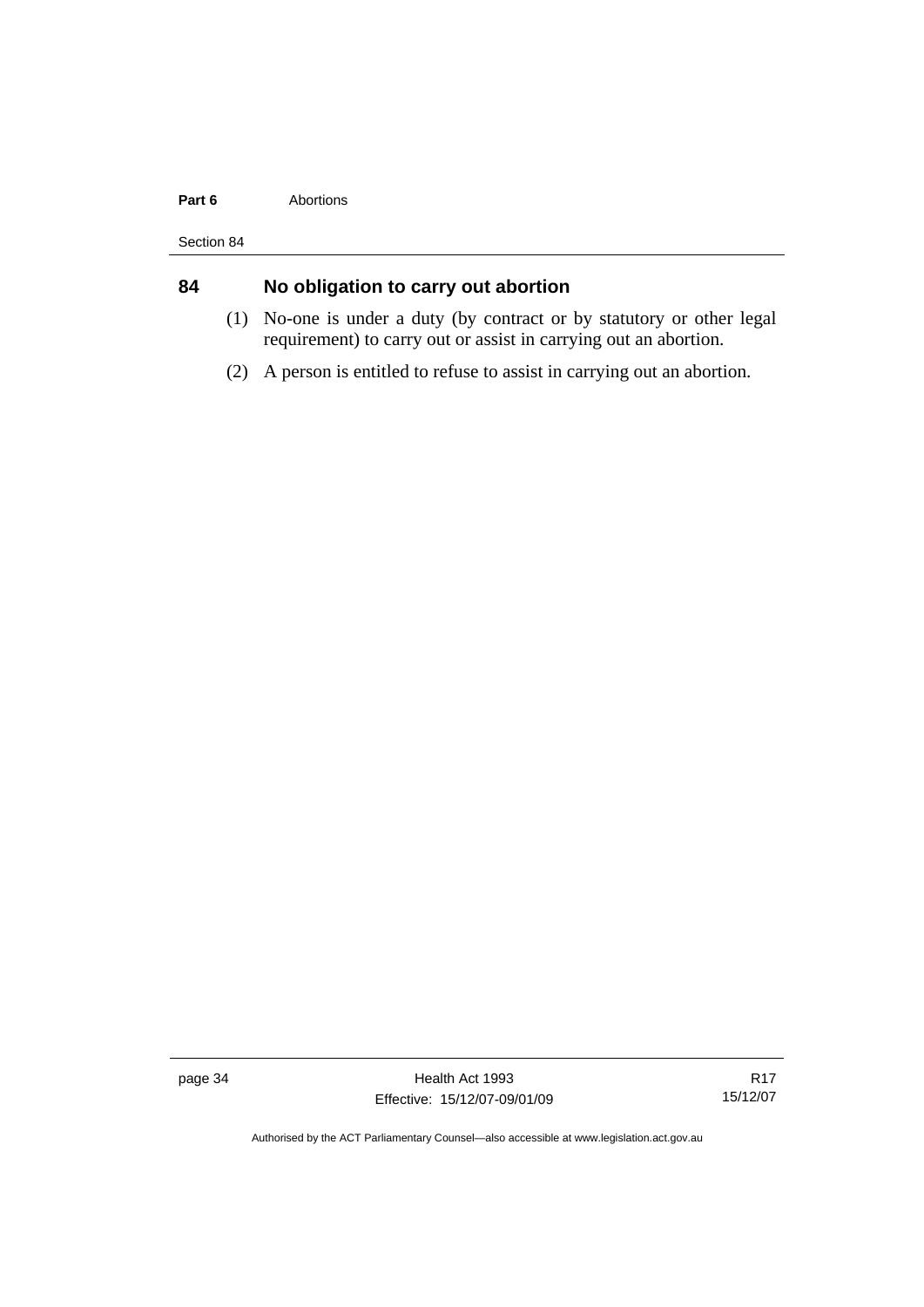## 84 No obligation to carry out abortion

(1) No-one is under a duty (by contract or by statutory or other legal requirement) to carry out or assist in carrying out an abortion.

(2) A person is entitled to refuse to assist in carrying out an abortion.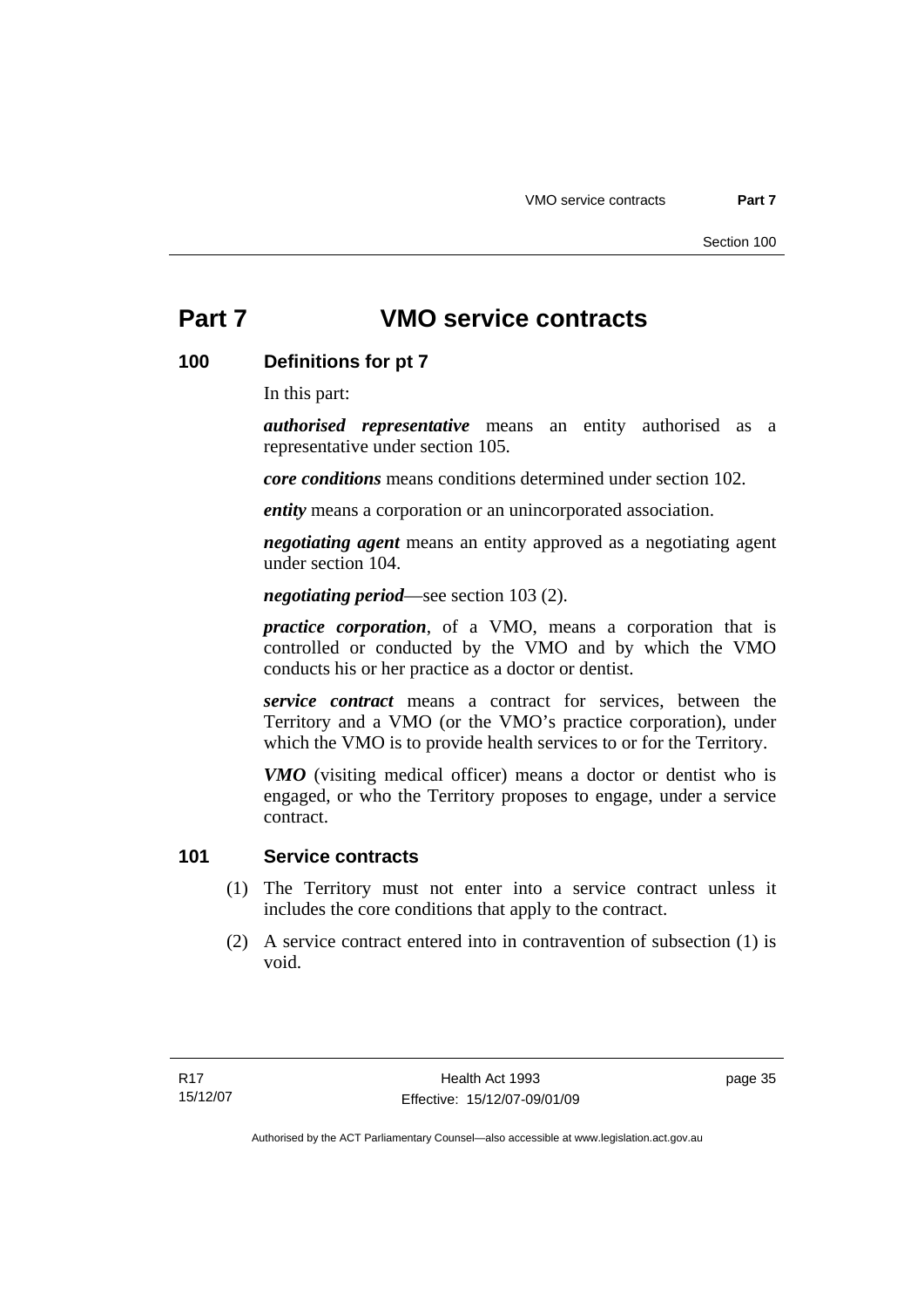# Part 7 VMO service contracts

## 100 Definitions for pt 7

In this part:

***authorised representative*** means an entity authorised as a representative under section 105.

***core conditions*** means conditions determined under section 102.

***entity*** means a corporation or an unincorporated association.

***negotiating agent*** means an entity approved as a negotiating agent under section 104.

***negotiating period***—see section 103 (2).

***practice corporation***, of a VMO, means a corporation that is controlled or conducted by the VMO and by which the VMO conducts his or her practice as a doctor or dentist.

***service contract*** means a contract for services, between the Territory and a VMO (or the VMO's practice corporation), under which the VMO is to provide health services to or for the Territory.

***VMO*** (visiting medical officer) means a doctor or dentist who is engaged, or who the Territory proposes to engage, under a service contract.

## 101 Service contracts

(1) The Territory must not enter into a service contract unless it includes the core conditions that apply to the contract.

(2) A service contract entered into in contravention of subsection (1) is void.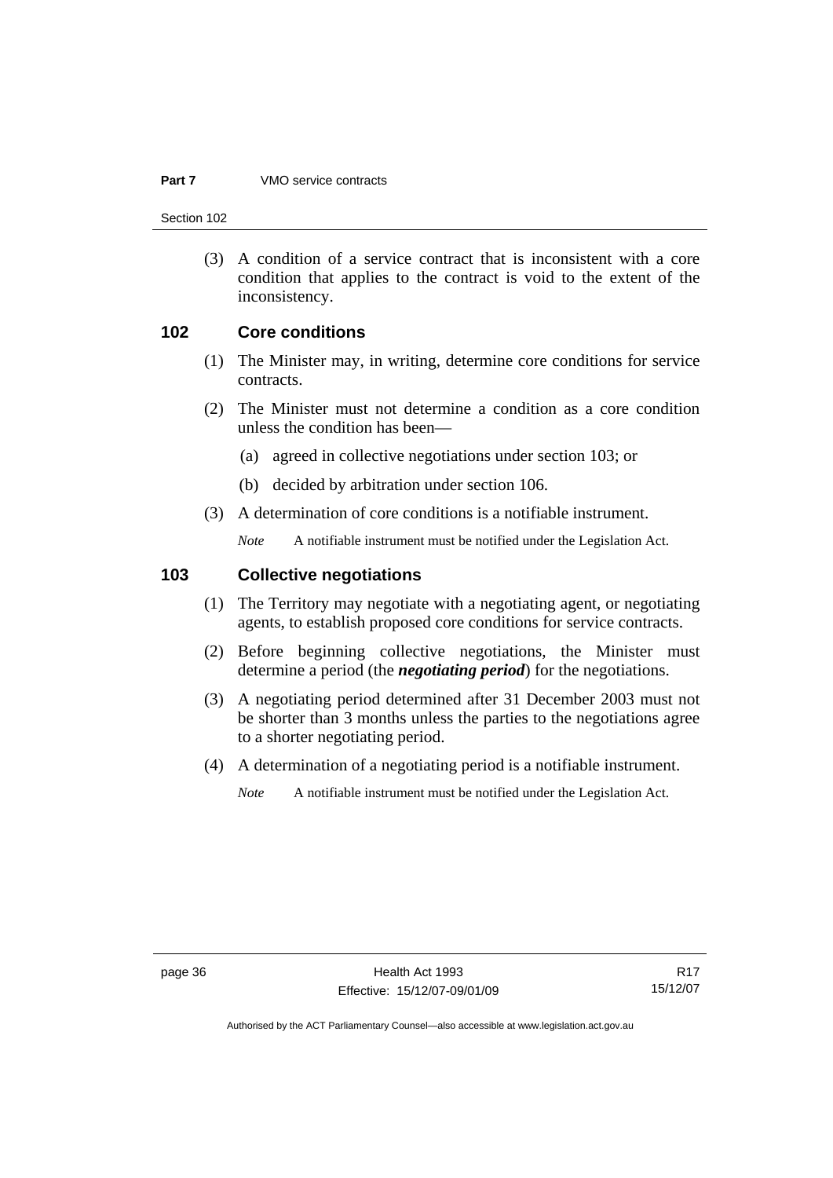(3) A condition of a service contract that is inconsistent with a core condition that applies to the contract is void to the extent of the inconsistency.

## 102 Core conditions

(1) The Minister may, in writing, determine core conditions for service contracts.

(2) The Minister must not determine a condition as a core condition unless the condition has been—

(a) agreed in collective negotiations under section 103; or

(b) decided by arbitration under section 106.

(3) A determination of core conditions is a notifiable instrument.

*Note* A notifiable instrument must be notified under the Legislation Act.

## 103 Collective negotiations

(1) The Territory may negotiate with a negotiating agent, or negotiating agents, to establish proposed core conditions for service contracts.

(2) Before beginning collective negotiations, the Minister must determine a period (the ***negotiating period***) for the negotiations.

(3) A negotiating period determined after 31 December 2003 must not be shorter than 3 months unless the parties to the negotiations agree to a shorter negotiating period.

(4) A determination of a negotiating period is a notifiable instrument.

*Note* A notifiable instrument must be notified under the Legislation Act.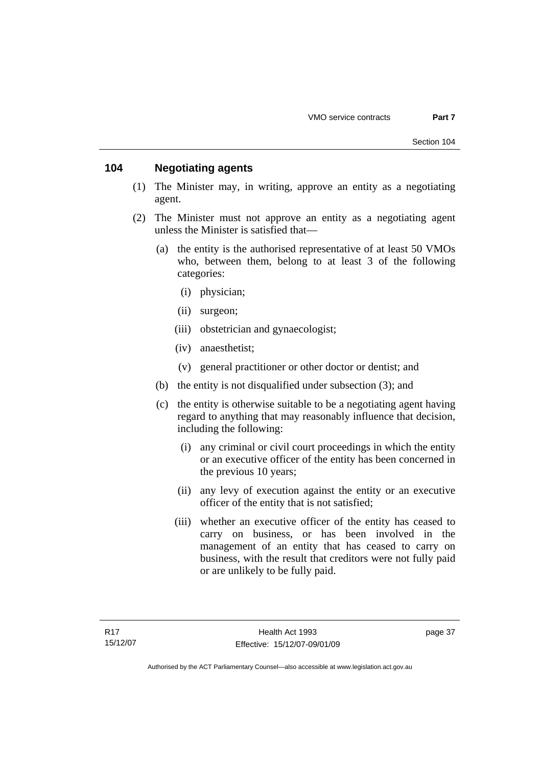## 104 Negotiating agents

(1) The Minister may, in writing, approve an entity as a negotiating agent.

(2) The Minister must not approve an entity as a negotiating agent unless the Minister is satisfied that—

(a) the entity is the authorised representative of at least 50 VMOs who, between them, belong to at least 3 of the following categories:

(i) physician;

(ii) surgeon;

(iii) obstetrician and gynaecologist;

(iv) anaesthetist;

(v) general practitioner or other doctor or dentist; and

(b) the entity is not disqualified under subsection (3); and

(c) the entity is otherwise suitable to be a negotiating agent having regard to anything that may reasonably influence that decision, including the following:

(i) any criminal or civil court proceedings in which the entity or an executive officer of the entity has been concerned in the previous 10 years;

(ii) any levy of execution against the entity or an executive officer of the entity that is not satisfied;

(iii) whether an executive officer of the entity has ceased to carry on business, or has been involved in the management of an entity that has ceased to carry on business, with the result that creditors were not fully paid or are unlikely to be fully paid.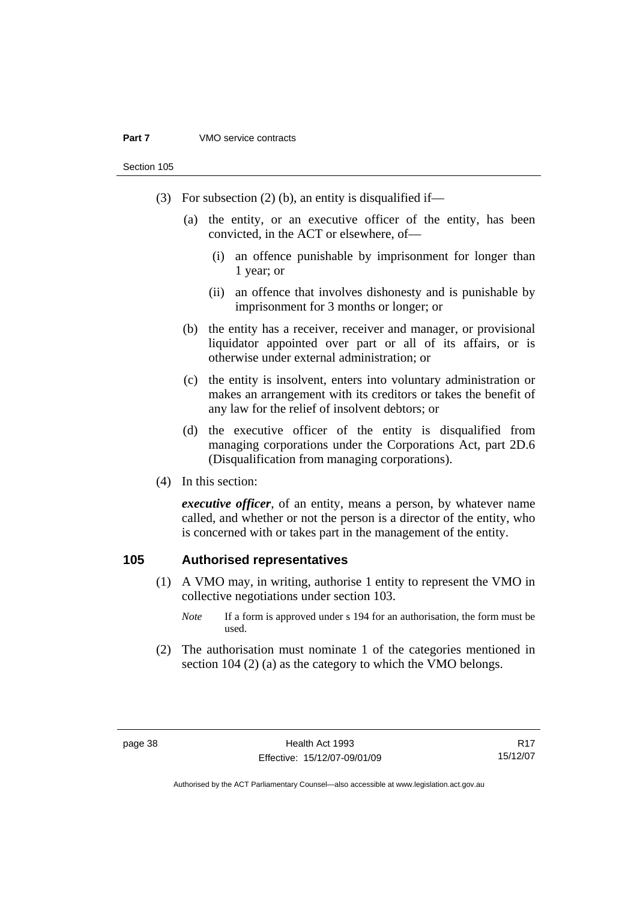(3) For subsection (2) (b), an entity is disqualified if—

(a) the entity, or an executive officer of the entity, has been convicted, in the ACT or elsewhere, of—

(i) an offence punishable by imprisonment for longer than 1 year; or

(ii) an offence that involves dishonesty and is punishable by imprisonment for 3 months or longer; or

(b) the entity has a receiver, receiver and manager, or provisional liquidator appointed over part or all of its affairs, or is otherwise under external administration; or

(c) the entity is insolvent, enters into voluntary administration or makes an arrangement with its creditors or takes the benefit of any law for the relief of insolvent debtors; or

(d) the executive officer of the entity is disqualified from managing corporations under the Corporations Act, part 2D.6 (Disqualification from managing corporations).

(4) In this section:

***executive officer***, of an entity, means a person, by whatever name called, and whether or not the person is a director of the entity, who is concerned with or takes part in the management of the entity.

## 105 Authorised representatives

(1) A VMO may, in writing, authorise 1 entity to represent the VMO in collective negotiations under section 103.

*Note* If a form is approved under s 194 for an authorisation, the form must be used.

(2) The authorisation must nominate 1 of the categories mentioned in section 104 (2) (a) as the category to which the VMO belongs.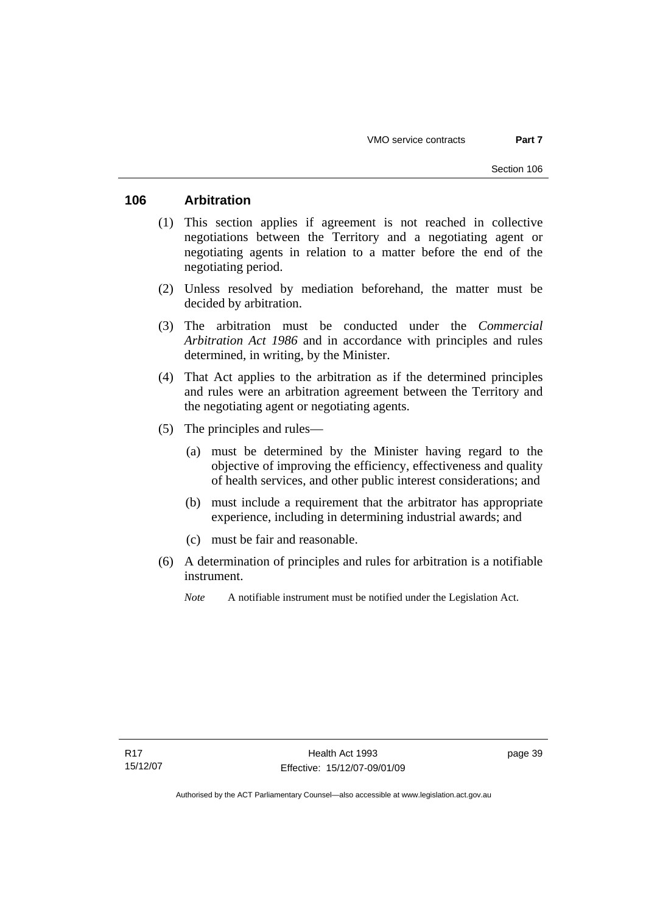## 106 Arbitration

(1) This section applies if agreement is not reached in collective negotiations between the Territory and a negotiating agent or negotiating agents in relation to a matter before the end of the negotiating period.

(2) Unless resolved by mediation beforehand, the matter must be decided by arbitration.

(3) The arbitration must be conducted under the *Commercial Arbitration Act 1986* and in accordance with principles and rules determined, in writing, by the Minister.

(4) That Act applies to the arbitration as if the determined principles and rules were an arbitration agreement between the Territory and the negotiating agent or negotiating agents.

(5) The principles and rules—

(a) must be determined by the Minister having regard to the objective of improving the efficiency, effectiveness and quality of health services, and other public interest considerations; and

(b) must include a requirement that the arbitrator has appropriate experience, including in determining industrial awards; and

(c) must be fair and reasonable.

(6) A determination of principles and rules for arbitration is a notifiable instrument.

*Note* A notifiable instrument must be notified under the Legislation Act.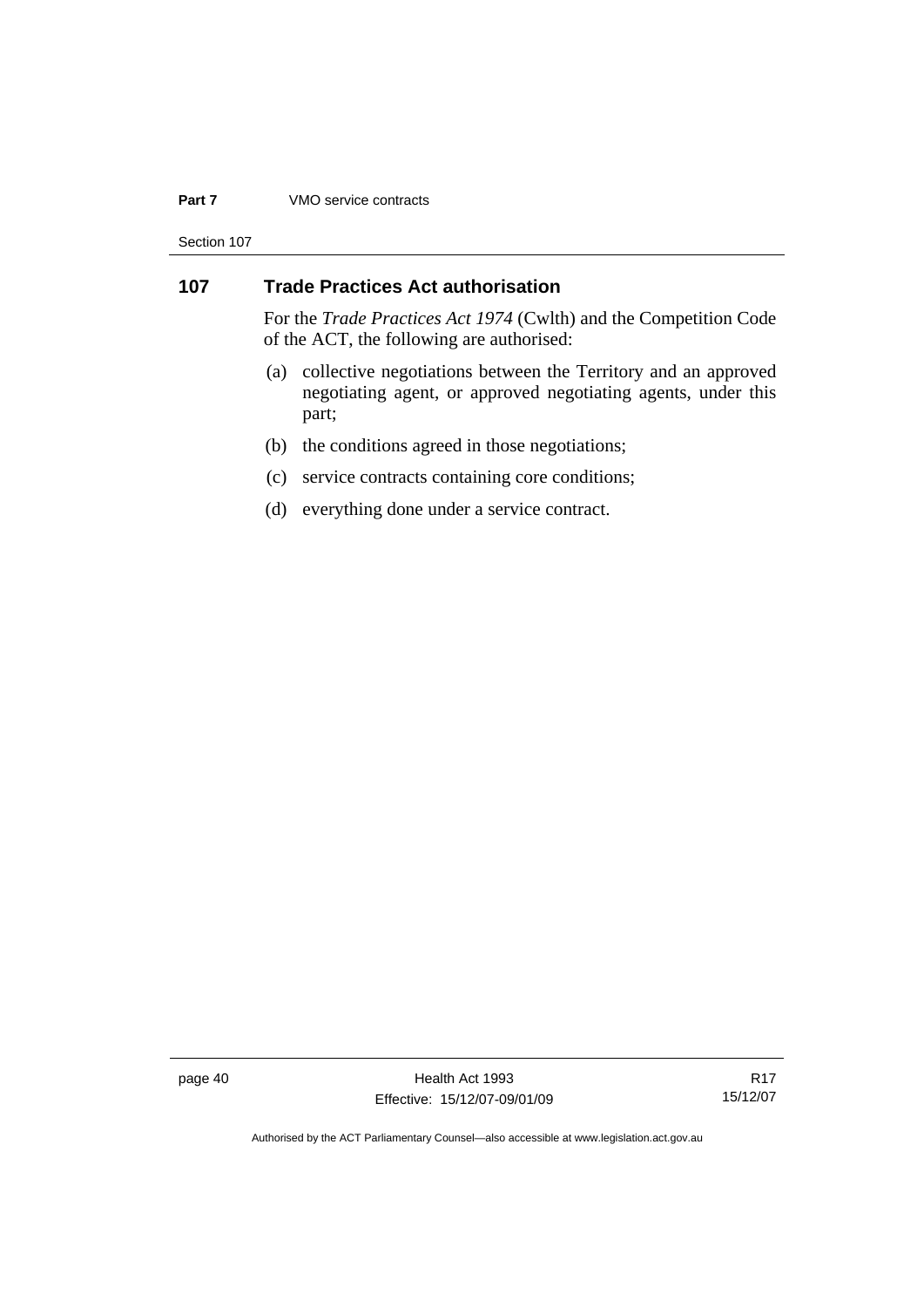## 107 Trade Practices Act authorisation

For the *Trade Practices Act 1974* (Cwlth) and the Competition Code of the ACT, the following are authorised:

(a) collective negotiations between the Territory and an approved negotiating agent, or approved negotiating agents, under this part;

(b) the conditions agreed in those negotiations;

(c) service contracts containing core conditions;

(d) everything done under a service contract.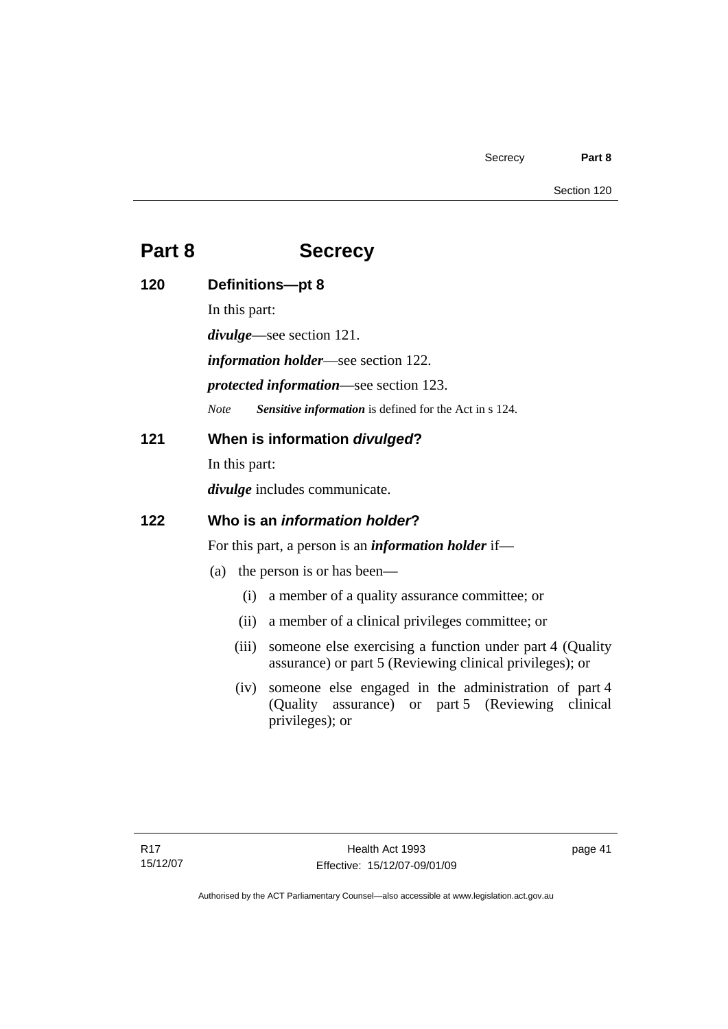# Part 8 Secrecy

## 120 Definitions—pt 8

In this part:

***divulge***—see section 121.

***information holder***—see section 122.

***protected information***—see section 123.

*Note* ***Sensitive information*** is defined for the Act in s 124.

## 121 When is information *divulged*?

In this part:

***divulge*** includes communicate.

## 122 Who is an *information holder*?

For this part, a person is an ***information holder*** if—

(a) the person is or has been—

(i) a member of a quality assurance committee; or

(ii) a member of a clinical privileges committee; or

(iii) someone else exercising a function under part 4 (Quality assurance) or part 5 (Reviewing clinical privileges); or

(iv) someone else engaged in the administration of part 4 (Quality assurance) or part 5 (Reviewing clinical privileges); or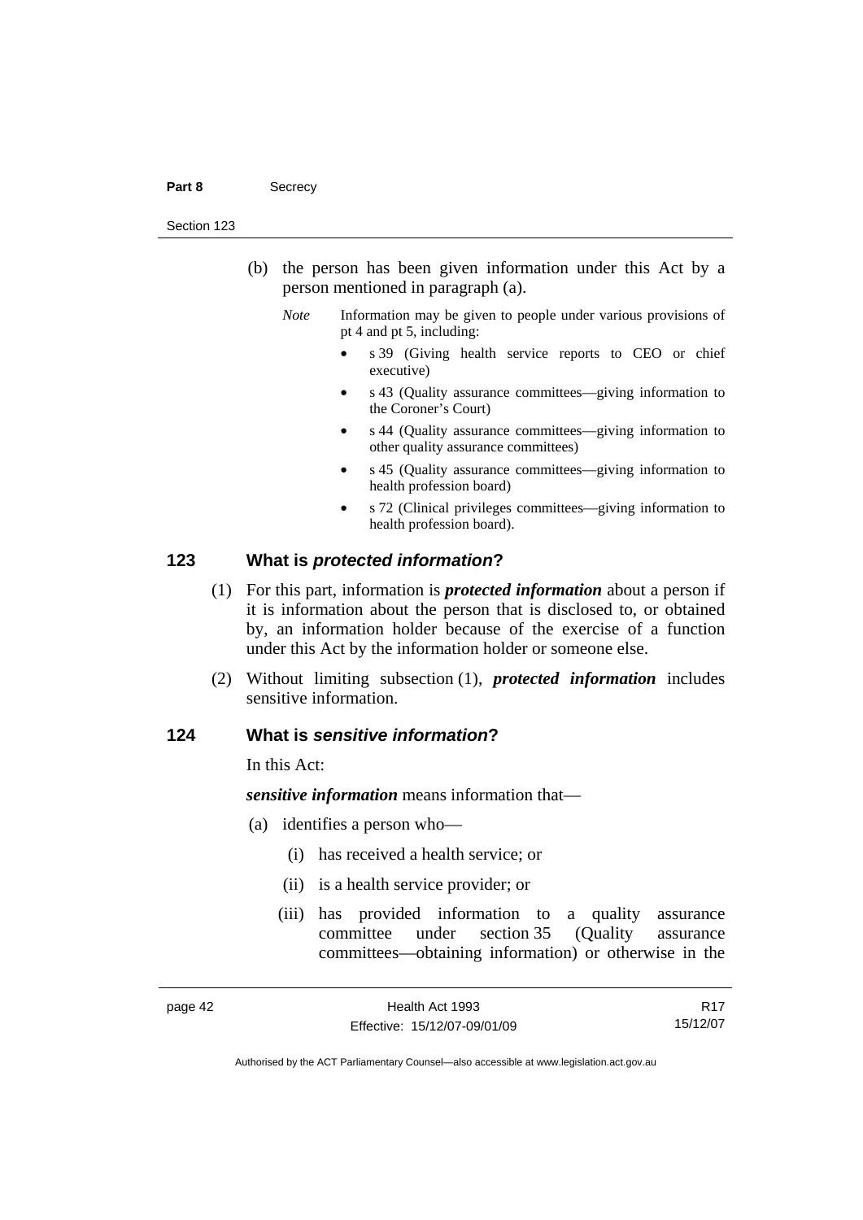(b) the person has been given information under this Act by a person mentioned in paragraph (a).

*Note* Information may be given to people under various provisions of pt 4 and pt 5, including:

- s 39 (Giving health service reports to CEO or chief executive)
- s 43 (Quality assurance committees—giving information to the Coroner's Court)
- s 44 (Quality assurance committees—giving information to other quality assurance committees)
- s 45 (Quality assurance committees—giving information to health profession board)
- s 72 (Clinical privileges committees—giving information to health profession board).

## 123 What is *protected information*?

(1) For this part, information is ***protected information*** about a person if it is information about the person that is disclosed to, or obtained by, an information holder because of the exercise of a function under this Act by the information holder or someone else.

(2) Without limiting subsection (1), ***protected information*** includes sensitive information.

## 124 What is *sensitive information*?

In this Act:

***sensitive information*** means information that—

(a) identifies a person who—

(i) has received a health service; or

(ii) is a health service provider; or

(iii) has provided information to a quality assurance committee under section 35 (Quality assurance committees—obtaining information) or otherwise in the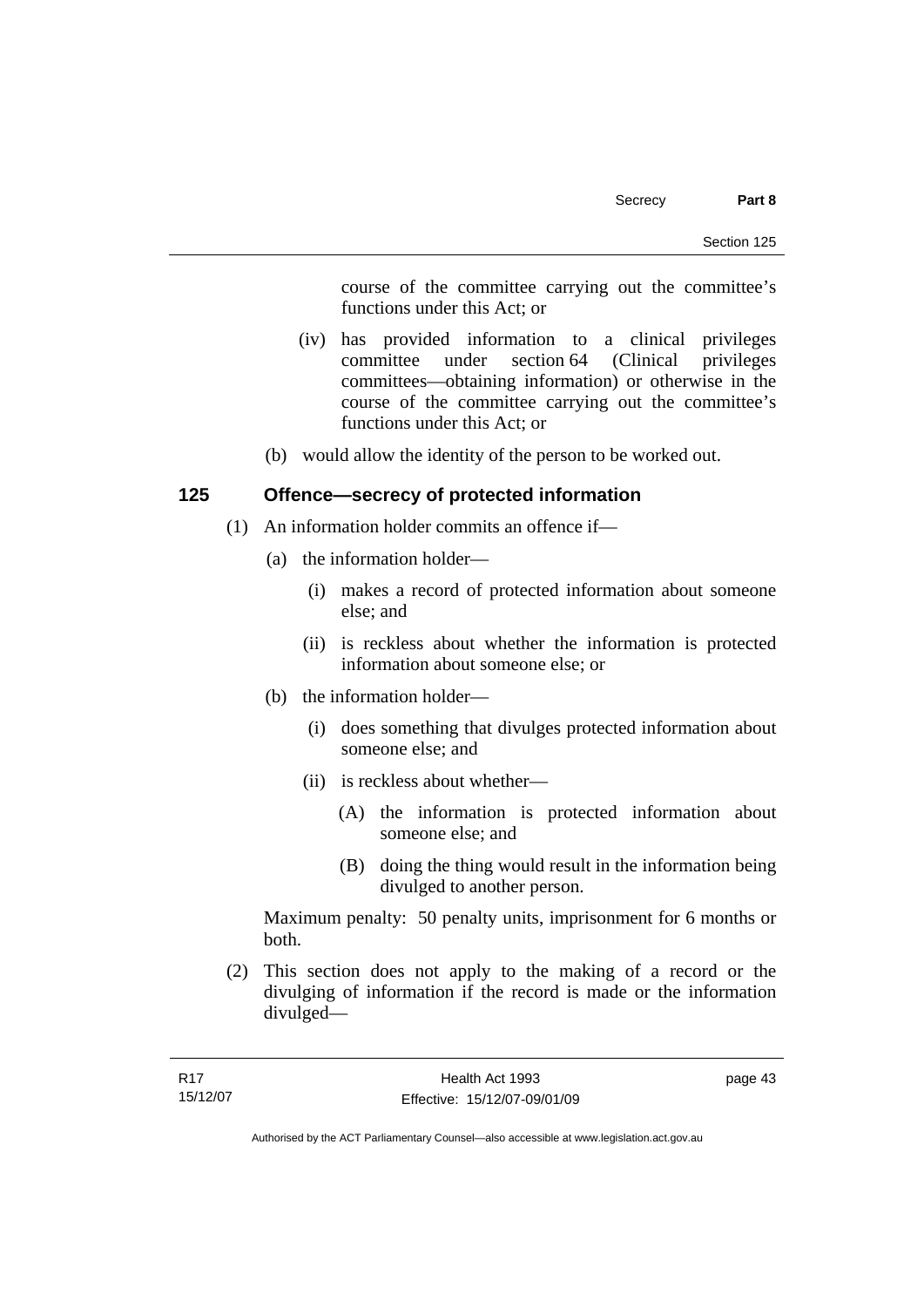course of the committee carrying out the committee's functions under this Act; or

(iv) has provided information to a clinical privileges committee under section 64 (Clinical privileges committees—obtaining information) or otherwise in the course of the committee carrying out the committee's functions under this Act; or

(b) would allow the identity of the person to be worked out.

## 125 Offence—secrecy of protected information

(1) An information holder commits an offence if—

(a) the information holder—

(i) makes a record of protected information about someone else; and

(ii) is reckless about whether the information is protected information about someone else; or

(b) the information holder—

(i) does something that divulges protected information about someone else; and

(ii) is reckless about whether—

(A) the information is protected information about someone else; and

(B) doing the thing would result in the information being divulged to another person.

Maximum penalty: 50 penalty units, imprisonment for 6 months or both.

(2) This section does not apply to the making of a record or the divulging of information if the record is made or the information divulged—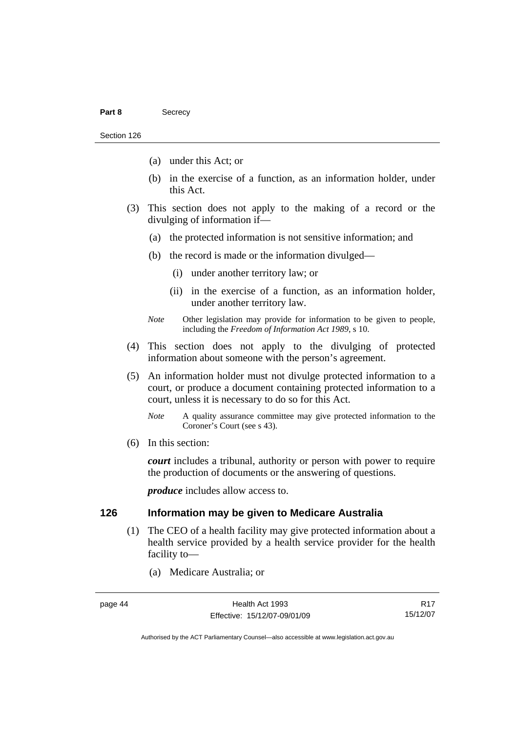(a) under this Act; or

(b) in the exercise of a function, as an information holder, under this Act.

(3) This section does not apply to the making of a record or the divulging of information if—

(a) the protected information is not sensitive information; and

(b) the record is made or the information divulged—

(i) under another territory law; or

(ii) in the exercise of a function, as an information holder, under another territory law.

*Note* Other legislation may provide for information to be given to people, including the *Freedom of Information Act 1989*, s 10.

(4) This section does not apply to the divulging of protected information about someone with the person's agreement.

(5) An information holder must not divulge protected information to a court, or produce a document containing protected information to a court, unless it is necessary to do so for this Act.

*Note* A quality assurance committee may give protected information to the Coroner's Court (see s 43).

(6) In this section:

***court*** includes a tribunal, authority or person with power to require the production of documents or the answering of questions.

***produce*** includes allow access to.

## 126 Information may be given to Medicare Australia

(1) The CEO of a health facility may give protected information about a health service provided by a health service provider for the health facility to—

(a) Medicare Australia; or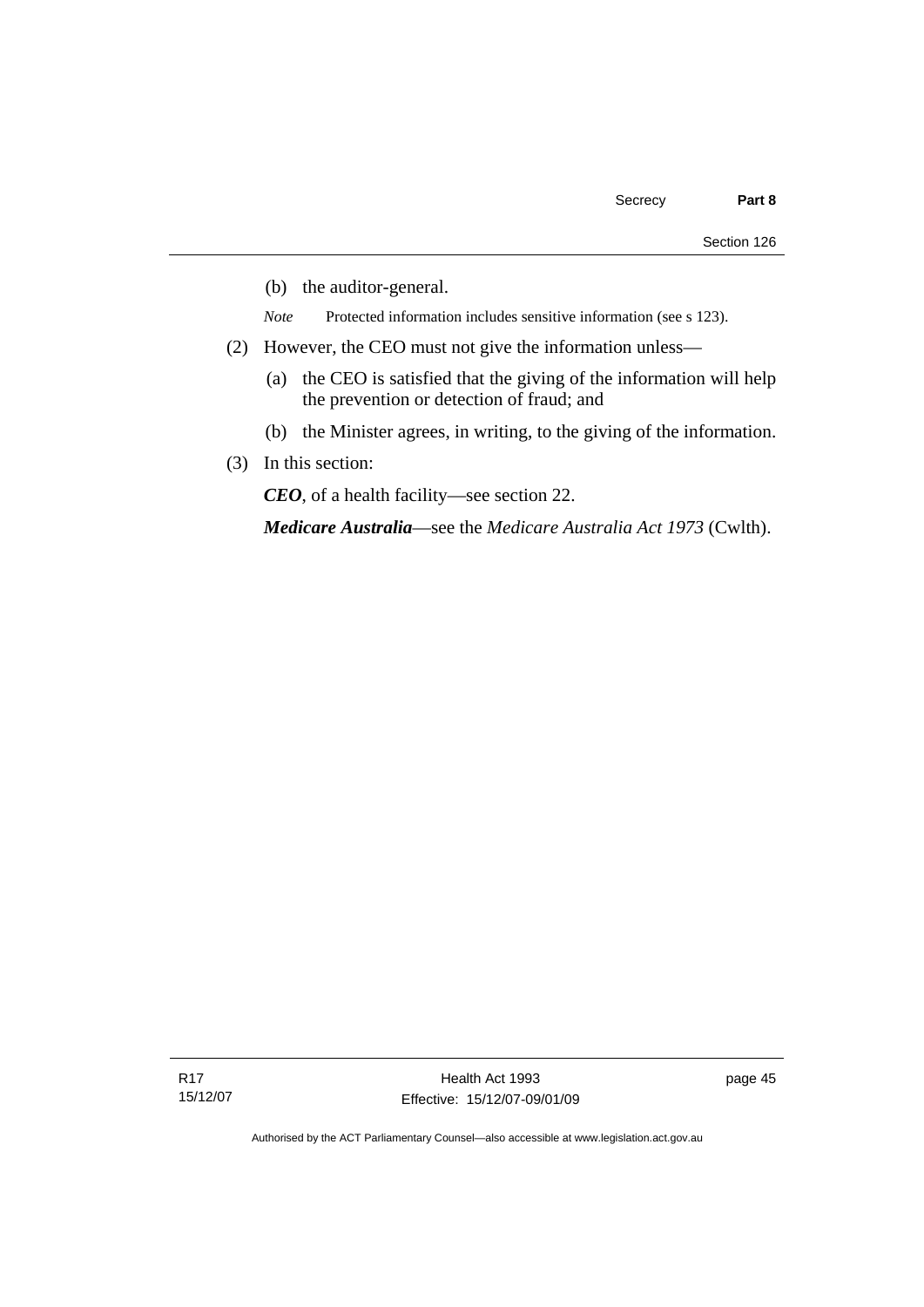(b) the auditor-general.

*Note* Protected information includes sensitive information (see s 123).

(2) However, the CEO must not give the information unless—

(a) the CEO is satisfied that the giving of the information will help the prevention or detection of fraud; and

(b) the Minister agrees, in writing, to the giving of the information.

(3) In this section:

***CEO***, of a health facility—see section 22.

***Medicare Australia***—see the *Medicare Australia Act 1973* (Cwlth).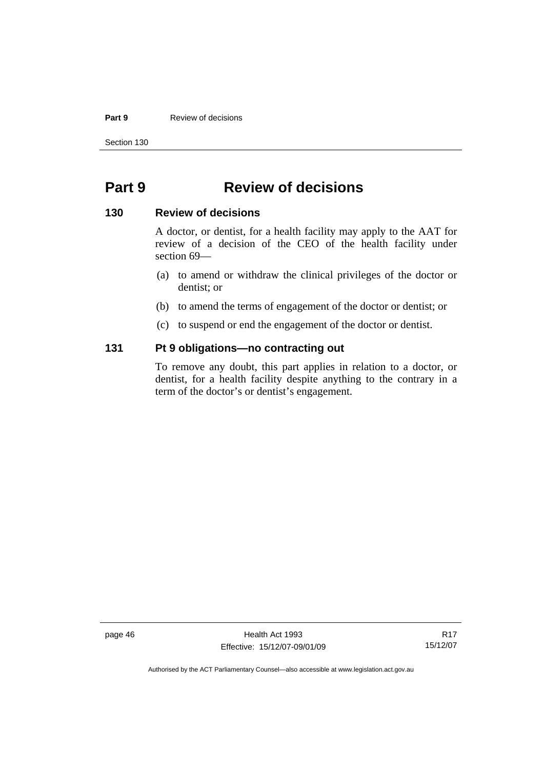# Part 9 Review of decisions

## 130 Review of decisions

A doctor, or dentist, for a health facility may apply to the AAT for review of a decision of the CEO of the health facility under section 69—

(a) to amend or withdraw the clinical privileges of the doctor or dentist; or

(b) to amend the terms of engagement of the doctor or dentist; or

(c) to suspend or end the engagement of the doctor or dentist.

## 131 Pt 9 obligations—no contracting out

To remove any doubt, this part applies in relation to a doctor, or dentist, for a health facility despite anything to the contrary in a term of the doctor's or dentist's engagement.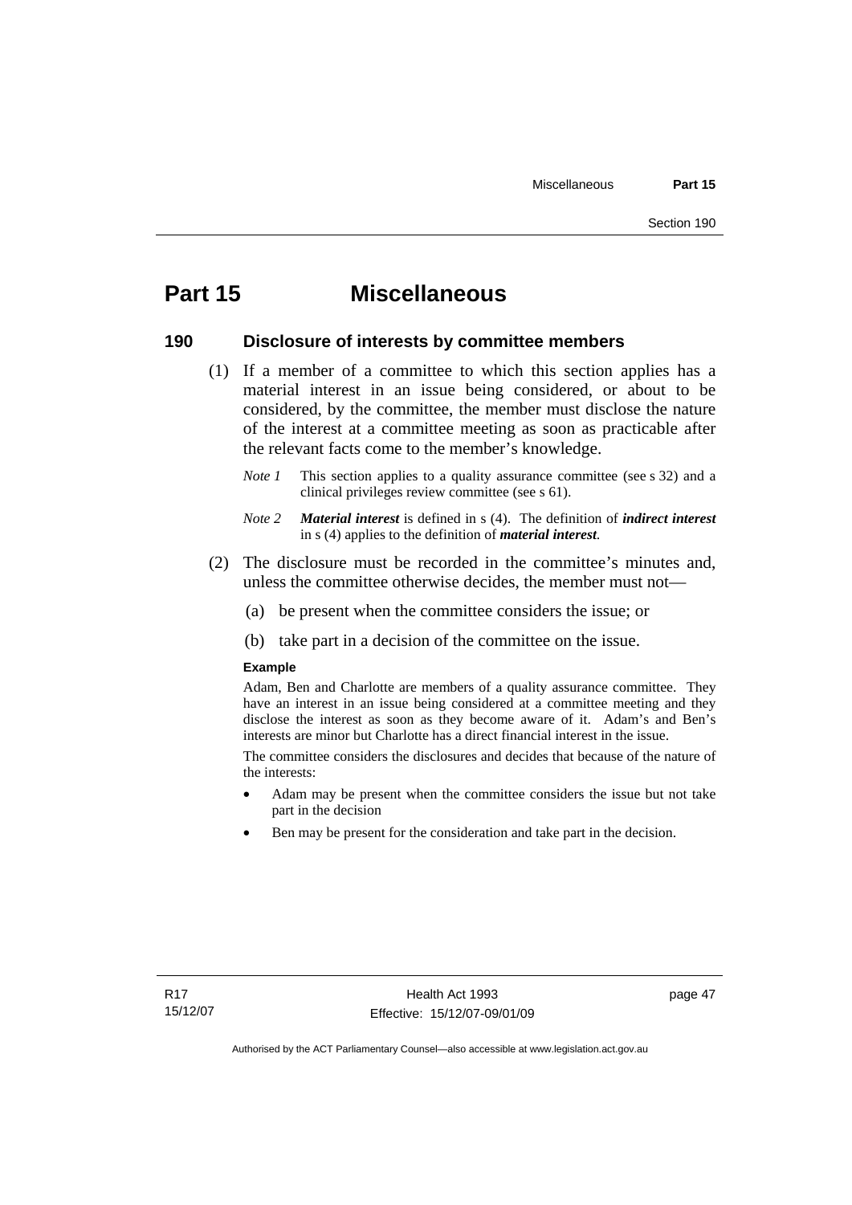# Part 15 Miscellaneous

## 190 Disclosure of interests by committee members

(1) If a member of a committee to which this section applies has a material interest in an issue being considered, or about to be considered, by the committee, the member must disclose the nature of the interest at a committee meeting as soon as practicable after the relevant facts come to the member's knowledge.

*Note 1* This section applies to a quality assurance committee (see s 32) and a clinical privileges review committee (see s 61).

*Note 2* ***Material interest*** is defined in s (4). The definition of ***indirect interest*** in s (4) applies to the definition of ***material interest***.

(2) The disclosure must be recorded in the committee's minutes and, unless the committee otherwise decides, the member must not—

(a) be present when the committee considers the issue; or

(b) take part in a decision of the committee on the issue.

**Example**

Adam, Ben and Charlotte are members of a quality assurance committee. They have an interest in an issue being considered at a committee meeting and they disclose the interest as soon as they become aware of it. Adam's and Ben's interests are minor but Charlotte has a direct financial interest in the issue.

The committee considers the disclosures and decides that because of the nature of the interests:

- Adam may be present when the committee considers the issue but not take part in the decision
- Ben may be present for the consideration and take part in the decision.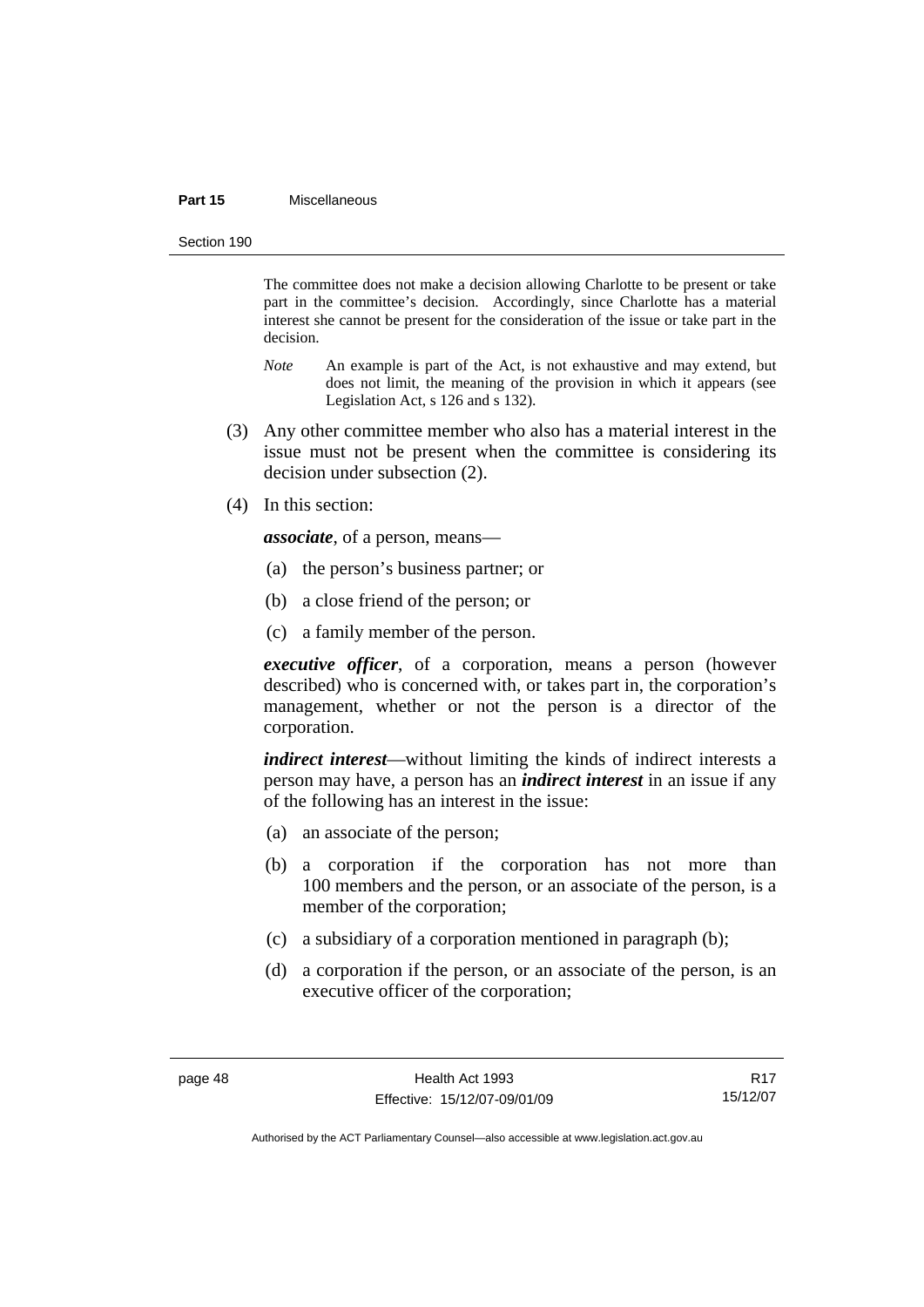The committee does not make a decision allowing Charlotte to be present or take part in the committee's decision. Accordingly, since Charlotte has a material interest she cannot be present for the consideration of the issue or take part in the decision.

*Note* An example is part of the Act, is not exhaustive and may extend, but does not limit, the meaning of the provision in which it appears (see Legislation Act, s 126 and s 132).

(3) Any other committee member who also has a material interest in the issue must not be present when the committee is considering its decision under subsection (2).

(4) In this section:

***associate***, of a person, means—

(a) the person's business partner; or

(b) a close friend of the person; or

(c) a family member of the person.

***executive officer***, of a corporation, means a person (however described) who is concerned with, or takes part in, the corporation's management, whether or not the person is a director of the corporation.

***indirect interest***—without limiting the kinds of indirect interests a person may have, a person has an ***indirect interest*** in an issue if any of the following has an interest in the issue:

(a) an associate of the person;

(b) a corporation if the corporation has not more than 100 members and the person, or an associate of the person, is a member of the corporation;

(c) a subsidiary of a corporation mentioned in paragraph (b);

(d) a corporation if the person, or an associate of the person, is an executive officer of the corporation;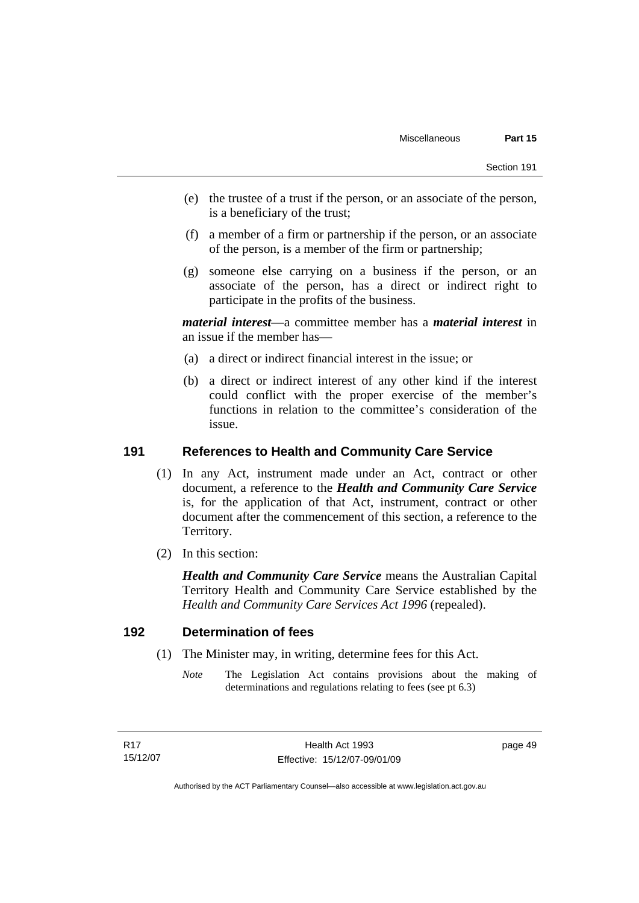(e) the trustee of a trust if the person, or an associate of the person, is a beneficiary of the trust;

(f) a member of a firm or partnership if the person, or an associate of the person, is a member of the firm or partnership;

(g) someone else carrying on a business if the person, or an associate of the person, has a direct or indirect right to participate in the profits of the business.

***material interest***—a committee member has a ***material interest*** in an issue if the member has—

(a) a direct or indirect financial interest in the issue; or

(b) a direct or indirect interest of any other kind if the interest could conflict with the proper exercise of the member's functions in relation to the committee's consideration of the issue.

## 191 References to Health and Community Care Service

(1) In any Act, instrument made under an Act, contract or other document, a reference to the ***Health and Community Care Service*** is, for the application of that Act, instrument, contract or other document after the commencement of this section, a reference to the Territory.

(2) In this section:

***Health and Community Care Service*** means the Australian Capital Territory Health and Community Care Service established by the *Health and Community Care Services Act 1996* (repealed).

## 192 Determination of fees

(1) The Minister may, in writing, determine fees for this Act.

*Note* The Legislation Act contains provisions about the making of determinations and regulations relating to fees (see pt 6.3)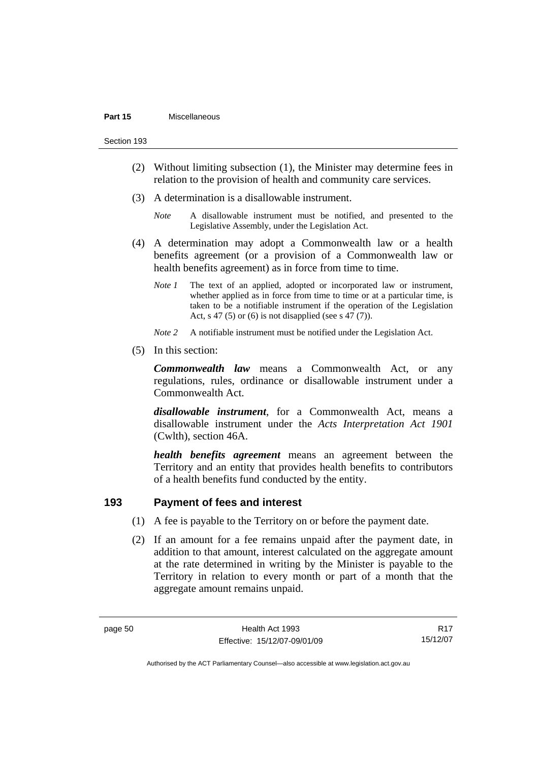(2) Without limiting subsection (1), the Minister may determine fees in relation to the provision of health and community care services.

(3) A determination is a disallowable instrument.

*Note* A disallowable instrument must be notified, and presented to the Legislative Assembly, under the Legislation Act.

(4) A determination may adopt a Commonwealth law or a health benefits agreement (or a provision of a Commonwealth law or health benefits agreement) as in force from time to time.

*Note 1* The text of an applied, adopted or incorporated law or instrument, whether applied as in force from time to time or at a particular time, is taken to be a notifiable instrument if the operation of the Legislation Act, s 47 (5) or (6) is not disapplied (see s 47 (7)).

*Note 2* A notifiable instrument must be notified under the Legislation Act.

(5) In this section:

***Commonwealth law*** means a Commonwealth Act, or any regulations, rules, ordinance or disallowable instrument under a Commonwealth Act.

***disallowable instrument***, for a Commonwealth Act, means a disallowable instrument under the *Acts Interpretation Act 1901* (Cwlth), section 46A.

***health benefits agreement*** means an agreement between the Territory and an entity that provides health benefits to contributors of a health benefits fund conducted by the entity.

## 193 Payment of fees and interest

(1) A fee is payable to the Territory on or before the payment date.

(2) If an amount for a fee remains unpaid after the payment date, in addition to that amount, interest calculated on the aggregate amount at the rate determined in writing by the Minister is payable to the Territory in relation to every month or part of a month that the aggregate amount remains unpaid.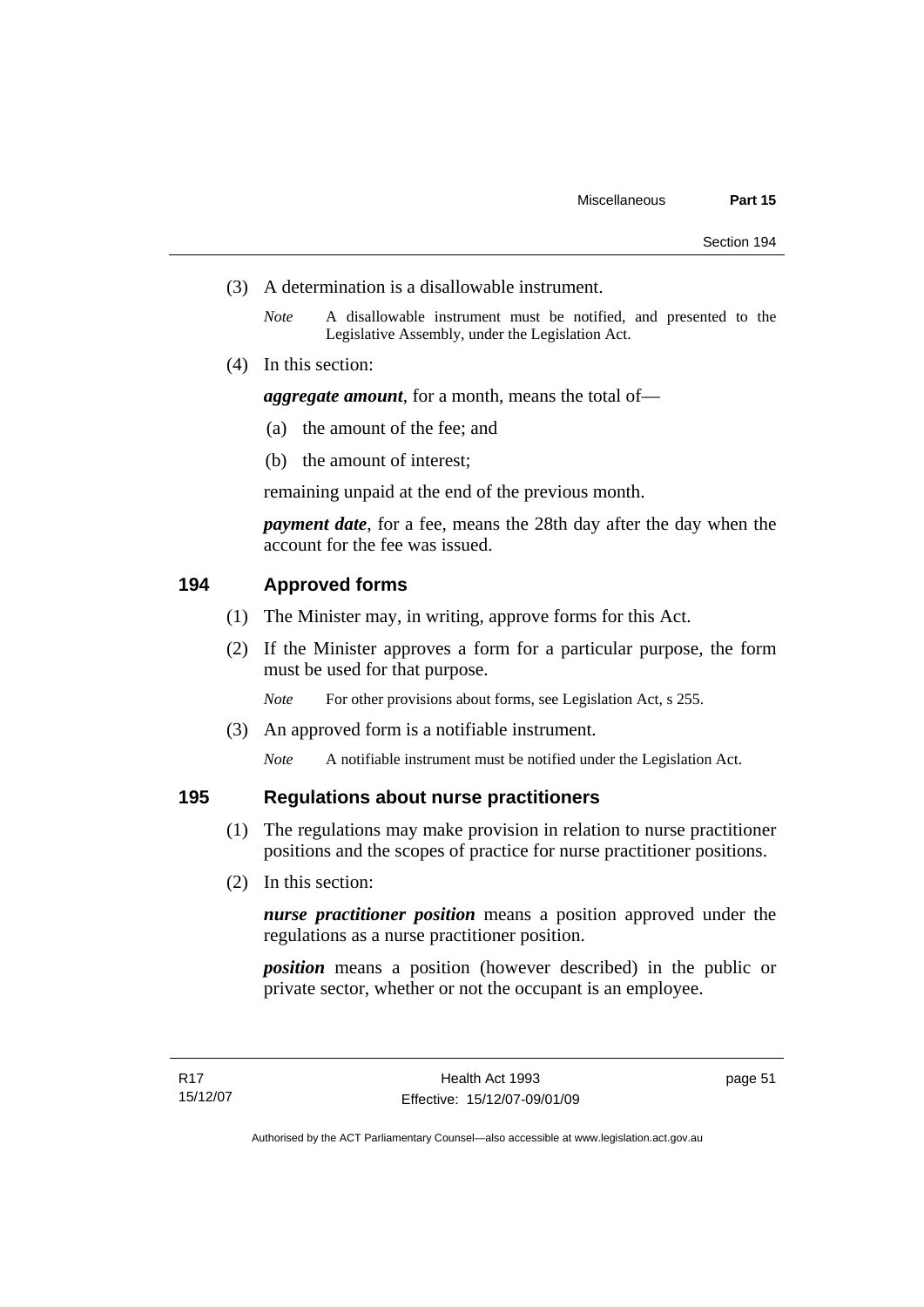(3) A determination is a disallowable instrument.

*Note* A disallowable instrument must be notified, and presented to the Legislative Assembly, under the Legislation Act.

(4) In this section:

***aggregate amount***, for a month, means the total of—

(a) the amount of the fee; and

(b) the amount of interest;

remaining unpaid at the end of the previous month.

***payment date***, for a fee, means the 28th day after the day when the account for the fee was issued.

## 194 Approved forms

(1) The Minister may, in writing, approve forms for this Act.

(2) If the Minister approves a form for a particular purpose, the form must be used for that purpose.

*Note* For other provisions about forms, see Legislation Act, s 255.

(3) An approved form is a notifiable instrument.

*Note* A notifiable instrument must be notified under the Legislation Act.

## 195 Regulations about nurse practitioners

(1) The regulations may make provision in relation to nurse practitioner positions and the scopes of practice for nurse practitioner positions.

(2) In this section:

***nurse practitioner position*** means a position approved under the regulations as a nurse practitioner position.

***position*** means a position (however described) in the public or private sector, whether or not the occupant is an employee.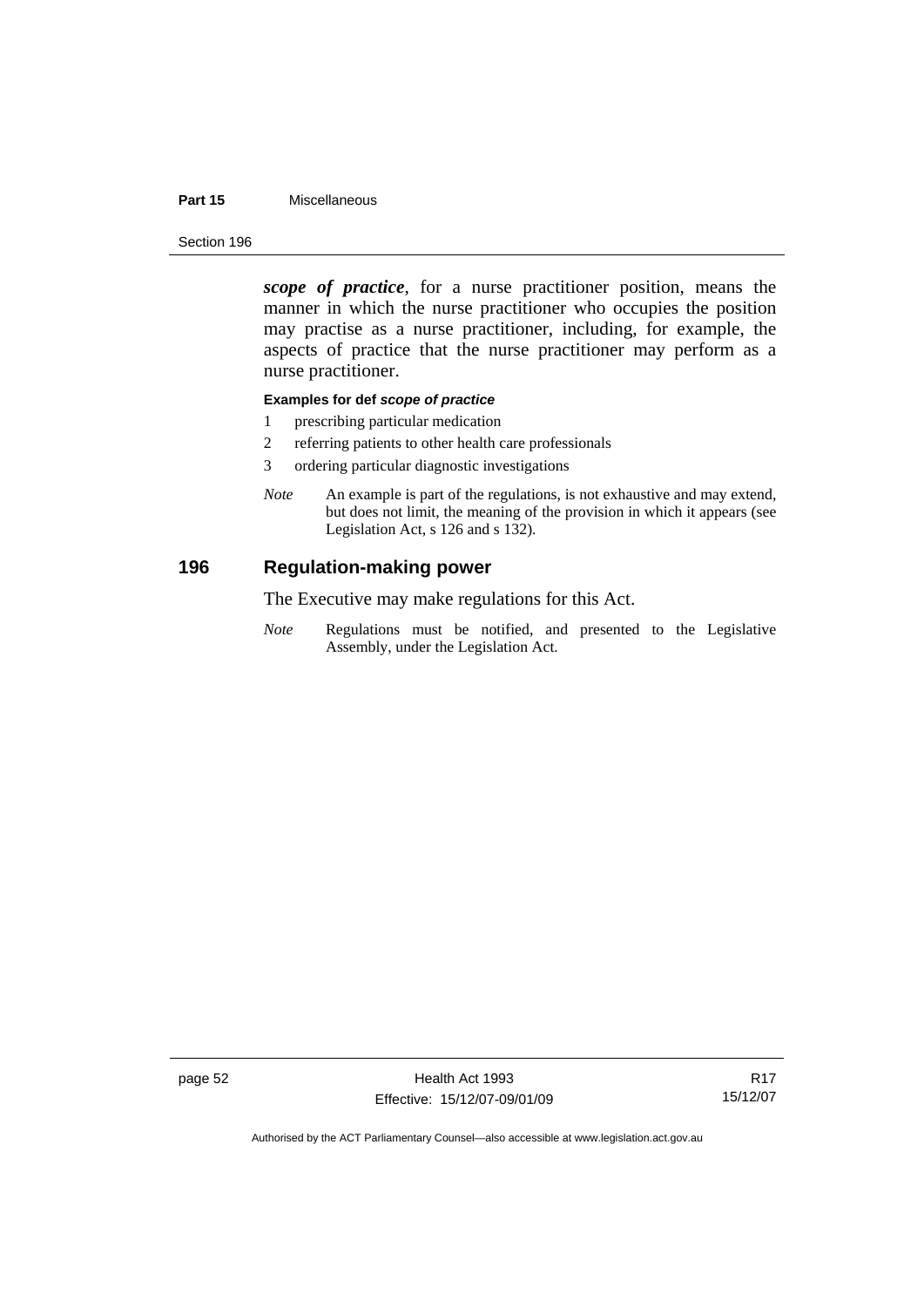***scope of practice***, for a nurse practitioner position, means the manner in which the nurse practitioner who occupies the position may practise as a nurse practitioner, including, for example, the aspects of practice that the nurse practitioner may perform as a nurse practitioner.

**Examples for def *scope of practice***

1 prescribing particular medication

2 referring patients to other health care professionals

3 ordering particular diagnostic investigations

*Note* An example is part of the regulations, is not exhaustive and may extend, but does not limit, the meaning of the provision in which it appears (see Legislation Act, s 126 and s 132).

## 196 Regulation-making power

The Executive may make regulations for this Act.

*Note* Regulations must be notified, and presented to the Legislative Assembly, under the Legislation Act.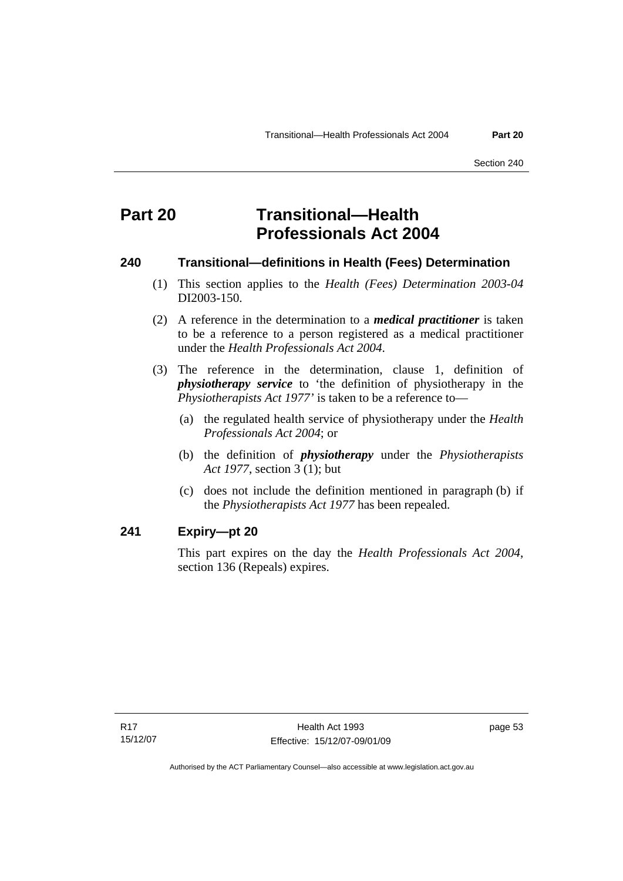# Part 20 Transitional—Health Professionals Act 2004

## 240 Transitional—definitions in Health (Fees) Determination

(1) This section applies to the *Health (Fees) Determination 2003-04* DI2003-150.

(2) A reference in the determination to a ***medical practitioner*** is taken to be a reference to a person registered as a medical practitioner under the *Health Professionals Act 2004*.

(3) The reference in the determination, clause 1, definition of ***physiotherapy service*** to 'the definition of physiotherapy in the *Physiotherapists Act 1977'* is taken to be a reference to—

(a) the regulated health service of physiotherapy under the *Health Professionals Act 2004*; or

(b) the definition of ***physiotherapy*** under the *Physiotherapists Act 1977*, section 3 (1); but

(c) does not include the definition mentioned in paragraph (b) if the *Physiotherapists Act 1977* has been repealed.

## 241 Expiry—pt 20

This part expires on the day the *Health Professionals Act 2004*, section 136 (Repeals) expires.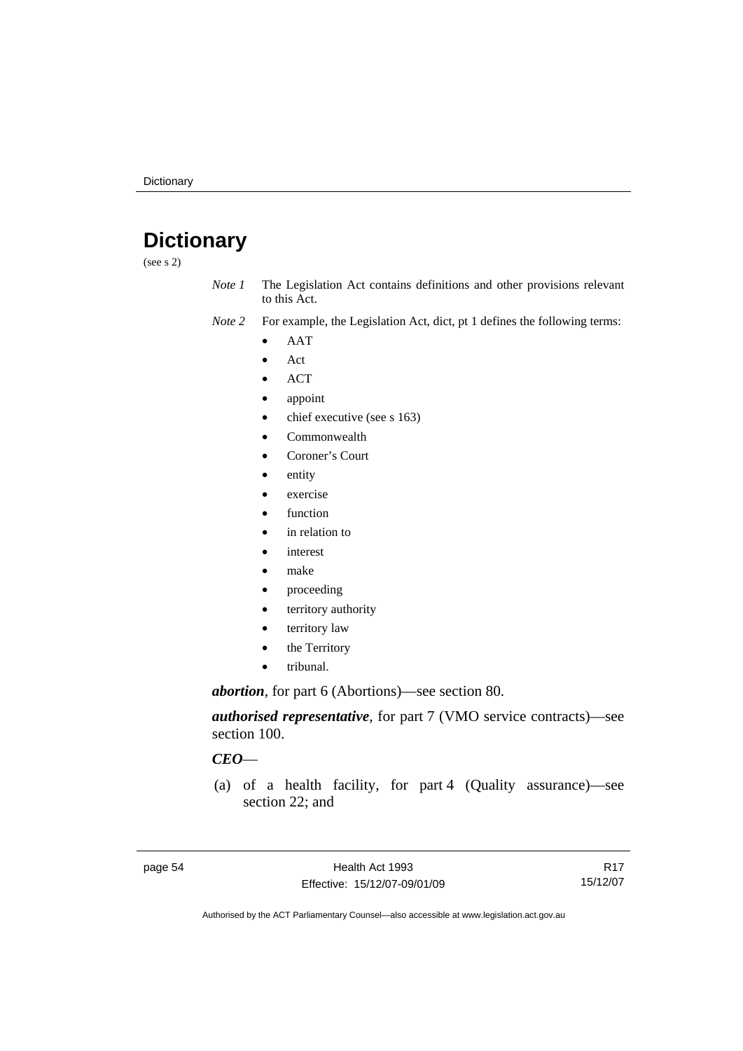# Dictionary

(see s 2)

*Note 1* The Legislation Act contains definitions and other provisions relevant to this Act.

*Note 2* For example, the Legislation Act, dict, pt 1 defines the following terms:

- AAT
- Act
- ACT
- appoint
- chief executive (see s 163)
- Commonwealth
- Coroner's Court
- entity
- exercise
- function
- in relation to
- interest
- make
- proceeding
- territory authority
- territory law
- the Territory
- tribunal.

***abortion***, for part 6 (Abortions)—see section 80.

***authorised representative***, for part 7 (VMO service contracts)—see section 100.

***CEO***—

(a) of a health facility, for part 4 (Quality assurance)—see section 22; and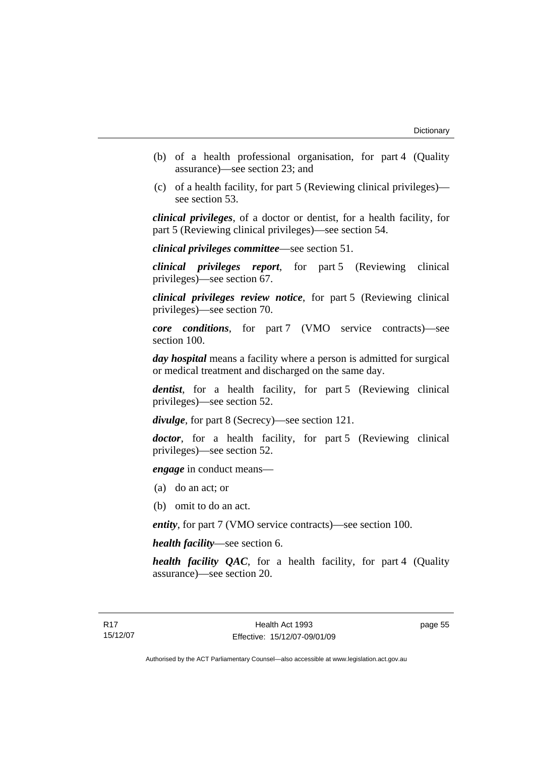(b) of a health professional organisation, for part 4 (Quality assurance)—see section 23; and

(c) of a health facility, for part 5 (Reviewing clinical privileges)—see section 53.

***clinical privileges***, of a doctor or dentist, for a health facility, for part 5 (Reviewing clinical privileges)—see section 54.

***clinical privileges committee***—see section 51.

***clinical privileges report***, for part 5 (Reviewing clinical privileges)—see section 67.

***clinical privileges review notice***, for part 5 (Reviewing clinical privileges)—see section 70.

***core conditions***, for part 7 (VMO service contracts)—see section 100.

***day hospital*** means a facility where a person is admitted for surgical or medical treatment and discharged on the same day.

***dentist***, for a health facility, for part 5 (Reviewing clinical privileges)—see section 52.

***divulge***, for part 8 (Secrecy)—see section 121.

***doctor***, for a health facility, for part 5 (Reviewing clinical privileges)—see section 52.

***engage*** in conduct means—

(a) do an act; or

(b) omit to do an act.

***entity***, for part 7 (VMO service contracts)—see section 100.

***health facility***—see section 6.

***health facility QAC***, for a health facility, for part 4 (Quality assurance)—see section 20.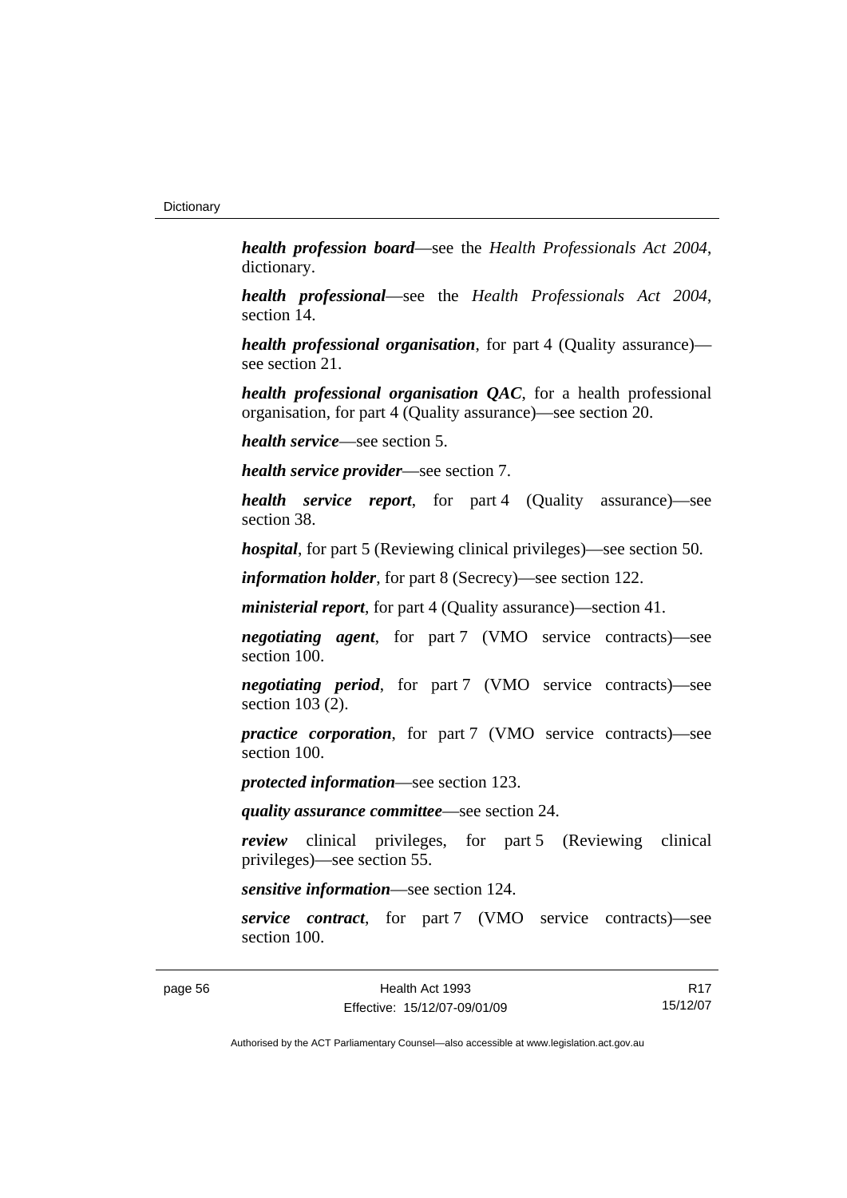***health profession board***—see the *Health Professionals Act 2004*, dictionary.

***health professional***—see the *Health Professionals Act 2004*, section 14.

***health professional organisation***, for part 4 (Quality assurance)—see section 21.

***health professional organisation QAC***, for a health professional organisation, for part 4 (Quality assurance)—see section 20.

***health service***—see section 5.

***health service provider***—see section 7.

***health service report***, for part 4 (Quality assurance)—see section 38.

***hospital***, for part 5 (Reviewing clinical privileges)—see section 50.

***information holder***, for part 8 (Secrecy)—see section 122.

***ministerial report***, for part 4 (Quality assurance)—section 41.

***negotiating agent***, for part 7 (VMO service contracts)—see section 100.

***negotiating period***, for part 7 (VMO service contracts)—see section 103 (2).

***practice corporation***, for part 7 (VMO service contracts)—see section 100.

***protected information***—see section 123.

***quality assurance committee***—see section 24.

***review*** clinical privileges, for part 5 (Reviewing clinical privileges)—see section 55.

***sensitive information***—see section 124.

***service contract***, for part 7 (VMO service contracts)—see section 100.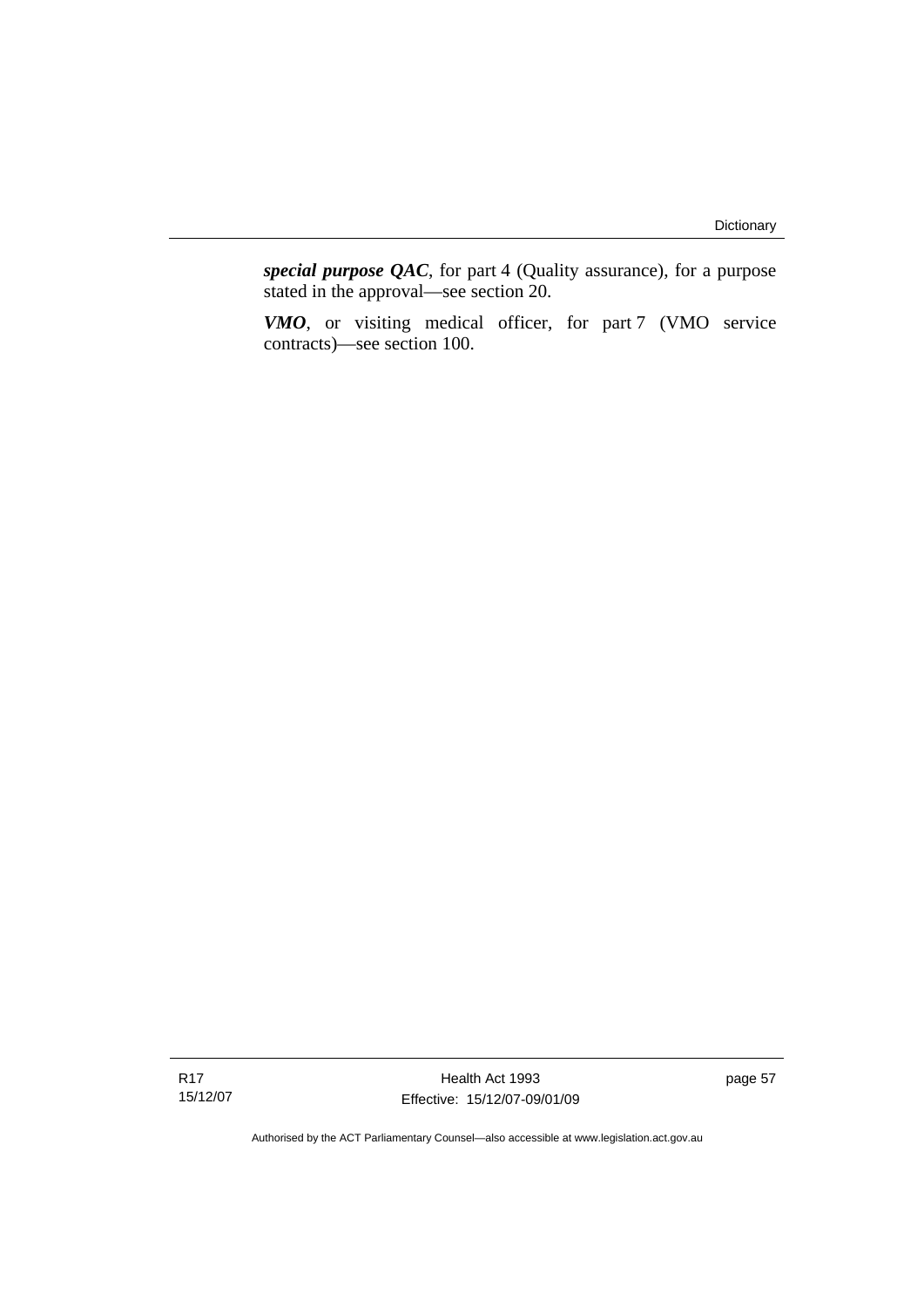***special purpose QAC***, for part 4 (Quality assurance), for a purpose stated in the approval—see section 20.

***VMO***, or visiting medical officer, for part 7 (VMO service contracts)—see section 100.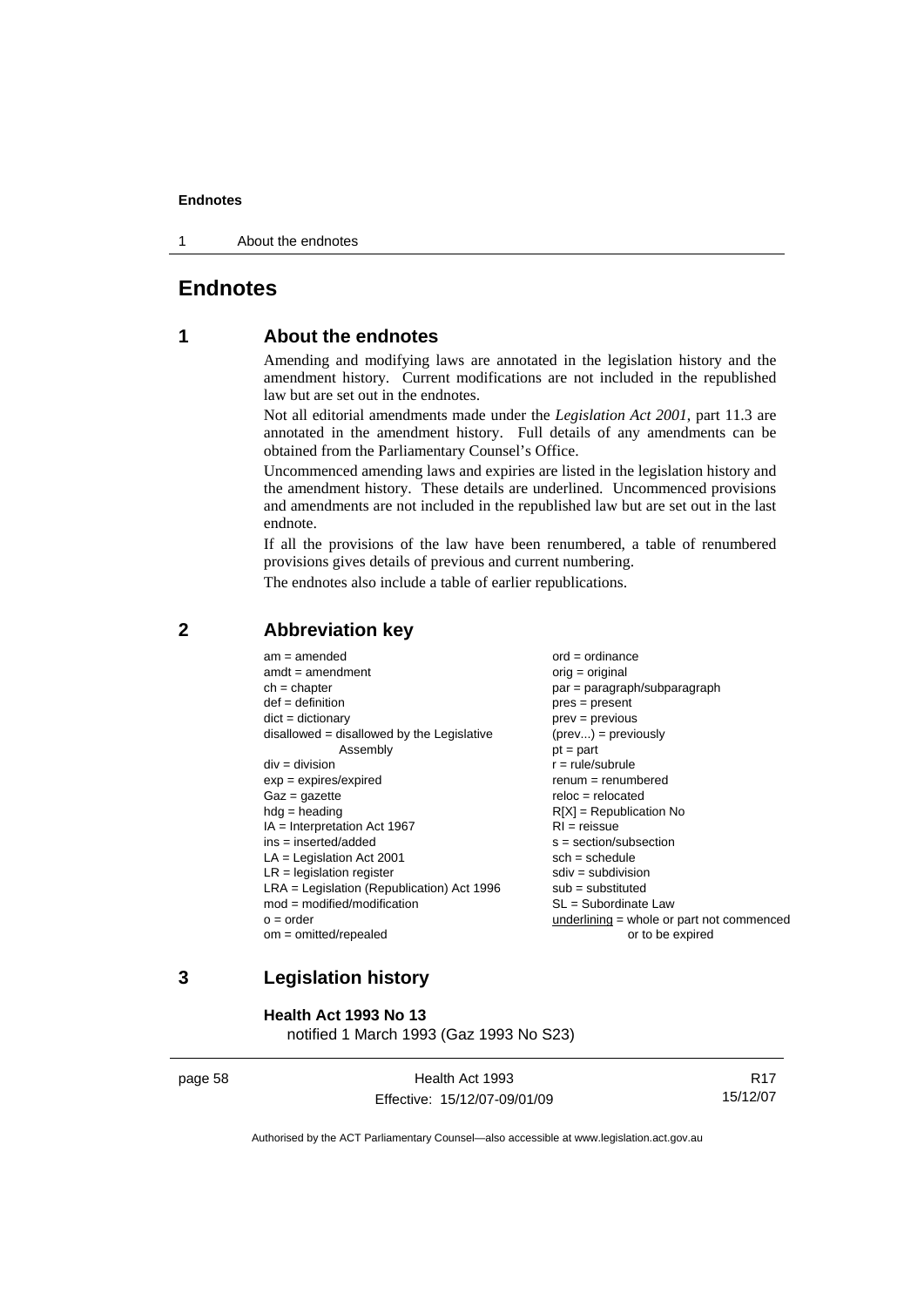# Endnotes

## 1 About the endnotes

Amending and modifying laws are annotated in the legislation history and the amendment history. Current modifications are not included in the republished law but are set out in the endnotes.

Not all editorial amendments made under the *Legislation Act 2001*, part 11.3 are annotated in the amendment history. Full details of any amendments can be obtained from the Parliamentary Counsel's Office.

Uncommenced amending laws and expiries are listed in the legislation history and the amendment history. These details are underlined. Uncommenced provisions and amendments are not included in the republished law but are set out in the last endnote.

If all the provisions of the law have been renumbered, a table of renumbered provisions gives details of previous and current numbering.

The endnotes also include a table of earlier republications.

## 2 Abbreviation key

| | |
|---|---|
| am = amended | ord = ordinance |
| amdt = amendment | orig = original |
| ch = chapter | par = paragraph/subparagraph |
| def = definition | pres = present |
| dict = dictionary | prev = previous |
| disallowed = disallowed by the Legislative Assembly | (prev...) = previously |
| div = division | pt = part |
| exp = expires/expired | r = rule/subrule |
| Gaz = gazette | renum = renumbered |
| hdg = heading | reloc = relocated |
| IA = Interpretation Act 1967 | R[X] = Republication No |
| ins = inserted/added | RI = reissue |
| LA = Legislation Act 2001 | s = section/subsection |
| LR = legislation register | sch = schedule |
| LRA = Legislation (Republication) Act 1996 | sdiv = subdivision |
| mod = modified/modification | sub = substituted |
| o = order | SL = Subordinate Law |
| om = omitted/repealed | underlining = whole or part not commenced or to be expired |

## 3 Legislation history

**Health Act 1993 No 13**
notified 1 March 1993 (Gaz 1993 No S23)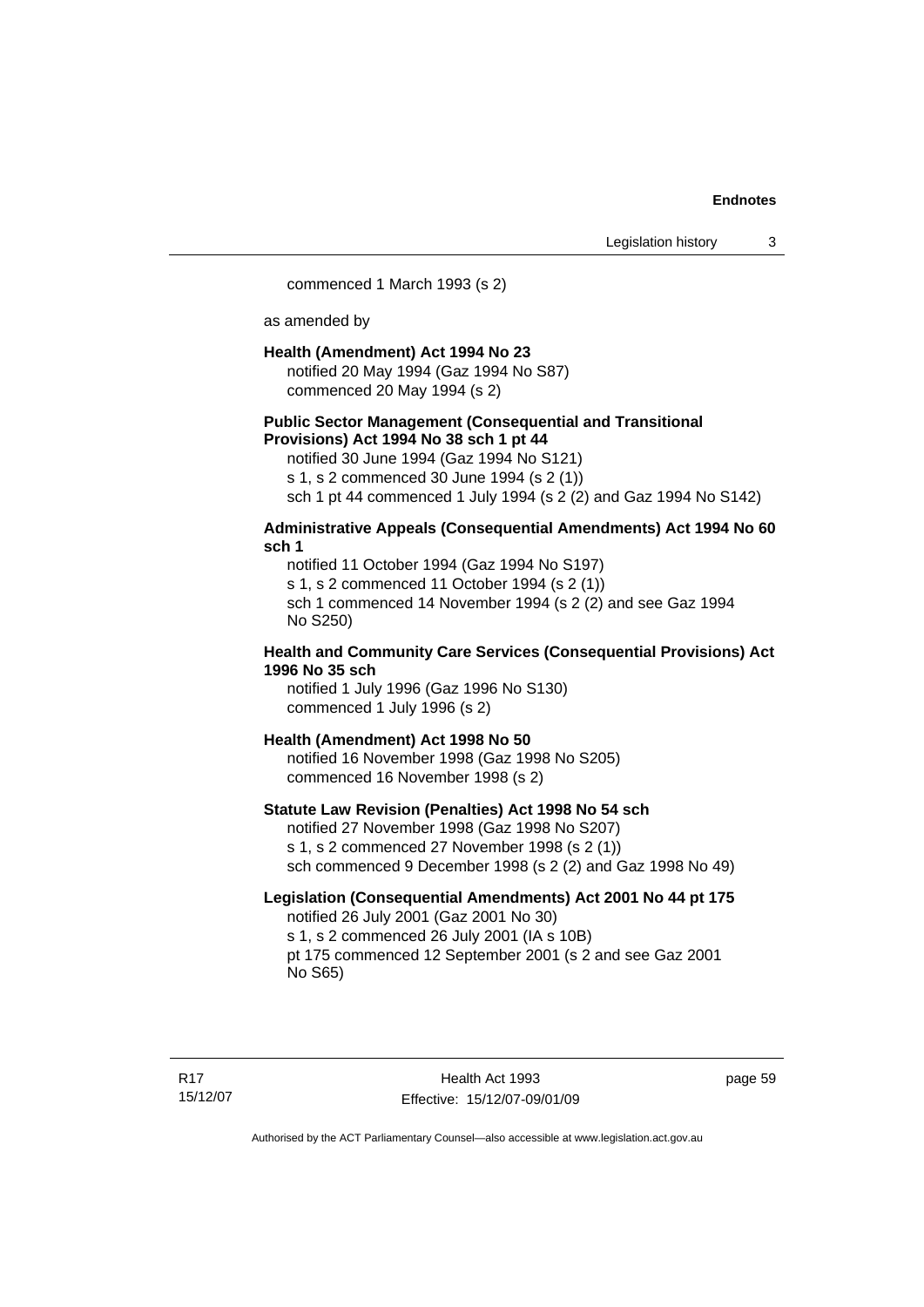commenced 1 March 1993 (s 2)

as amended by

**Health (Amendment) Act 1994 No 23**
notified 20 May 1994 (Gaz 1994 No S87)
commenced 20 May 1994 (s 2)

**Public Sector Management (Consequential and Transitional Provisions) Act 1994 No 38 sch 1 pt 44**
notified 30 June 1994 (Gaz 1994 No S121)
s 1, s 2 commenced 30 June 1994 (s 2 (1))
sch 1 pt 44 commenced 1 July 1994 (s 2 (2) and Gaz 1994 No S142)

**Administrative Appeals (Consequential Amendments) Act 1994 No 60 sch 1**
notified 11 October 1994 (Gaz 1994 No S197)
s 1, s 2 commenced 11 October 1994 (s 2 (1))
sch 1 commenced 14 November 1994 (s 2 (2) and see Gaz 1994 No S250)

**Health and Community Care Services (Consequential Provisions) Act 1996 No 35 sch**
notified 1 July 1996 (Gaz 1996 No S130)
commenced 1 July 1996 (s 2)

**Health (Amendment) Act 1998 No 50**
notified 16 November 1998 (Gaz 1998 No S205)
commenced 16 November 1998 (s 2)

**Statute Law Revision (Penalties) Act 1998 No 54 sch**
notified 27 November 1998 (Gaz 1998 No S207)
s 1, s 2 commenced 27 November 1998 (s 2 (1))
sch commenced 9 December 1998 (s 2 (2) and Gaz 1998 No 49)

**Legislation (Consequential Amendments) Act 2001 No 44 pt 175**
notified 26 July 2001 (Gaz 2001 No 30)
s 1, s 2 commenced 26 July 2001 (IA s 10B)
pt 175 commenced 12 September 2001 (s 2 and see Gaz 2001 No S65)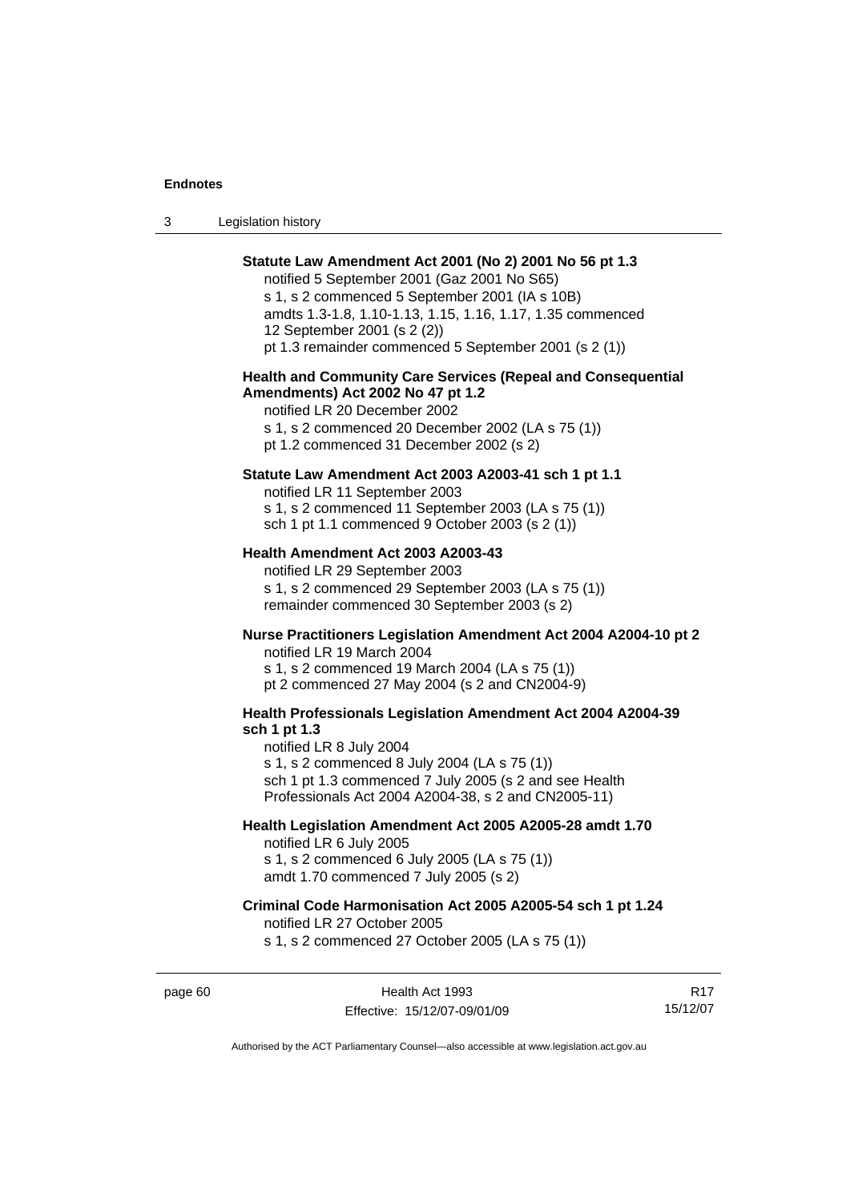**Statute Law Amendment Act 2001 (No 2) 2001 No 56 pt 1.3**

notified 5 September 2001 (Gaz 2001 No S65)
s 1, s 2 commenced 5 September 2001 (IA s 10B)
amdts 1.3-1.8, 1.10-1.13, 1.15, 1.16, 1.17, 1.35 commenced 12 September 2001 (s 2 (2))
pt 1.3 remainder commenced 5 September 2001 (s 2 (1))

**Health and Community Care Services (Repeal and Consequential Amendments) Act 2002 No 47 pt 1.2**

notified LR 20 December 2002
s 1, s 2 commenced 20 December 2002 (LA s 75 (1))
pt 1.2 commenced 31 December 2002 (s 2)

**Statute Law Amendment Act 2003 A2003-41 sch 1 pt 1.1**

notified LR 11 September 2003
s 1, s 2 commenced 11 September 2003 (LA s 75 (1))
sch 1 pt 1.1 commenced 9 October 2003 (s 2 (1))

**Health Amendment Act 2003 A2003-43**

notified LR 29 September 2003
s 1, s 2 commenced 29 September 2003 (LA s 75 (1))
remainder commenced 30 September 2003 (s 2)

**Nurse Practitioners Legislation Amendment Act 2004 A2004-10 pt 2**

notified LR 19 March 2004
s 1, s 2 commenced 19 March 2004 (LA s 75 (1))
pt 2 commenced 27 May 2004 (s 2 and CN2004-9)

**Health Professionals Legislation Amendment Act 2004 A2004-39 sch 1 pt 1.3**

notified LR 8 July 2004
s 1, s 2 commenced 8 July 2004 (LA s 75 (1))
sch 1 pt 1.3 commenced 7 July 2005 (s 2 and see Health Professionals Act 2004 A2004-38, s 2 and CN2005-11)

**Health Legislation Amendment Act 2005 A2005-28 amdt 1.70**

notified LR 6 July 2005
s 1, s 2 commenced 6 July 2005 (LA s 75 (1))
amdt 1.70 commenced 7 July 2005 (s 2)

**Criminal Code Harmonisation Act 2005 A2005-54 sch 1 pt 1.24**

notified LR 27 October 2005
s 1, s 2 commenced 27 October 2005 (LA s 75 (1))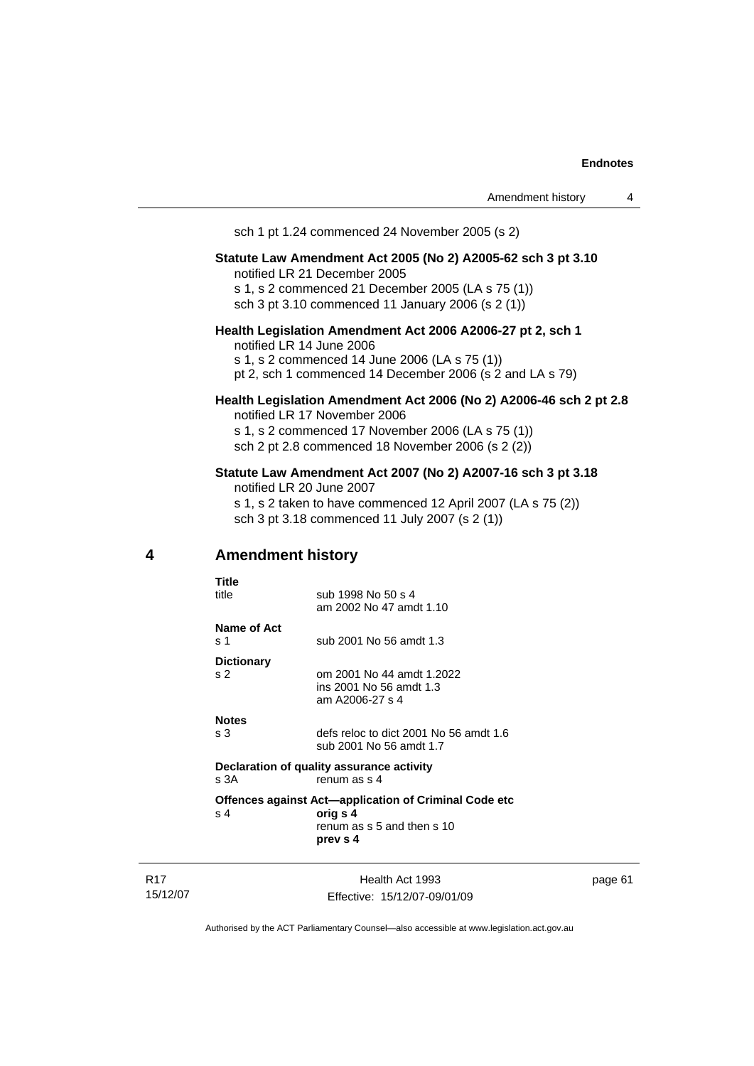sch 1 pt 1.24 commenced 24 November 2005 (s 2)

**Statute Law Amendment Act 2005 (No 2) A2005-62 sch 3 pt 3.10**
notified LR 21 December 2005
s 1, s 2 commenced 21 December 2005 (LA s 75 (1))
sch 3 pt 3.10 commenced 11 January 2006 (s 2 (1))

**Health Legislation Amendment Act 2006 A2006-27 pt 2, sch 1**
notified LR 14 June 2006
s 1, s 2 commenced 14 June 2006 (LA s 75 (1))
pt 2, sch 1 commenced 14 December 2006 (s 2 and LA s 79)

**Health Legislation Amendment Act 2006 (No 2) A2006-46 sch 2 pt 2.8**
notified LR 17 November 2006
s 1, s 2 commenced 17 November 2006 (LA s 75 (1))
sch 2 pt 2.8 commenced 18 November 2006 (s 2 (2))

**Statute Law Amendment Act 2007 (No 2) A2007-16 sch 3 pt 3.18**
notified LR 20 June 2007
s 1, s 2 taken to have commenced 12 April 2007 (LA s 75 (2))
sch 3 pt 3.18 commenced 11 July 2007 (s 2 (1))

## 4 Amendment history

**Title**
title — sub 1998 No 50 s 4
am 2002 No 47 amdt 1.10

**Name of Act**
s 1 — sub 2001 No 56 amdt 1.3

**Dictionary**
s 2 — om 2001 No 44 amdt 1.2022
ins 2001 No 56 amdt 1.3
am A2006-27 s 4

**Notes**
s 3 — defs reloc to dict 2001 No 56 amdt 1.6
sub 2001 No 56 amdt 1.7

**Declaration of quality assurance activity**
s 3A — renum as s 4

**Offences against Act—application of Criminal Code etc**
s 4 — **orig s 4**
renum as s 5 and then s 10
**prev s 4**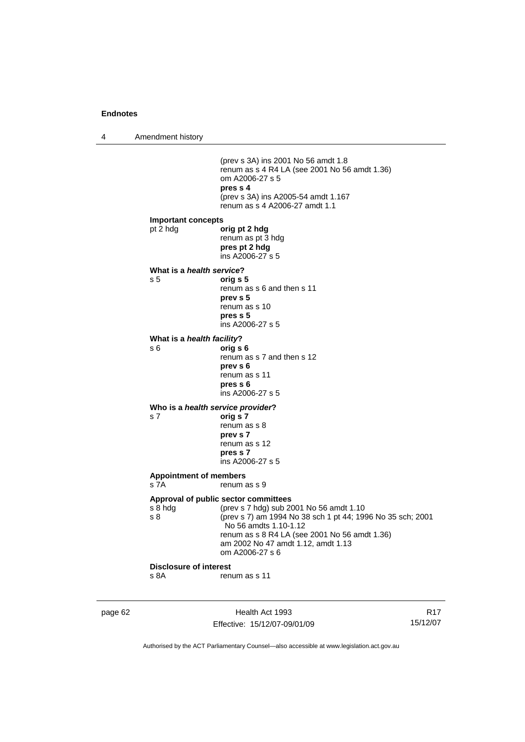(prev s 3A) ins 2001 No 56 amdt 1.8
renum as s 4 R4 LA (see 2001 No 56 amdt 1.36)
om A2006-27 s 5
**pres s 4**
(prev s 3A) ins A2005-54 amdt 1.167
renum as s 4 A2006-27 amdt 1.1

**Important concepts**

pt 2 hdg **orig pt 2 hdg**
renum as pt 3 hdg
**pres pt 2 hdg**
ins A2006-27 s 5

**What is a *health service*?**

s 5 **orig s 5**
renum as s 6 and then s 11
**prev s 5**
renum as s 10
**pres s 5**
ins A2006-27 s 5

**What is a *health facility*?**

s 6 **orig s 6**
renum as s 7 and then s 12
**prev s 6**
renum as s 11
**pres s 6**
ins A2006-27 s 5

**Who is a *health service provider*?**

s 7 **orig s 7**
renum as s 8
**prev s 7**
renum as s 12
**pres s 7**
ins A2006-27 s 5

**Appointment of members**

s 7A renum as s 9

**Approval of public sector committees**

s 8 hdg (prev s 7 hdg) sub 2001 No 56 amdt 1.10

s 8 (prev s 7) am 1994 No 38 sch 1 pt 44; 1996 No 35 sch; 2001 No 56 amdts 1.10-1.12
renum as s 8 R4 LA (see 2001 No 56 amdt 1.36)
am 2002 No 47 amdt 1.12, amdt 1.13
om A2006-27 s 6

**Disclosure of interest**

s 8A renum as s 11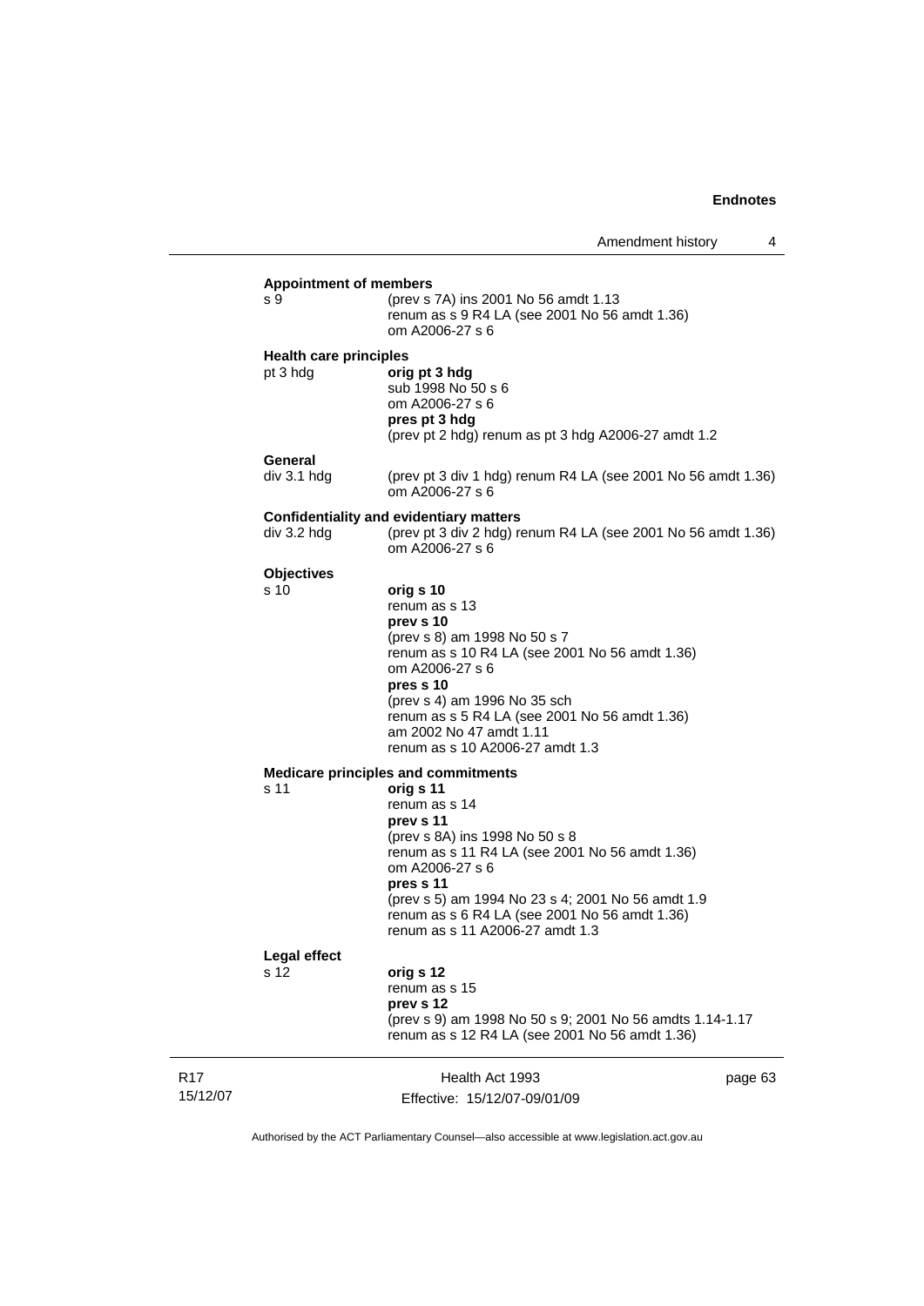**Appointment of members**

s 9 (prev s 7A) ins 2001 No 56 amdt 1.13
renum as s 9 R4 LA (see 2001 No 56 amdt 1.36)
om A2006-27 s 6

**Health care principles**

pt 3 hdg **orig pt 3 hdg**
sub 1998 No 50 s 6
om A2006-27 s 6
**pres pt 3 hdg**
(prev pt 2 hdg) renum as pt 3 hdg A2006-27 amdt 1.2

**General**

div 3.1 hdg (prev pt 3 div 1 hdg) renum R4 LA (see 2001 No 56 amdt 1.36)
om A2006-27 s 6

**Confidentiality and evidentiary matters**

div 3.2 hdg (prev pt 3 div 2 hdg) renum R4 LA (see 2001 No 56 amdt 1.36)
om A2006-27 s 6

**Objectives**

s 10 **orig s 10**
renum as s 13
**prev s 10**
(prev s 8) am 1998 No 50 s 7
renum as s 10 R4 LA (see 2001 No 56 amdt 1.36)
om A2006-27 s 6
**pres s 10**
(prev s 4) am 1996 No 35 sch
renum as s 5 R4 LA (see 2001 No 56 amdt 1.36)
am 2002 No 47 amdt 1.11
renum as s 10 A2006-27 amdt 1.3

**Medicare principles and commitments**

s 11 **orig s 11**
renum as s 14
**prev s 11**
(prev s 8A) ins 1998 No 50 s 8
renum as s 11 R4 LA (see 2001 No 56 amdt 1.36)
om A2006-27 s 6
**pres s 11**
(prev s 5) am 1994 No 23 s 4; 2001 No 56 amdt 1.9
renum as s 6 R4 LA (see 2001 No 56 amdt 1.36)
renum as s 11 A2006-27 amdt 1.3

**Legal effect**

s 12 **orig s 12**
renum as s 15
**prev s 12**
(prev s 9) am 1998 No 50 s 9; 2001 No 56 amdts 1.14-1.17
renum as s 12 R4 LA (see 2001 No 56 amdt 1.36)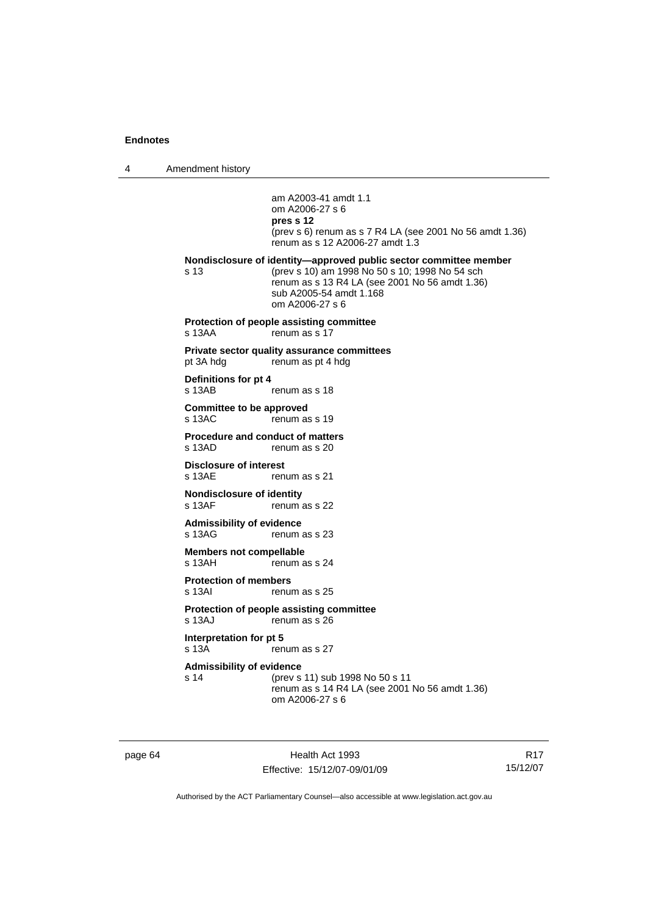am A2003-41 amdt 1.1
om A2006-27 s 6
**pres s 12**
(prev s 6) renum as s 7 R4 LA (see 2001 No 56 amdt 1.36)
renum as s 12 A2006-27 amdt 1.3

**Nondisclosure of identity—approved public sector committee member**
s 13 (prev s 10) am 1998 No 50 s 10; 1998 No 54 sch
renum as s 13 R4 LA (see 2001 No 56 amdt 1.36)
sub A2005-54 amdt 1.168
om A2006-27 s 6

**Protection of people assisting committee**
s 13AA renum as s 17

**Private sector quality assurance committees**
pt 3A hdg renum as pt 4 hdg

**Definitions for pt 4**
s 13AB renum as s 18

**Committee to be approved**
s 13AC renum as s 19

**Procedure and conduct of matters**
s 13AD renum as s 20

**Disclosure of interest**
s 13AE renum as s 21

**Nondisclosure of identity**
s 13AF renum as s 22

**Admissibility of evidence**
s 13AG renum as s 23

**Members not compellable**
s 13AH renum as s 24

**Protection of members**
s 13AI renum as s 25

**Protection of people assisting committee**
s 13AJ renum as s 26

**Interpretation for pt 5**
s 13A renum as s 27

**Admissibility of evidence**
s 14 (prev s 11) sub 1998 No 50 s 11
renum as s 14 R4 LA (see 2001 No 56 amdt 1.36)
om A2006-27 s 6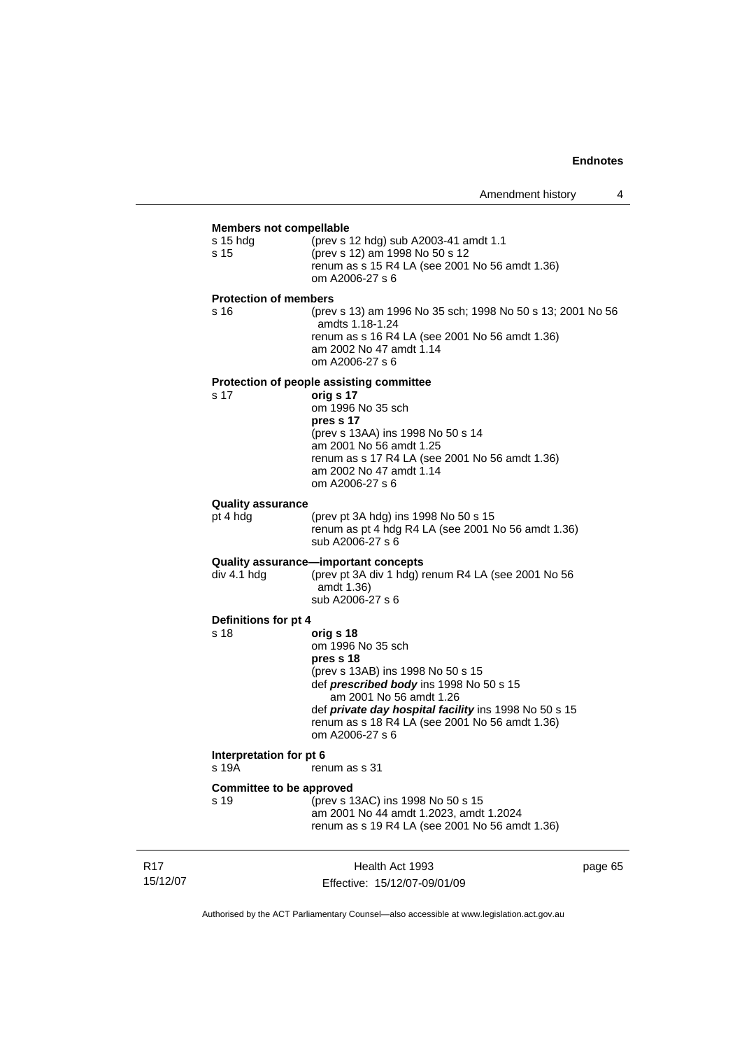**Members not compellable**

| | |
|---|---|
| s 15 hdg | (prev s 12 hdg) sub A2003-41 amdt 1.1 |
| s 15 | (prev s 12) am 1998 No 50 s 12<br>renum as s 15 R4 LA (see 2001 No 56 amdt 1.36)<br>om A2006-27 s 6 |

**Protection of members**

| | |
|---|---|
| s 16 | (prev s 13) am 1996 No 35 sch; 1998 No 50 s 13; 2001 No 56 amdts 1.18-1.24<br>renum as s 16 R4 LA (see 2001 No 56 amdt 1.36)<br>am 2002 No 47 amdt 1.14<br>om A2006-27 s 6 |

**Protection of people assisting committee**

| | |
|---|---|
| s 17 | **orig s 17**<br>om 1996 No 35 sch<br>**pres s 17**<br>(prev s 13AA) ins 1998 No 50 s 14<br>am 2001 No 56 amdt 1.25<br>renum as s 17 R4 LA (see 2001 No 56 amdt 1.36)<br>am 2002 No 47 amdt 1.14<br>om A2006-27 s 6 |

**Quality assurance**

| | |
|---|---|
| pt 4 hdg | (prev pt 3A hdg) ins 1998 No 50 s 15<br>renum as pt 4 hdg R4 LA (see 2001 No 56 amdt 1.36)<br>sub A2006-27 s 6 |

**Quality assurance—important concepts**

| | |
|---|---|
| div 4.1 hdg | (prev pt 3A div 1 hdg) renum R4 LA (see 2001 No 56 amdt 1.36)<br>sub A2006-27 s 6 |

**Definitions for pt 4**

| | |
|---|---|
| s 18 | **orig s 18**<br>om 1996 No 35 sch<br>**pres s 18**<br>(prev s 13AB) ins 1998 No 50 s 15<br>def ***prescribed body*** ins 1998 No 50 s 15<br>am 2001 No 56 amdt 1.26<br>def ***private day hospital facility*** ins 1998 No 50 s 15<br>renum as s 18 R4 LA (see 2001 No 56 amdt 1.36)<br>om A2006-27 s 6 |

**Interpretation for pt 6**

| | |
|---|---|
| s 19A | renum as s 31 |

**Committee to be approved**

| | |
|---|---|
| s 19 | (prev s 13AC) ins 1998 No 50 s 15<br>am 2001 No 44 amdt 1.2023, amdt 1.2024<br>renum as s 19 R4 LA (see 2001 No 56 amdt 1.36) |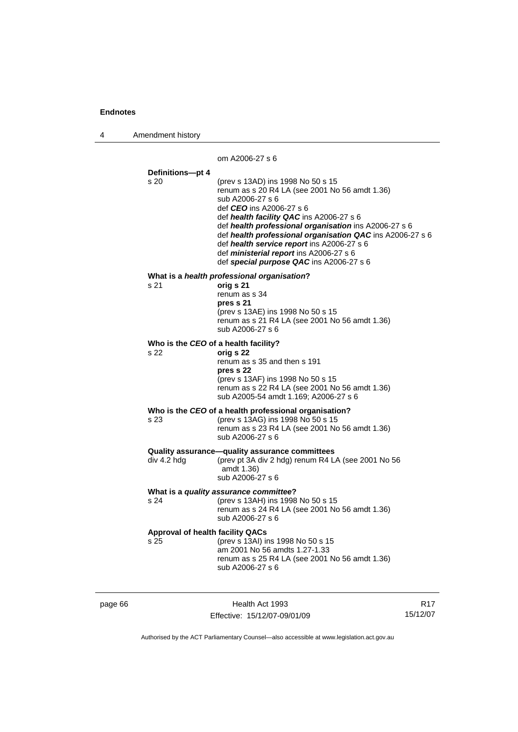om A2006-27 s 6

**Definitions—pt 4**

s 20 (prev s 13AD) ins 1998 No 50 s 15
renum as s 20 R4 LA (see 2001 No 56 amdt 1.36)
sub A2006-27 s 6
def ***CEO*** ins A2006-27 s 6
def ***health facility QAC*** ins A2006-27 s 6
def ***health professional organisation*** ins A2006-27 s 6
def ***health professional organisation QAC*** ins A2006-27 s 6
def ***health service report*** ins A2006-27 s 6
def ***ministerial report*** ins A2006-27 s 6
def ***special purpose QAC*** ins A2006-27 s 6

**What is a *health professional organisation*?**

s 21 **orig s 21**
renum as s 34
**pres s 21**
(prev s 13AE) ins 1998 No 50 s 15
renum as s 21 R4 LA (see 2001 No 56 amdt 1.36)
sub A2006-27 s 6

**Who is the *CEO* of a health facility?**

s 22 **orig s 22**
renum as s 35 and then s 191
**pres s 22**
(prev s 13AF) ins 1998 No 50 s 15
renum as s 22 R4 LA (see 2001 No 56 amdt 1.36)
sub A2005-54 amdt 1.169; A2006-27 s 6

**Who is the *CEO* of a health professional organisation?**

s 23 (prev s 13AG) ins 1998 No 50 s 15
renum as s 23 R4 LA (see 2001 No 56 amdt 1.36)
sub A2006-27 s 6

**Quality assurance—quality assurance committees**

div 4.2 hdg (prev pt 3A div 2 hdg) renum R4 LA (see 2001 No 56 amdt 1.36)
sub A2006-27 s 6

**What is a *quality assurance committee*?**

s 24 (prev s 13AH) ins 1998 No 50 s 15
renum as s 24 R4 LA (see 2001 No 56 amdt 1.36)
sub A2006-27 s 6

**Approval of health facility QACs**

s 25 (prev s 13AI) ins 1998 No 50 s 15
am 2001 No 56 amdts 1.27-1.33
renum as s 25 R4 LA (see 2001 No 56 amdt 1.36)
sub A2006-27 s 6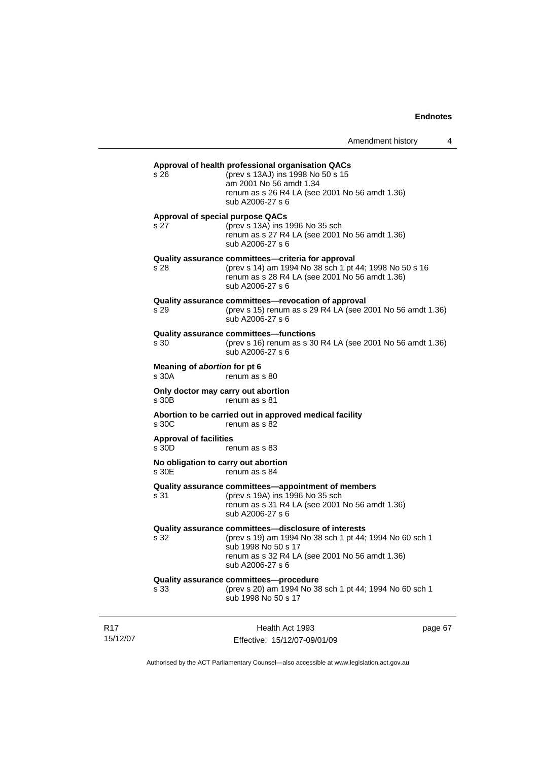**Approval of health professional organisation QACs**

s 26 (prev s 13AJ) ins 1998 No 50 s 15
am 2001 No 56 amdt 1.34
renum as s 26 R4 LA (see 2001 No 56 amdt 1.36)
sub A2006-27 s 6

**Approval of special purpose QACs**

s 27 (prev s 13A) ins 1996 No 35 sch
renum as s 27 R4 LA (see 2001 No 56 amdt 1.36)
sub A2006-27 s 6

**Quality assurance committees—criteria for approval**

s 28 (prev s 14) am 1994 No 38 sch 1 pt 44; 1998 No 50 s 16
renum as s 28 R4 LA (see 2001 No 56 amdt 1.36)
sub A2006-27 s 6

**Quality assurance committees—revocation of approval**

s 29 (prev s 15) renum as s 29 R4 LA (see 2001 No 56 amdt 1.36)
sub A2006-27 s 6

**Quality assurance committees—functions**

s 30 (prev s 16) renum as s 30 R4 LA (see 2001 No 56 amdt 1.36)
sub A2006-27 s 6

**Meaning of *abortion* for pt 6**

s 30A renum as s 80

**Only doctor may carry out abortion**

s 30B renum as s 81

**Abortion to be carried out in approved medical facility**

s 30C renum as s 82

**Approval of facilities**

s 30D renum as s 83

**No obligation to carry out abortion**

s 30E renum as s 84

**Quality assurance committees—appointment of members**

s 31 (prev s 19A) ins 1996 No 35 sch
renum as s 31 R4 LA (see 2001 No 56 amdt 1.36)
sub A2006-27 s 6

**Quality assurance committees—disclosure of interests**

s 32 (prev s 19) am 1994 No 38 sch 1 pt 44; 1994 No 60 sch 1
sub 1998 No 50 s 17
renum as s 32 R4 LA (see 2001 No 56 amdt 1.36)
sub A2006-27 s 6

**Quality assurance committees—procedure**

s 33 (prev s 20) am 1994 No 38 sch 1 pt 44; 1994 No 60 sch 1
sub 1998 No 50 s 17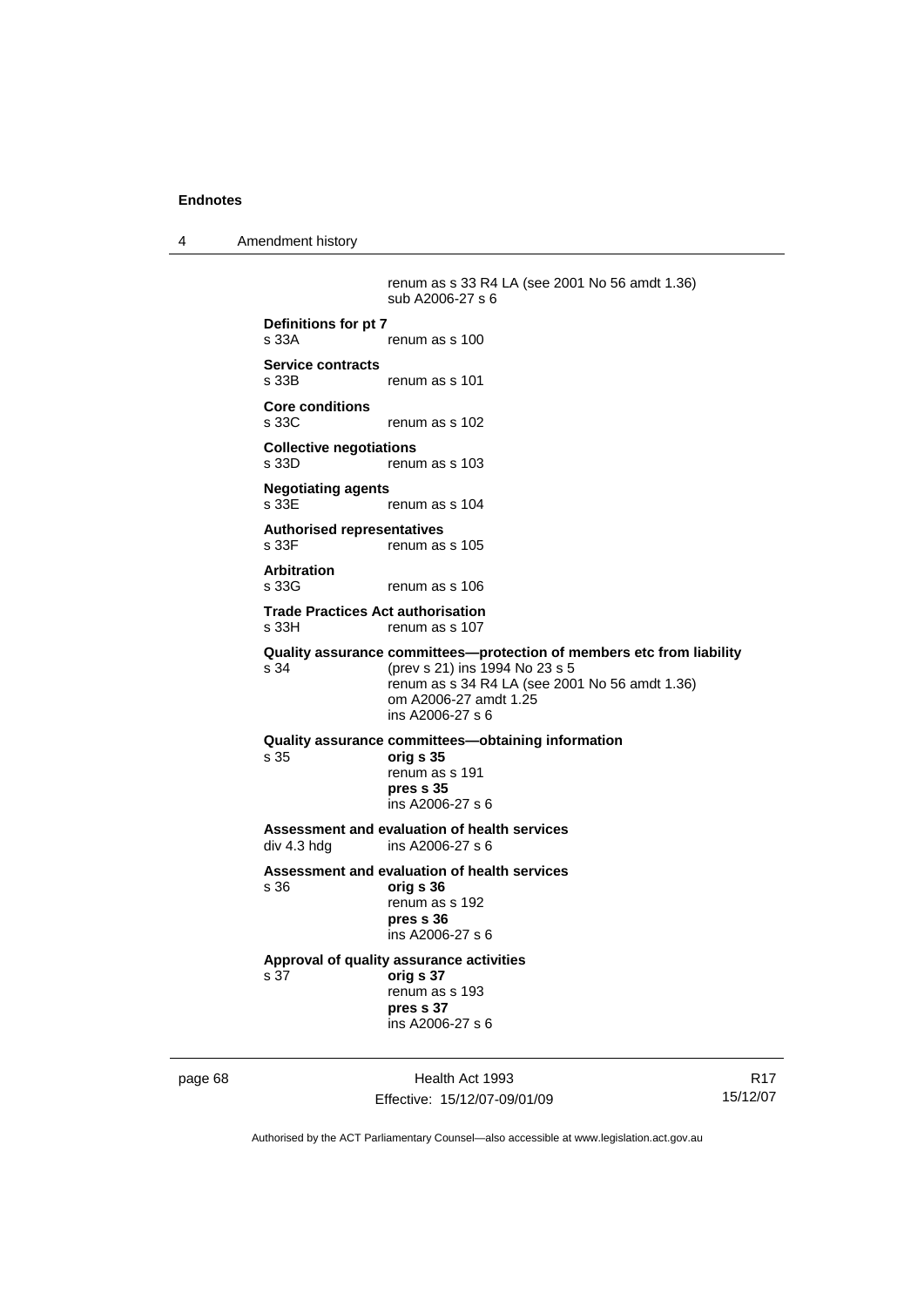renum as s 33 R4 LA (see 2001 No 56 amdt 1.36)
sub A2006-27 s 6

**Definitions for pt 7**
s 33A renum as s 100

**Service contracts**
s 33B renum as s 101

**Core conditions**
s 33C renum as s 102

**Collective negotiations**
s 33D renum as s 103

**Negotiating agents**
s 33E renum as s 104

**Authorised representatives**
s 33F renum as s 105

**Arbitration**
s 33G renum as s 106

**Trade Practices Act authorisation**
s 33H renum as s 107

**Quality assurance committees—protection of members etc from liability**
s 34 (prev s 21) ins 1994 No 23 s 5
renum as s 34 R4 LA (see 2001 No 56 amdt 1.36)
om A2006-27 amdt 1.25
ins A2006-27 s 6

**Quality assurance committees—obtaining information**
s 35 **orig s 35**
renum as s 191
**pres s 35**
ins A2006-27 s 6

**Assessment and evaluation of health services**
div 4.3 hdg ins A2006-27 s 6

**Assessment and evaluation of health services**
s 36 **orig s 36**
renum as s 192
**pres s 36**
ins A2006-27 s 6

**Approval of quality assurance activities**
s 37 **orig s 37**
renum as s 193
**pres s 37**
ins A2006-27 s 6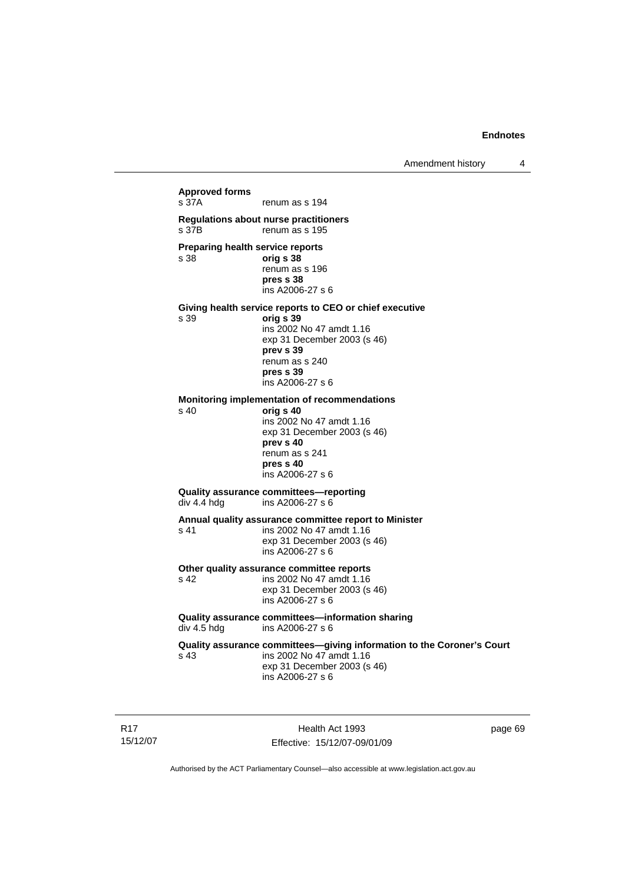**Approved forms**
s 37A renum as s 194

**Regulations about nurse practitioners**
s 37B renum as s 195

**Preparing health service reports**
s 38 **orig s 38**
renum as s 196
**pres s 38**
ins A2006-27 s 6

**Giving health service reports to CEO or chief executive**
s 39 **orig s 39**
ins 2002 No 47 amdt 1.16
exp 31 December 2003 (s 46)
**prev s 39**
renum as s 240
**pres s 39**
ins A2006-27 s 6

**Monitoring implementation of recommendations**
s 40 **orig s 40**
ins 2002 No 47 amdt 1.16
exp 31 December 2003 (s 46)
**prev s 40**
renum as s 241
**pres s 40**
ins A2006-27 s 6

**Quality assurance committees—reporting**
div 4.4 hdg ins A2006-27 s 6

**Annual quality assurance committee report to Minister**
s 41 ins 2002 No 47 amdt 1.16
exp 31 December 2003 (s 46)
ins A2006-27 s 6

**Other quality assurance committee reports**
s 42 ins 2002 No 47 amdt 1.16
exp 31 December 2003 (s 46)
ins A2006-27 s 6

**Quality assurance committees—information sharing**
div 4.5 hdg ins A2006-27 s 6

**Quality assurance committees—giving information to the Coroner's Court**
s 43 ins 2002 No 47 amdt 1.16
exp 31 December 2003 (s 46)
ins A2006-27 s 6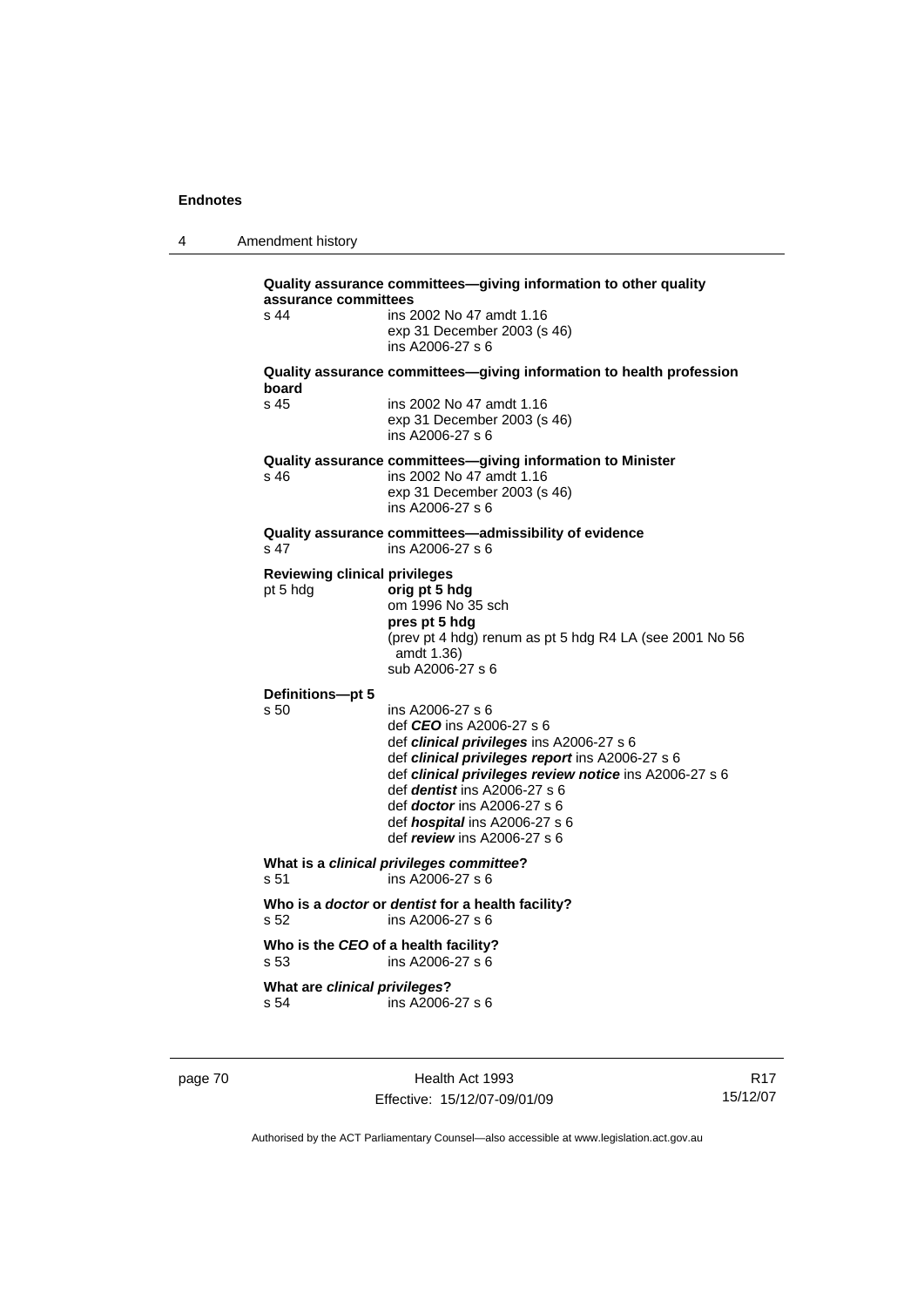**Quality assurance committees—giving information to other quality assurance committees**

s 44 ins 2002 No 47 amdt 1.16
exp 31 December 2003 (s 46)
ins A2006-27 s 6

**Quality assurance committees—giving information to health profession board**

s 45 ins 2002 No 47 amdt 1.16
exp 31 December 2003 (s 46)
ins A2006-27 s 6

**Quality assurance committees—giving information to Minister**

s 46 ins 2002 No 47 amdt 1.16
exp 31 December 2003 (s 46)
ins A2006-27 s 6

**Quality assurance committees—admissibility of evidence**

s 47 ins A2006-27 s 6

**Reviewing clinical privileges**

pt 5 hdg **orig pt 5 hdg**
om 1996 No 35 sch
**pres pt 5 hdg**
(prev pt 4 hdg) renum as pt 5 hdg R4 LA (see 2001 No 56 amdt 1.36)
sub A2006-27 s 6

**Definitions—pt 5**

s 50 ins A2006-27 s 6
def ***CEO*** ins A2006-27 s 6
def ***clinical privileges*** ins A2006-27 s 6
def ***clinical privileges report*** ins A2006-27 s 6
def ***clinical privileges review notice*** ins A2006-27 s 6
def ***dentist*** ins A2006-27 s 6
def ***doctor*** ins A2006-27 s 6
def ***hospital*** ins A2006-27 s 6
def ***review*** ins A2006-27 s 6

**What is a *clinical privileges committee*?**

s 51 ins A2006-27 s 6

**Who is a *doctor* or *dentist* for a health facility?**

s 52 ins A2006-27 s 6

**Who is the *CEO* of a health facility?**

s 53 ins A2006-27 s 6

**What are *clinical privileges*?**

s 54 ins A2006-27 s 6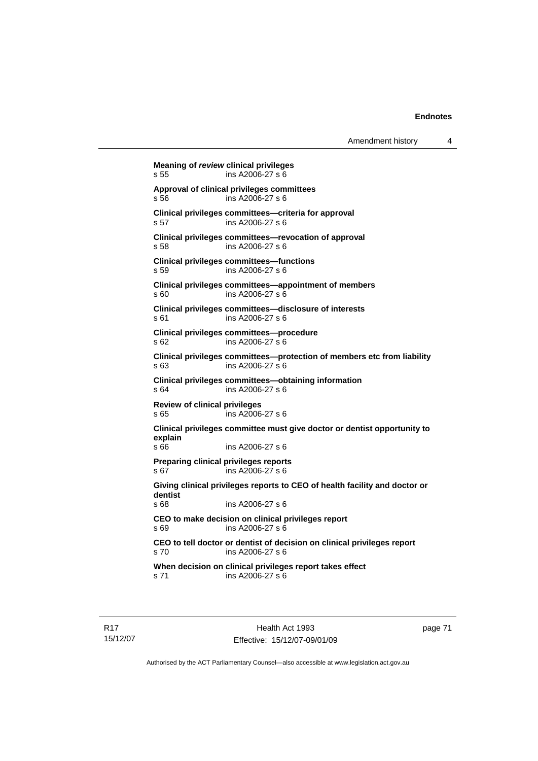**Meaning of *review* clinical privileges**
s 55 ins A2006-27 s 6

**Approval of clinical privileges committees**
s 56 ins A2006-27 s 6

**Clinical privileges committees—criteria for approval**
s 57 ins A2006-27 s 6

**Clinical privileges committees—revocation of approval**
s 58 ins A2006-27 s 6

**Clinical privileges committees—functions**
s 59 ins A2006-27 s 6

**Clinical privileges committees—appointment of members**
s 60 ins A2006-27 s 6

**Clinical privileges committees—disclosure of interests**
s 61 ins A2006-27 s 6

**Clinical privileges committees—procedure**
s 62 ins A2006-27 s 6

**Clinical privileges committees—protection of members etc from liability**
s 63 ins A2006-27 s 6

**Clinical privileges committees—obtaining information**
s 64 ins A2006-27 s 6

**Review of clinical privileges**
s 65 ins A2006-27 s 6

**Clinical privileges committee must give doctor or dentist opportunity to explain**
s 66 ins A2006-27 s 6

**Preparing clinical privileges reports**
s 67 ins A2006-27 s 6

**Giving clinical privileges reports to CEO of health facility and doctor or dentist**
s 68 ins A2006-27 s 6

**CEO to make decision on clinical privileges report**
s 69 ins A2006-27 s 6

**CEO to tell doctor or dentist of decision on clinical privileges report**
s 70 ins A2006-27 s 6

**When decision on clinical privileges report takes effect**
s 71 ins A2006-27 s 6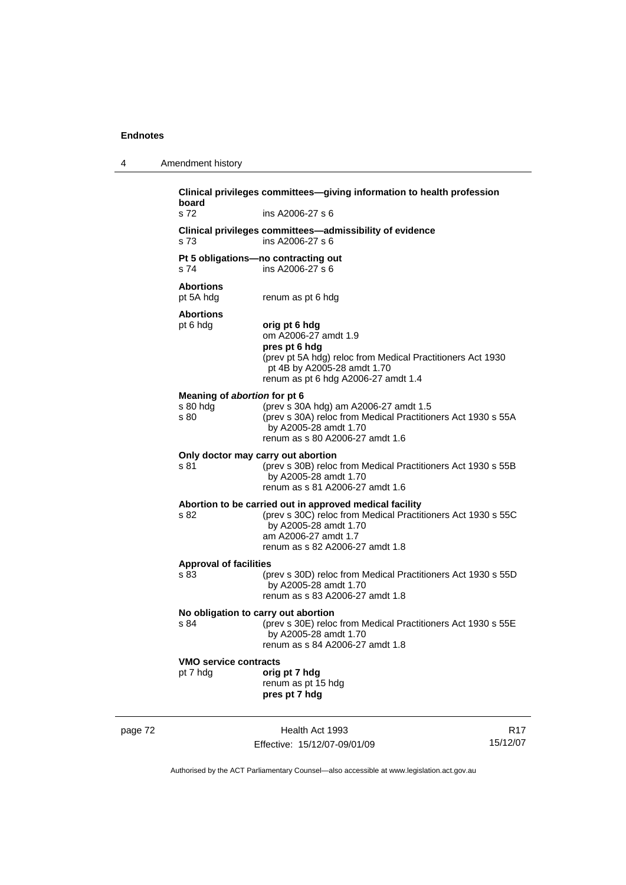**Clinical privileges committees—giving information to health profession board**
s 72 ins A2006-27 s 6

**Clinical privileges committees—admissibility of evidence**
s 73 ins A2006-27 s 6

**Pt 5 obligations—no contracting out**
s 74 ins A2006-27 s 6

**Abortions**
pt 5A hdg renum as pt 6 hdg

**Abortions**
pt 6 hdg **orig pt 6 hdg**
om A2006-27 amdt 1.9
**pres pt 6 hdg**
(prev pt 5A hdg) reloc from Medical Practitioners Act 1930 pt 4B by A2005-28 amdt 1.70
renum as pt 6 hdg A2006-27 amdt 1.4

**Meaning of *abortion* for pt 6**
s 80 hdg (prev s 30A hdg) am A2006-27 amdt 1.5
s 80 (prev s 30A) reloc from Medical Practitioners Act 1930 s 55A by A2005-28 amdt 1.70
renum as s 80 A2006-27 amdt 1.6

**Only doctor may carry out abortion**
s 81 (prev s 30B) reloc from Medical Practitioners Act 1930 s 55B by A2005-28 amdt 1.70
renum as s 81 A2006-27 amdt 1.6

**Abortion to be carried out in approved medical facility**
s 82 (prev s 30C) reloc from Medical Practitioners Act 1930 s 55C by A2005-28 amdt 1.70
am A2006-27 amdt 1.7
renum as s 82 A2006-27 amdt 1.8

**Approval of facilities**
s 83 (prev s 30D) reloc from Medical Practitioners Act 1930 s 55D by A2005-28 amdt 1.70
renum as s 83 A2006-27 amdt 1.8

**No obligation to carry out abortion**
s 84 (prev s 30E) reloc from Medical Practitioners Act 1930 s 55E by A2005-28 amdt 1.70
renum as s 84 A2006-27 amdt 1.8

**VMO service contracts**
pt 7 hdg **orig pt 7 hdg**
renum as pt 15 hdg
**pres pt 7 hdg**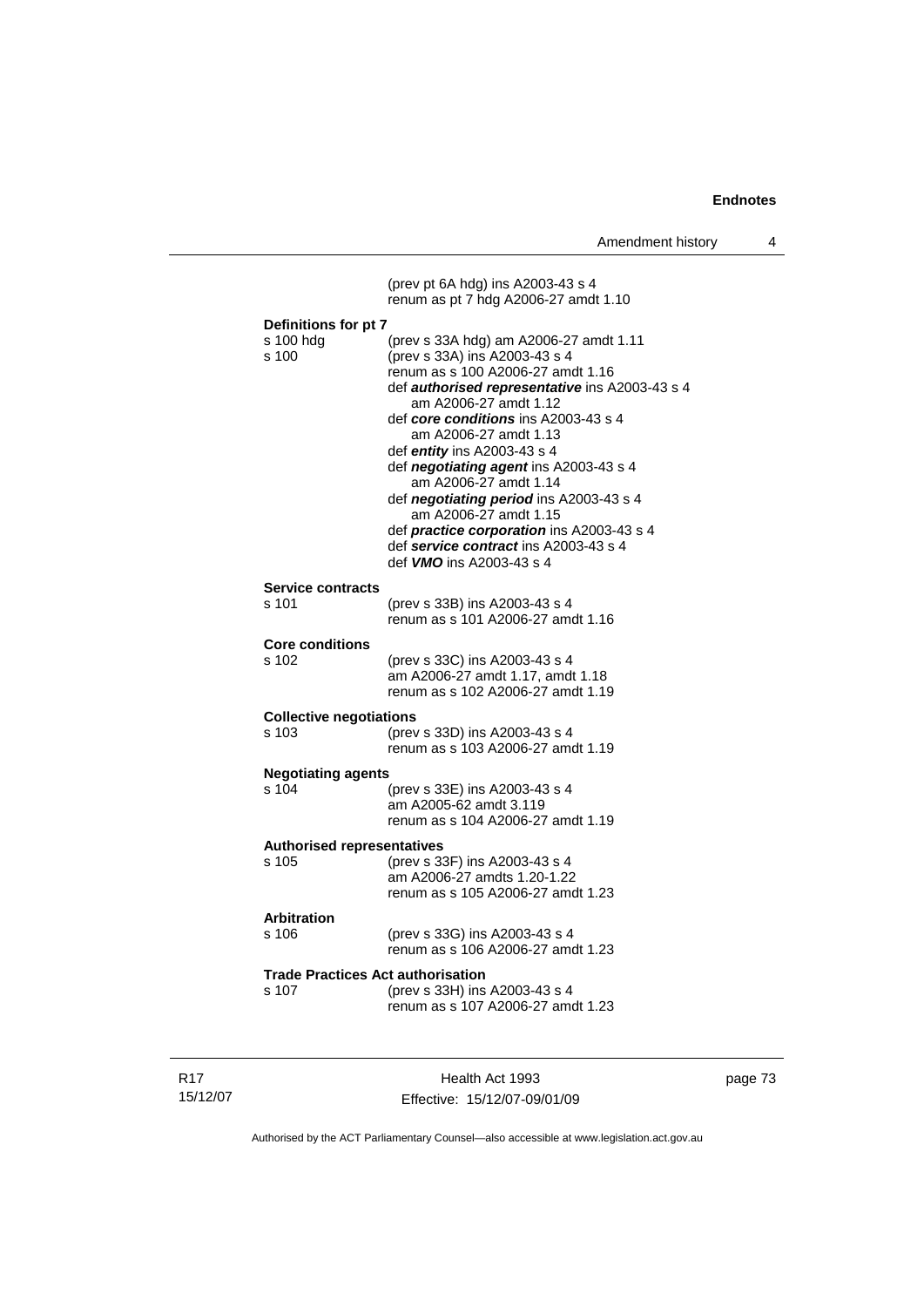(prev pt 6A hdg) ins A2003-43 s 4
renum as pt 7 hdg A2006-27 amdt 1.10

**Definitions for pt 7**

s 100 hdg (prev s 33A hdg) am A2006-27 amdt 1.11
s 100 (prev s 33A) ins A2003-43 s 4
renum as s 100 A2006-27 amdt 1.16
def ***authorised representative*** ins A2003-43 s 4
am A2006-27 amdt 1.12
def ***core conditions*** ins A2003-43 s 4
am A2006-27 amdt 1.13
def ***entity*** ins A2003-43 s 4
def ***negotiating agent*** ins A2003-43 s 4
am A2006-27 amdt 1.14
def ***negotiating period*** ins A2003-43 s 4
am A2006-27 amdt 1.15
def ***practice corporation*** ins A2003-43 s 4
def ***service contract*** ins A2003-43 s 4
def ***VMO*** ins A2003-43 s 4

**Service contracts**

s 101 (prev s 33B) ins A2003-43 s 4
renum as s 101 A2006-27 amdt 1.16

**Core conditions**

s 102 (prev s 33C) ins A2003-43 s 4
am A2006-27 amdt 1.17, amdt 1.18
renum as s 102 A2006-27 amdt 1.19

**Collective negotiations**

s 103 (prev s 33D) ins A2003-43 s 4
renum as s 103 A2006-27 amdt 1.19

**Negotiating agents**

s 104 (prev s 33E) ins A2003-43 s 4
am A2005-62 amdt 3.119
renum as s 104 A2006-27 amdt 1.19

**Authorised representatives**

s 105 (prev s 33F) ins A2003-43 s 4
am A2006-27 amdts 1.20-1.22
renum as s 105 A2006-27 amdt 1.23

**Arbitration**

s 106 (prev s 33G) ins A2003-43 s 4
renum as s 106 A2006-27 amdt 1.23

**Trade Practices Act authorisation**

s 107 (prev s 33H) ins A2003-43 s 4
renum as s 107 A2006-27 amdt 1.23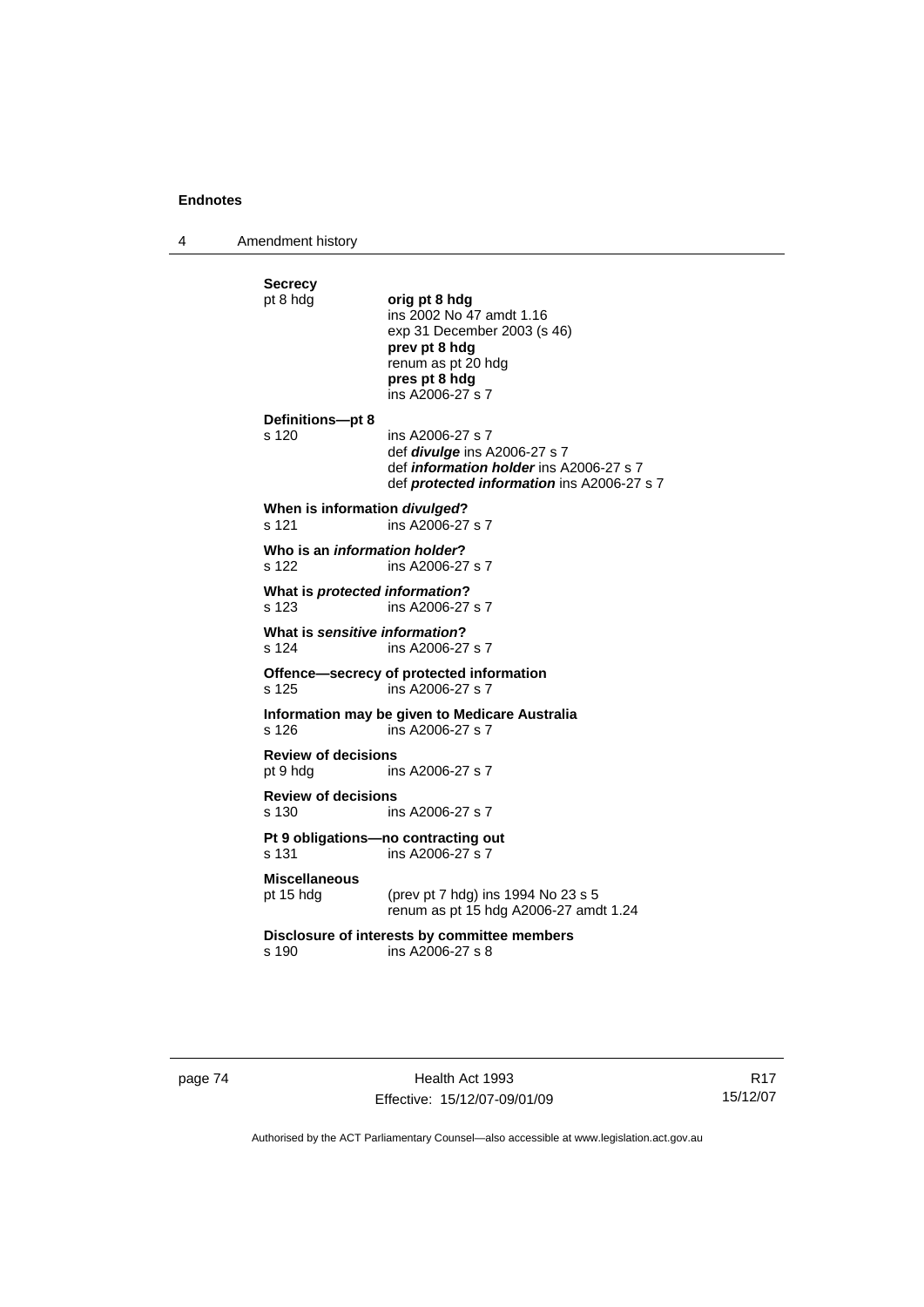**Secrecy**
pt 8 hdg **orig pt 8 hdg**
ins 2002 No 47 amdt 1.16
exp 31 December 2003 (s 46)
**prev pt 8 hdg**
renum as pt 20 hdg
**pres pt 8 hdg**
ins A2006-27 s 7

**Definitions—pt 8**
s 120 ins A2006-27 s 7
def ***divulge*** ins A2006-27 s 7
def ***information holder*** ins A2006-27 s 7
def ***protected information*** ins A2006-27 s 7

**When is information *divulged*?**
s 121 ins A2006-27 s 7

**Who is an *information holder*?**
s 122 ins A2006-27 s 7

**What is *protected information*?**
s 123 ins A2006-27 s 7

**What is *sensitive information*?**
s 124 ins A2006-27 s 7

**Offence—secrecy of protected information**
s 125 ins A2006-27 s 7

**Information may be given to Medicare Australia**
s 126 ins A2006-27 s 7

**Review of decisions**
pt 9 hdg ins A2006-27 s 7

**Review of decisions**
s 130 ins A2006-27 s 7

**Pt 9 obligations—no contracting out**
s 131 ins A2006-27 s 7

**Miscellaneous**
pt 15 hdg (prev pt 7 hdg) ins 1994 No 23 s 5
renum as pt 15 hdg A2006-27 amdt 1.24

**Disclosure of interests by committee members**
s 190 ins A2006-27 s 8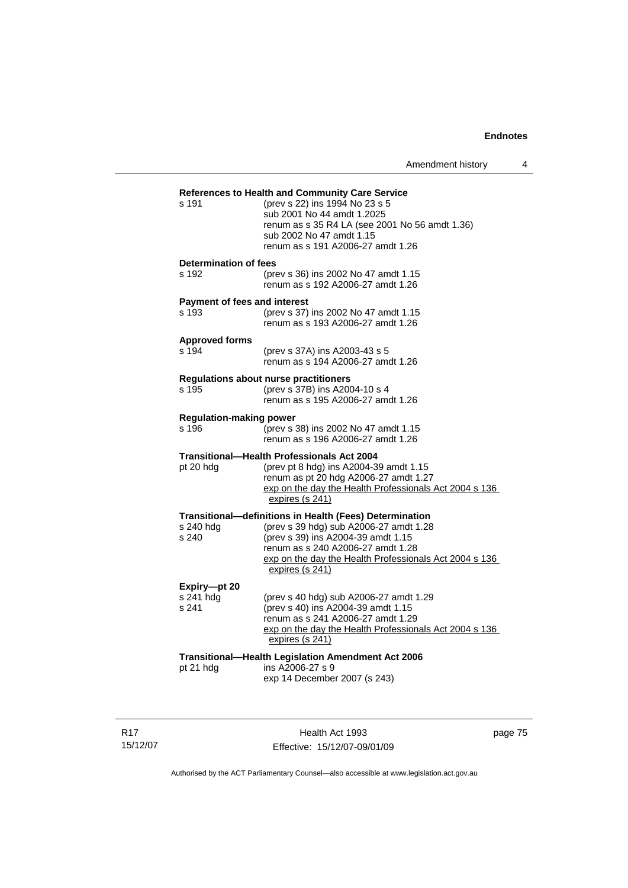**References to Health and Community Care Service**

s 191 (prev s 22) ins 1994 No 23 s 5
sub 2001 No 44 amdt 1.2025
renum as s 35 R4 LA (see 2001 No 56 amdt 1.36)
sub 2002 No 47 amdt 1.15
renum as s 191 A2006-27 amdt 1.26

**Determination of fees**

s 192 (prev s 36) ins 2002 No 47 amdt 1.15
renum as s 192 A2006-27 amdt 1.26

**Payment of fees and interest**

s 193 (prev s 37) ins 2002 No 47 amdt 1.15
renum as s 193 A2006-27 amdt 1.26

**Approved forms**

s 194 (prev s 37A) ins A2003-43 s 5
renum as s 194 A2006-27 amdt 1.26

**Regulations about nurse practitioners**

s 195 (prev s 37B) ins A2004-10 s 4
renum as s 195 A2006-27 amdt 1.26

**Regulation-making power**

s 196 (prev s 38) ins 2002 No 47 amdt 1.15
renum as s 196 A2006-27 amdt 1.26

**Transitional—Health Professionals Act 2004**

pt 20 hdg (prev pt 8 hdg) ins A2004-39 amdt 1.15
renum as pt 20 hdg A2006-27 amdt 1.27
exp on the day the Health Professionals Act 2004 s 136 expires (s 241)

**Transitional—definitions in Health (Fees) Determination**

s 240 hdg (prev s 39 hdg) sub A2006-27 amdt 1.28
s 240 (prev s 39) ins A2004-39 amdt 1.15
renum as s 240 A2006-27 amdt 1.28
exp on the day the Health Professionals Act 2004 s 136 expires (s 241)

**Expiry—pt 20**

s 241 hdg (prev s 40 hdg) sub A2006-27 amdt 1.29
s 241 (prev s 40) ins A2004-39 amdt 1.15
renum as s 241 A2006-27 amdt 1.29
exp on the day the Health Professionals Act 2004 s 136 expires (s 241)

**Transitional—Health Legislation Amendment Act 2006**

pt 21 hdg ins A2006-27 s 9
exp 14 December 2007 (s 243)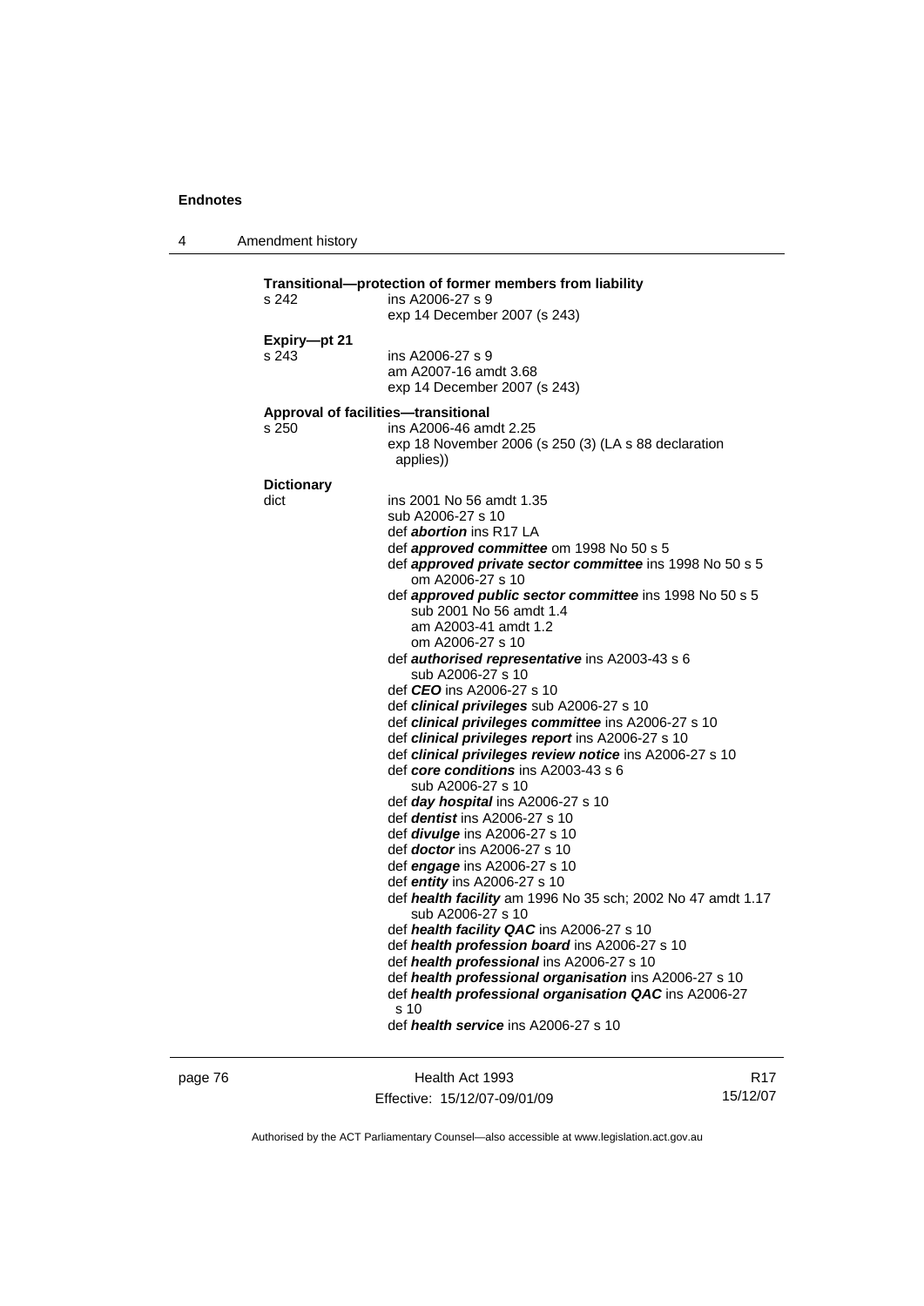**Transitional—protection of former members from liability**

s 242 ins A2006-27 s 9
exp 14 December 2007 (s 243)

**Expiry—pt 21**

s 243 ins A2006-27 s 9
am A2007-16 amdt 3.68
exp 14 December 2007 (s 243)

**Approval of facilities—transitional**

s 250 ins A2006-46 amdt 2.25
exp 18 November 2006 (s 250 (3) (LA s 88 declaration applies))

**Dictionary**

dict ins 2001 No 56 amdt 1.35
sub A2006-27 s 10
def ***abortion*** ins R17 LA
def ***approved committee*** om 1998 No 50 s 5
def ***approved private sector committee*** ins 1998 No 50 s 5
om A2006-27 s 10
def ***approved public sector committee*** ins 1998 No 50 s 5
sub 2001 No 56 amdt 1.4
am A2003-41 amdt 1.2
om A2006-27 s 10
def ***authorised representative*** ins A2003-43 s 6
sub A2006-27 s 10
def ***CEO*** ins A2006-27 s 10
def ***clinical privileges*** sub A2006-27 s 10
def ***clinical privileges committee*** ins A2006-27 s 10
def ***clinical privileges report*** ins A2006-27 s 10
def ***clinical privileges review notice*** ins A2006-27 s 10
def ***core conditions*** ins A2003-43 s 6
sub A2006-27 s 10
def ***day hospital*** ins A2006-27 s 10
def ***dentist*** ins A2006-27 s 10
def ***divulge*** ins A2006-27 s 10
def ***doctor*** ins A2006-27 s 10
def ***engage*** ins A2006-27 s 10
def ***entity*** ins A2006-27 s 10
def ***health facility*** am 1996 No 35 sch; 2002 No 47 amdt 1.17
sub A2006-27 s 10
def ***health facility QAC*** ins A2006-27 s 10
def ***health profession board*** ins A2006-27 s 10
def ***health professional*** ins A2006-27 s 10
def ***health professional organisation*** ins A2006-27 s 10
def ***health professional organisation QAC*** ins A2006-27 s 10
def ***health service*** ins A2006-27 s 10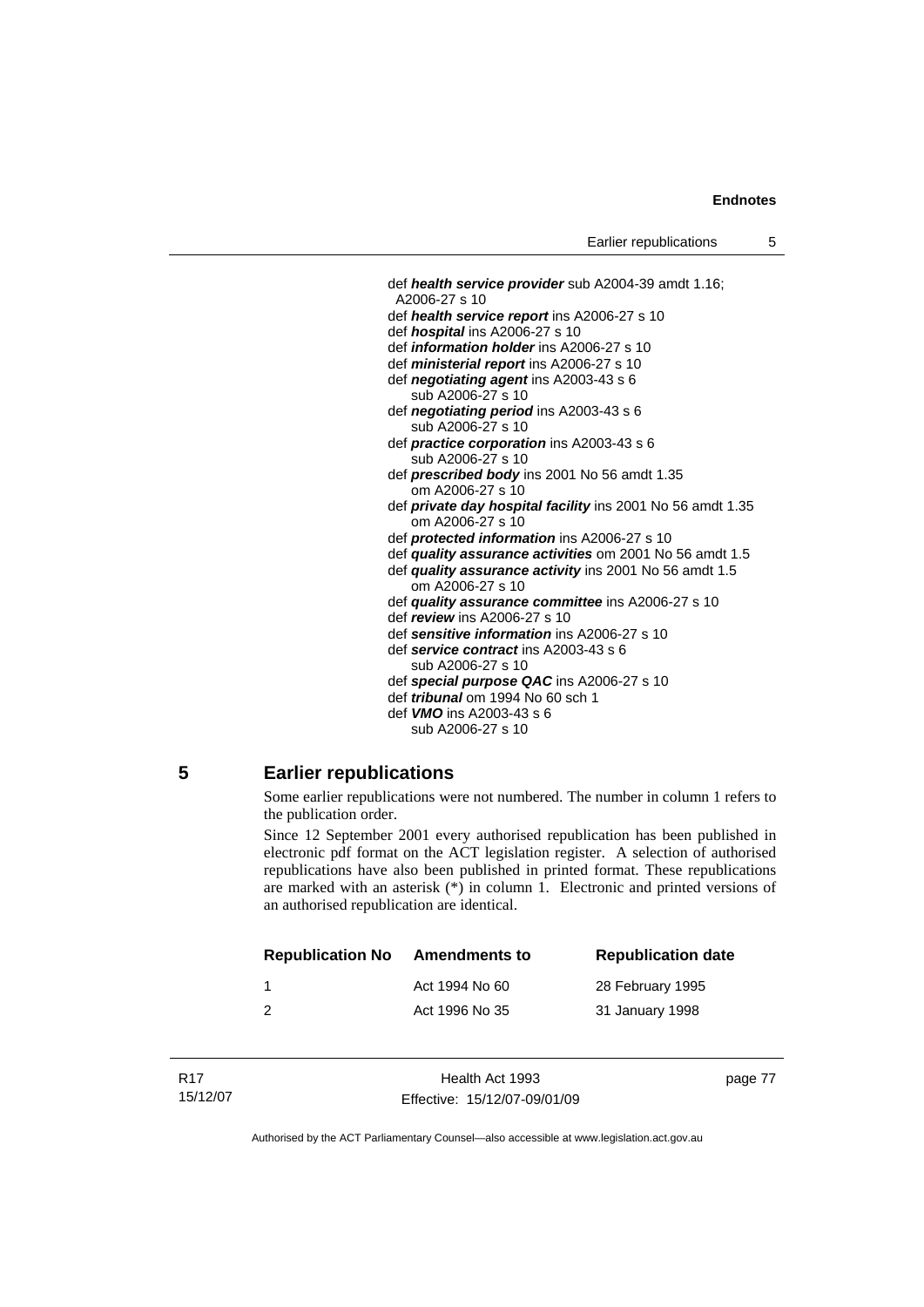def ***health service provider*** sub A2004-39 amdt 1.16; A2006-27 s 10
def ***health service report*** ins A2006-27 s 10
def ***hospital*** ins A2006-27 s 10
def ***information holder*** ins A2006-27 s 10
def ***ministerial report*** ins A2006-27 s 10
def ***negotiating agent*** ins A2003-43 s 6
    sub A2006-27 s 10
def ***negotiating period*** ins A2003-43 s 6
    sub A2006-27 s 10
def ***practice corporation*** ins A2003-43 s 6
    sub A2006-27 s 10
def ***prescribed body*** ins 2001 No 56 amdt 1.35
    om A2006-27 s 10
def ***private day hospital facility*** ins 2001 No 56 amdt 1.35
    om A2006-27 s 10
def ***protected information*** ins A2006-27 s 10
def ***quality assurance activities*** om 2001 No 56 amdt 1.5
def ***quality assurance activity*** ins 2001 No 56 amdt 1.5
    om A2006-27 s 10
def ***quality assurance committee*** ins A2006-27 s 10
def ***review*** ins A2006-27 s 10
def ***sensitive information*** ins A2006-27 s 10
def ***service contract*** ins A2003-43 s 6
    sub A2006-27 s 10
def ***special purpose QAC*** ins A2006-27 s 10
def ***tribunal*** om 1994 No 60 sch 1
def ***VMO*** ins A2003-43 s 6
    sub A2006-27 s 10

## 5 Earlier republications

Some earlier republications were not numbered. The number in column 1 refers to the publication order.

Since 12 September 2001 every authorised republication has been published in electronic pdf format on the ACT legislation register. A selection of authorised republications have also been published in printed format. These republications are marked with an asterisk (*) in column 1. Electronic and printed versions of an authorised republication are identical.

| Republication No | Amendments to | Republication date |
|---|---|---|
| 1 | Act 1994 No 60 | 28 February 1995 |
| 2 | Act 1996 No 35 | 31 January 1998 |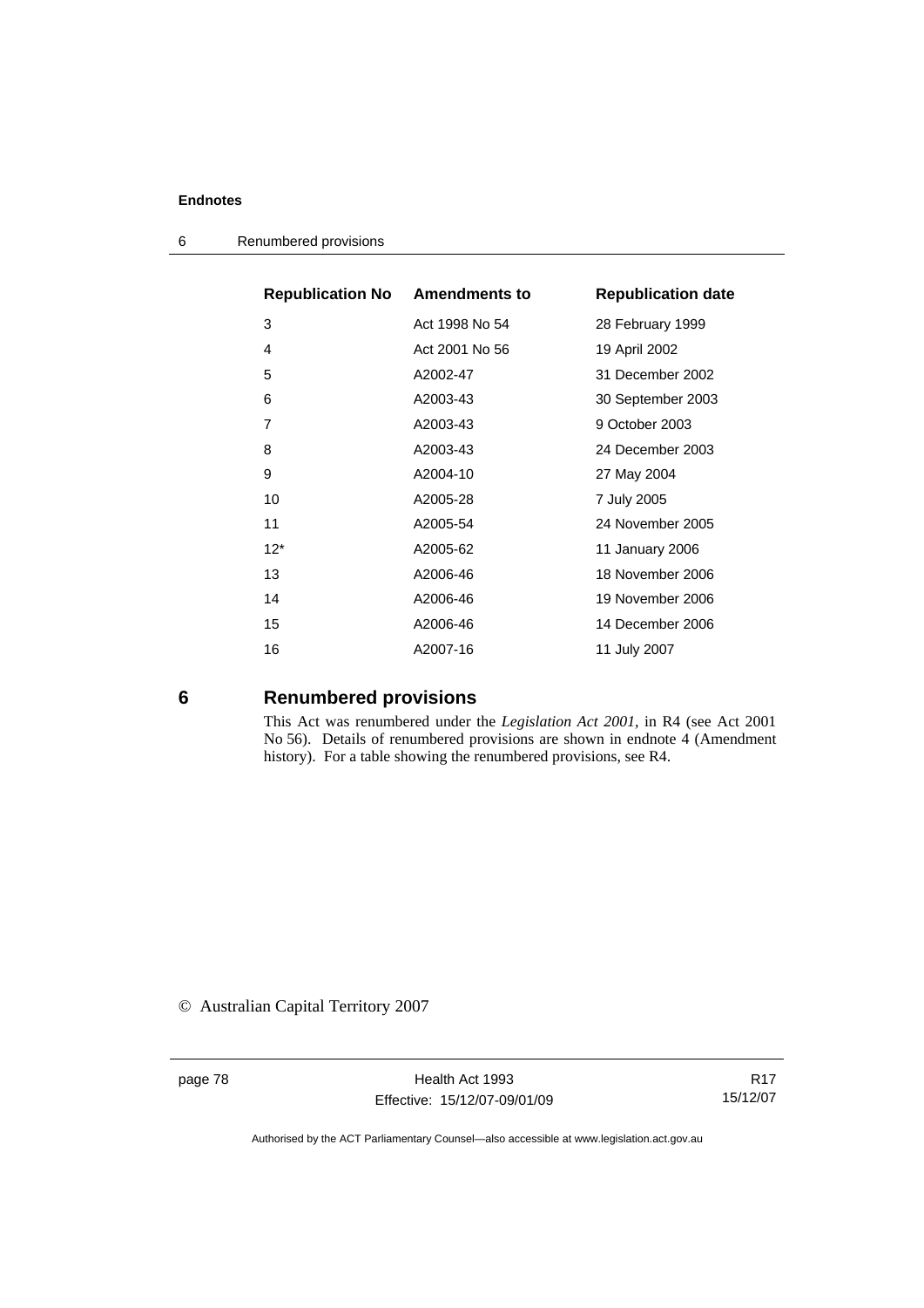| Republication No | Amendments to | Republication date |
|---|---|---|
| 3 | Act 1998 No 54 | 28 February 1999 |
| 4 | Act 2001 No 56 | 19 April 2002 |
| 5 | A2002-47 | 31 December 2002 |
| 6 | A2003-43 | 30 September 2003 |
| 7 | A2003-43 | 9 October 2003 |
| 8 | A2003-43 | 24 December 2003 |
| 9 | A2004-10 | 27 May 2004 |
| 10 | A2005-28 | 7 July 2005 |
| 11 | A2005-54 | 24 November 2005 |
| 12* | A2005-62 | 11 January 2006 |
| 13 | A2006-46 | 18 November 2006 |
| 14 | A2006-46 | 19 November 2006 |
| 15 | A2006-46 | 14 December 2006 |
| 16 | A2007-16 | 11 July 2007 |

## 6 Renumbered provisions

This Act was renumbered under the *Legislation Act 2001*, in R4 (see Act 2001 No 56). Details of renumbered provisions are shown in endnote 4 (Amendment history). For a table showing the renumbered provisions, see R4.

© Australian Capital Territory 2007